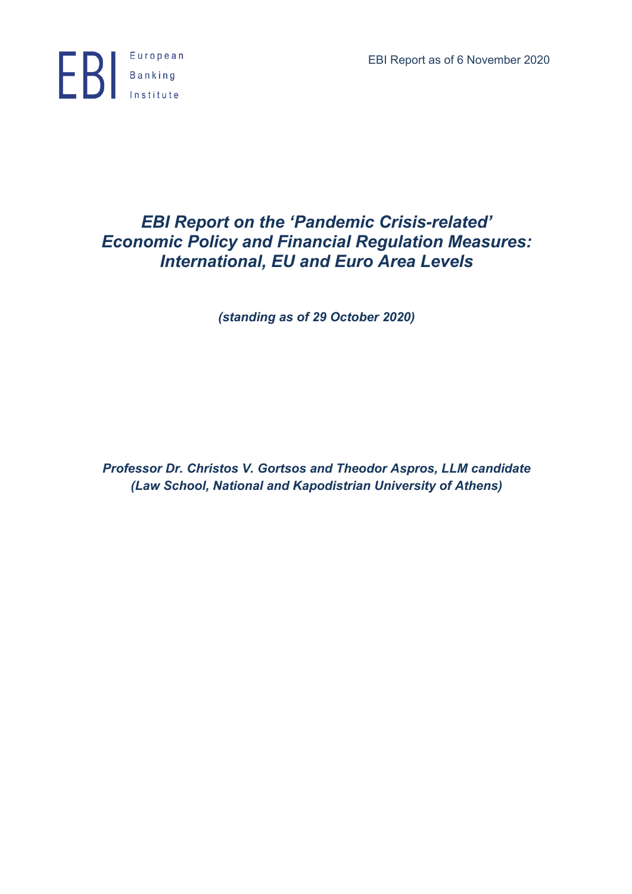EBI European Banking Institute

EBI Report as of 6 November 2020

# *EBI Report on the 'Pandemic Crisis-related' Economic Policy and Financial Regulation Measures: International, EU and Euro Area Levels*

***(standing as of 29 October 2020)***

***Professor Dr. Christos V. Gortsos and Theodor Aspros, LLM candidate (Law School, National and Kapodistrian University of Athens)***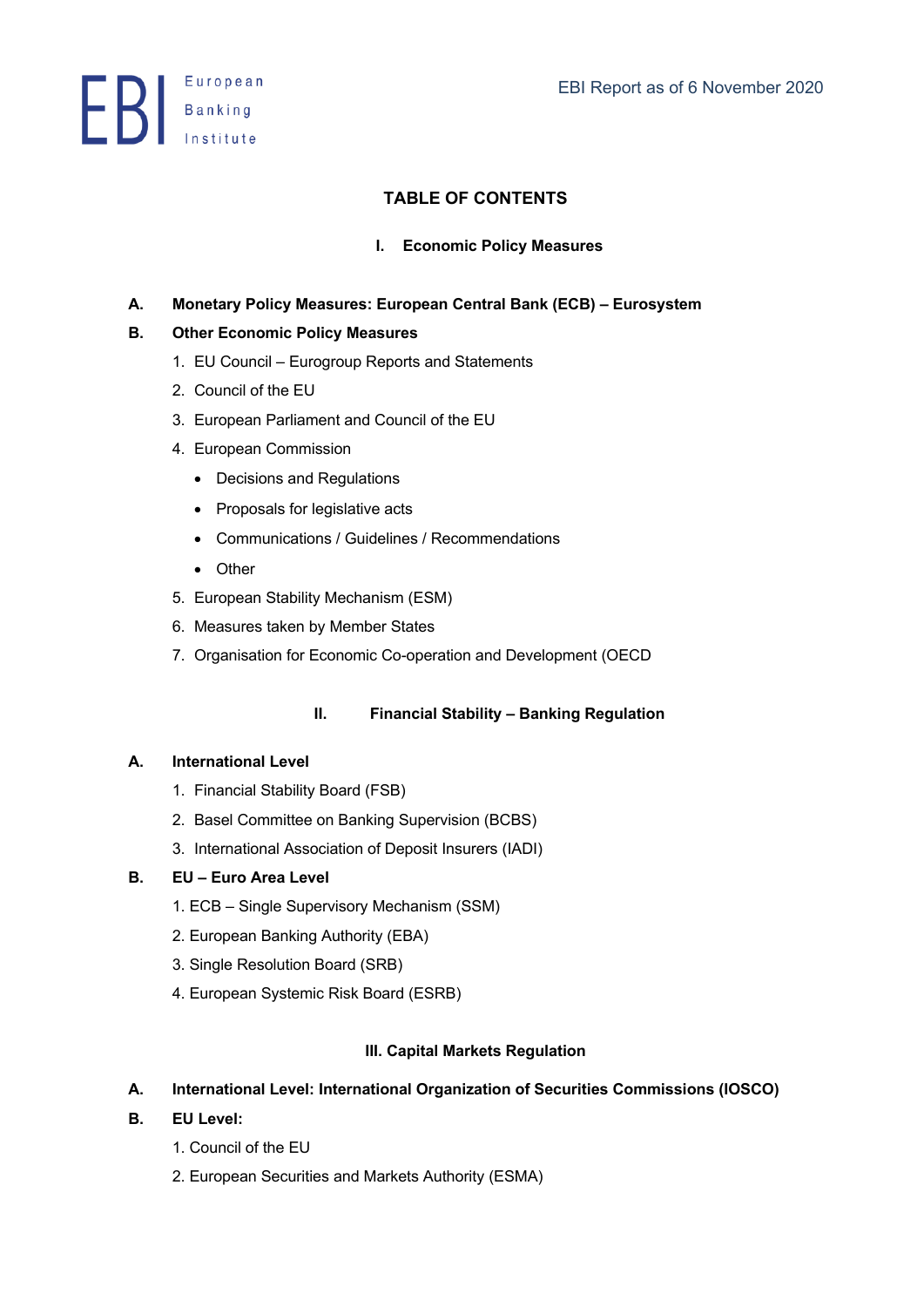# TABLE OF CONTENTS

## I. Economic Policy Measures

**A. Monetary Policy Measures: European Central Bank (ECB) – Eurosystem**

**B. Other Economic Policy Measures**

1. EU Council – Eurogroup Reports and Statements
2. Council of the EU
3. European Parliament and Council of the EU
4. European Commission
   - Decisions and Regulations
   - Proposals for legislative acts
   - Communications / Guidelines / Recommendations
   - Other
5. European Stability Mechanism (ESM)
6. Measures taken by Member States
7. Organisation for Economic Co-operation and Development (OECD

## II. Financial Stability – Banking Regulation

**A. International Level**

1. Financial Stability Board (FSB)
2. Basel Committee on Banking Supervision (BCBS)
3. International Association of Deposit Insurers (IADI)

**B. EU – Euro Area Level**

1. ECB – Single Supervisory Mechanism (SSM)
2. European Banking Authority (EBA)
3. Single Resolution Board (SRB)
4. European Systemic Risk Board (ESRB)

## III. Capital Markets Regulation

**A. International Level: International Organization of Securities Commissions (IOSCO)**

**B. EU Level:**

1. Council of the EU
2. European Securities and Markets Authority (ESMA)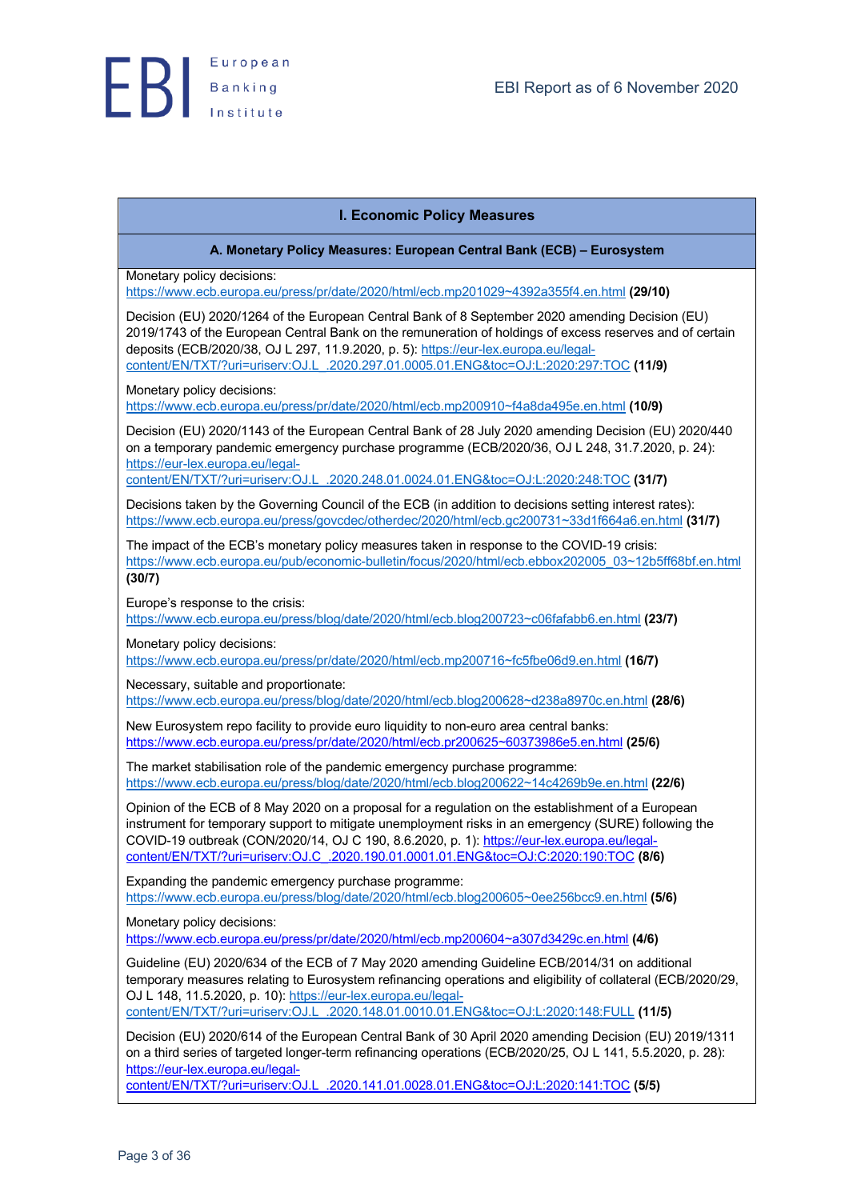## I. Economic Policy Measures

### A. Monetary Policy Measures: European Central Bank (ECB) – Eurosystem

Monetary policy decisions: https://www.ecb.europa.eu/press/pr/date/2020/html/ecb.mp201029~4392a355f4.en.html **(29/10)**

Decision (EU) 2020/1264 of the European Central Bank of 8 September 2020 amending Decision (EU) 2019/1743 of the European Central Bank on the remuneration of holdings of excess reserves and of certain deposits (ECB/2020/38, OJ L 297, 11.9.2020, p. 5): https://eur-lex.europa.eu/legal-content/EN/TXT/?uri=uriserv:OJ.L_.2020.297.01.0005.01.ENG&toc=OJ:L:2020:297:TOC **(11/9)**

Monetary policy decisions: https://www.ecb.europa.eu/press/pr/date/2020/html/ecb.mp200910~f4a8da495e.en.html **(10/9)**

Decision (EU) 2020/1143 of the European Central Bank of 28 July 2020 amending Decision (EU) 2020/440 on a temporary pandemic emergency purchase programme (ECB/2020/36, OJ L 248, 31.7.2020, p. 24): https://eur-lex.europa.eu/legal-content/EN/TXT/?uri=uriserv:OJ.L_.2020.248.01.0024.01.ENG&toc=OJ:L:2020:248:TOC **(31/7)**

Decisions taken by the Governing Council of the ECB (in addition to decisions setting interest rates): https://www.ecb.europa.eu/press/govcdec/otherdec/2020/html/ecb.gc200731~33d1f664a6.en.html **(31/7)**

The impact of the ECB's monetary policy measures taken in response to the COVID-19 crisis: https://www.ecb.europa.eu/pub/economic-bulletin/focus/2020/html/ecb.ebbox202005_03~12b5ff68bf.en.html **(30/7)**

Europe's response to the crisis: https://www.ecb.europa.eu/press/blog/date/2020/html/ecb.blog200723~c06fafabb6.en.html **(23/7)**

Monetary policy decisions: https://www.ecb.europa.eu/press/pr/date/2020/html/ecb.mp200716~fc5fbe06d9.en.html **(16/7)**

Necessary, suitable and proportionate: https://www.ecb.europa.eu/press/blog/date/2020/html/ecb.blog200628~d238a8970c.en.html **(28/6)**

New Eurosystem repo facility to provide euro liquidity to non-euro area central banks: https://www.ecb.europa.eu/press/pr/date/2020/html/ecb.pr200625~60373986e5.en.html **(25/6)**

The market stabilisation role of the pandemic emergency purchase programme: https://www.ecb.europa.eu/press/blog/date/2020/html/ecb.blog200622~14c4269b9e.en.html **(22/6)**

Opinion of the ECB of 8 May 2020 on a proposal for a regulation on the establishment of a European instrument for temporary support to mitigate unemployment risks in an emergency (SURE) following the COVID-19 outbreak (CON/2020/14, OJ C 190, 8.6.2020, p. 1): https://eur-lex.europa.eu/legal-content/EN/TXT/?uri=uriserv:OJ.C_.2020.190.01.0001.01.ENG&toc=OJ:C:2020:190:TOC **(8/6)**

Expanding the pandemic emergency purchase programme: https://www.ecb.europa.eu/press/blog/date/2020/html/ecb.blog200605~0ee256bcc9.en.html **(5/6)**

Monetary policy decisions: https://www.ecb.europa.eu/press/pr/date/2020/html/ecb.mp200604~a307d3429c.en.html **(4/6)**

Guideline (EU) 2020/634 of the ECB of 7 May 2020 amending Guideline ECB/2014/31 on additional temporary measures relating to Eurosystem refinancing operations and eligibility of collateral (ECB/2020/29, OJ L 148, 11.5.2020, p. 10): https://eur-lex.europa.eu/legal-content/EN/TXT/?uri=uriserv:OJ.L_.2020.148.01.0010.01.ENG&toc=OJ:L:2020:148:FULL **(11/5)**

Decision (EU) 2020/614 of the European Central Bank of 30 April 2020 amending Decision (EU) 2019/1311 on a third series of targeted longer-term refinancing operations (ECB/2020/25, OJ L 141, 5.5.2020, p. 28): https://eur-lex.europa.eu/legal-content/EN/TXT/?uri=uriserv:OJ.L_.2020.141.01.0028.01.ENG&toc=OJ:L:2020:141:TOC **(5/5)**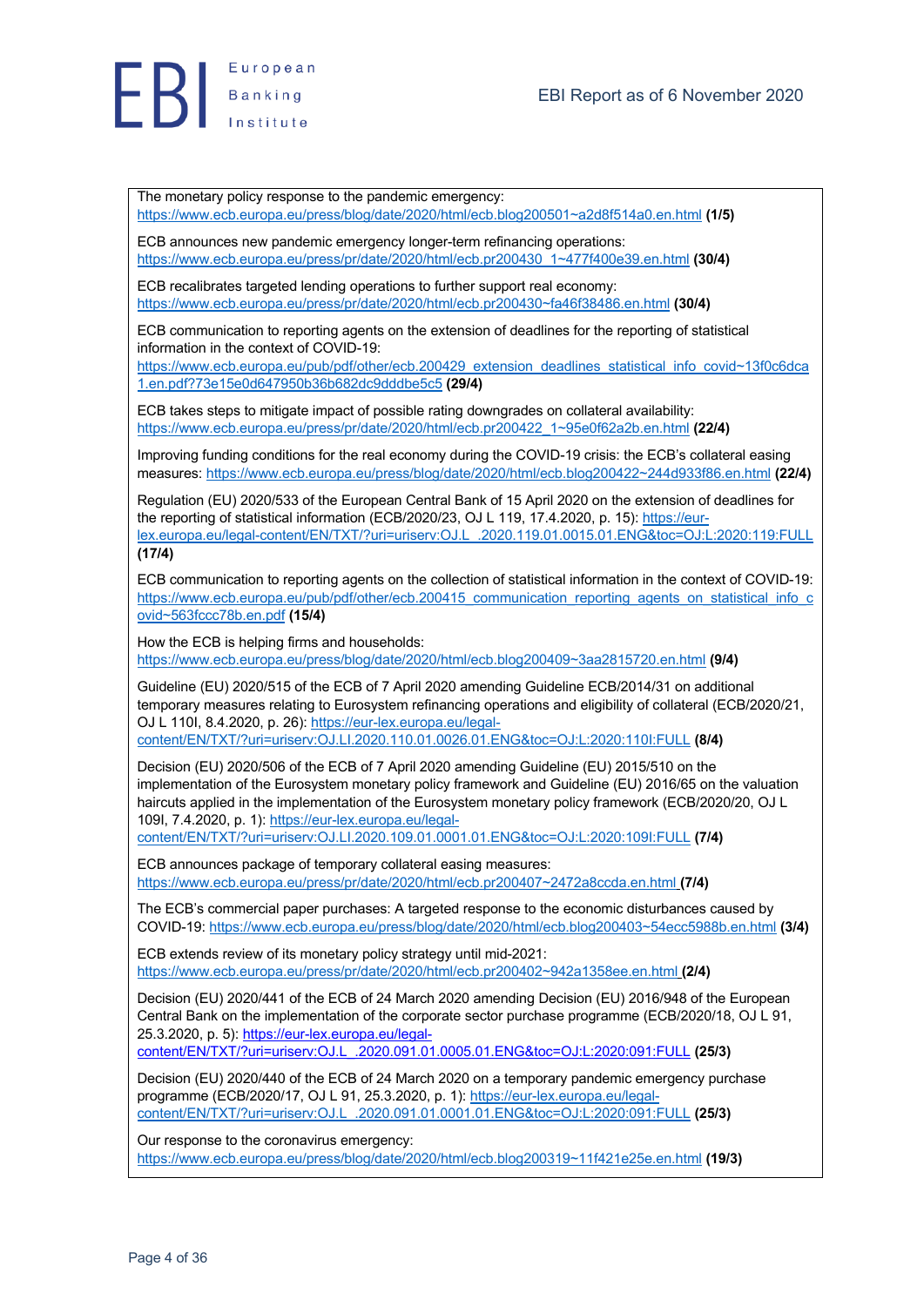The monetary policy response to the pandemic emergency: https://www.ecb.europa.eu/press/blog/date/2020/html/ecb.blog200501~a2d8f514a0.en.html **(1/5)**

ECB announces new pandemic emergency longer-term refinancing operations: https://www.ecb.europa.eu/press/pr/date/2020/html/ecb.pr200430_1~477f400e39.en.html **(30/4)**

ECB recalibrates targeted lending operations to further support real economy: https://www.ecb.europa.eu/press/pr/date/2020/html/ecb.pr200430~fa46f38486.en.html **(30/4)**

ECB communication to reporting agents on the extension of deadlines for the reporting of statistical information in the context of COVID-19: https://www.ecb.europa.eu/pub/pdf/other/ecb.200429_extension_deadlines_statistical_info_covid~13f0c6dca1.en.pdf?73e15e0d647950b36b682dc9dddbe5c5 **(29/4)**

ECB takes steps to mitigate impact of possible rating downgrades on collateral availability: https://www.ecb.europa.eu/press/pr/date/2020/html/ecb.pr200422_1~95e0f62a2b.en.html **(22/4)**

Improving funding conditions for the real economy during the COVID-19 crisis: the ECB's collateral easing measures: https://www.ecb.europa.eu/press/blog/date/2020/html/ecb.blog200422~244d933f86.en.html **(22/4)**

Regulation (EU) 2020/533 of the European Central Bank of 15 April 2020 on the extension of deadlines for the reporting of statistical information (ECB/2020/23, OJ L 119, 17.4.2020, p. 15): https://eur-lex.europa.eu/legal-content/EN/TXT/?uri=uriserv:OJ.L_.2020.119.01.0015.01.ENG&toc=OJ:L:2020:119:FULL **(17/4)**

ECB communication to reporting agents on the collection of statistical information in the context of COVID-19: https://www.ecb.europa.eu/pub/pdf/other/ecb.200415_communication_reporting_agents_on_statistical_info_covid~563fccc78b.en.pdf **(15/4)**

How the ECB is helping firms and households: https://www.ecb.europa.eu/press/blog/date/2020/html/ecb.blog200409~3aa2815720.en.html **(9/4)**

Guideline (EU) 2020/515 of the ECB of 7 April 2020 amending Guideline ECB/2014/31 on additional temporary measures relating to Eurosystem refinancing operations and eligibility of collateral (ECB/2020/21, OJ L 110I, 8.4.2020, p. 26): https://eur-lex.europa.eu/legal-content/EN/TXT/?uri=uriserv:OJ.LI.2020.110.01.0026.01.ENG&toc=OJ:L:2020:110I:FULL **(8/4)**

Decision (EU) 2020/506 of the ECB of 7 April 2020 amending Guideline (EU) 2015/510 on the implementation of the Eurosystem monetary policy framework and Guideline (EU) 2016/65 on the valuation haircuts applied in the implementation of the Eurosystem monetary policy framework (ECB/2020/20, OJ L 109I, 7.4.2020, p. 1): https://eur-lex.europa.eu/legal-content/EN/TXT/?uri=uriserv:OJ.LI.2020.109.01.0001.01.ENG&toc=OJ:L:2020:109I:FULL **(7/4)**

ECB announces package of temporary collateral easing measures: https://www.ecb.europa.eu/press/pr/date/2020/html/ecb.pr200407~2472a8ccda.en.html **(7/4)**

The ECB's commercial paper purchases: A targeted response to the economic disturbances caused by COVID-19: https://www.ecb.europa.eu/press/blog/date/2020/html/ecb.blog200403~54ecc5988b.en.html **(3/4)**

ECB extends review of its monetary policy strategy until mid-2021: https://www.ecb.europa.eu/press/pr/date/2020/html/ecb.pr200402~942a1358ee.en.html **(2/4)**

Decision (EU) 2020/441 of the ECB of 24 March 2020 amending Decision (EU) 2016/948 of the European Central Bank on the implementation of the corporate sector purchase programme (ECB/2020/18, OJ L 91, 25.3.2020, p. 5): https://eur-lex.europa.eu/legal-content/EN/TXT/?uri=uriserv:OJ.L_.2020.091.01.0005.01.ENG&toc=OJ:L:2020:091:FULL **(25/3)**

Decision (EU) 2020/440 of the ECB of 24 March 2020 on a temporary pandemic emergency purchase programme (ECB/2020/17, OJ L 91, 25.3.2020, p. 1): https://eur-lex.europa.eu/legal-content/EN/TXT/?uri=uriserv:OJ.L_.2020.091.01.0001.01.ENG&toc=OJ:L:2020:091:FULL **(25/3)**

Our response to the coronavirus emergency: https://www.ecb.europa.eu/press/blog/date/2020/html/ecb.blog200319~11f421e25e.en.html **(19/3)**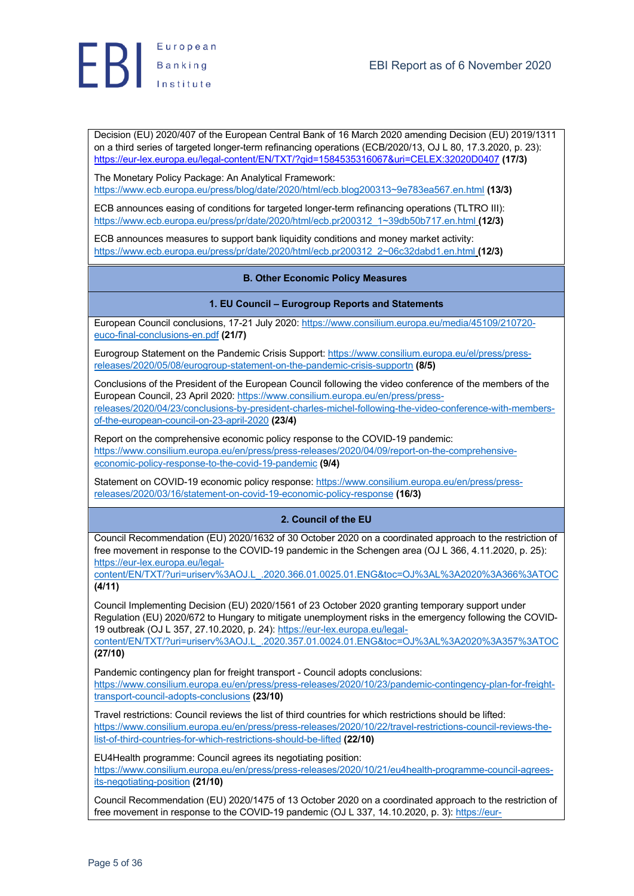Decision (EU) 2020/407 of the European Central Bank of 16 March 2020 amending Decision (EU) 2019/1311 on a third series of targeted longer-term refinancing operations (ECB/2020/13, OJ L 80, 17.3.2020, p. 23): https://eur-lex.europa.eu/legal-content/EN/TXT/?qid=1584535316067&uri=CELEX:32020D0407 **(17/3)**

The Monetary Policy Package: An Analytical Framework: https://www.ecb.europa.eu/press/blog/date/2020/html/ecb.blog200313~9e783ea567.en.html **(13/3)**

ECB announces easing of conditions for targeted longer-term refinancing operations (TLTRO III): https://www.ecb.europa.eu/press/pr/date/2020/html/ecb.pr200312_1~39db50b717.en.html **(12/3)**

ECB announces measures to support bank liquidity conditions and money market activity: https://www.ecb.europa.eu/press/pr/date/2020/html/ecb.pr200312_2~06c32dabd1.en.html **(12/3)**

## B. Other Economic Policy Measures

### 1. EU Council – Eurogroup Reports and Statements

European Council conclusions, 17-21 July 2020: https://www.consilium.europa.eu/media/45109/210720-euco-final-conclusions-en.pdf **(21/7)**

Eurogroup Statement on the Pandemic Crisis Support: https://www.consilium.europa.eu/el/press/press-releases/2020/05/08/eurogroup-statement-on-the-pandemic-crisis-supportn **(8/5)**

Conclusions of the President of the European Council following the video conference of the members of the European Council, 23 April 2020: https://www.consilium.europa.eu/en/press/press-releases/2020/04/23/conclusions-by-president-charles-michel-following-the-video-conference-with-members-of-the-european-council-on-23-april-2020 **(23/4)**

Report on the comprehensive economic policy response to the COVID-19 pandemic: https://www.consilium.europa.eu/en/press/press-releases/2020/04/09/report-on-the-comprehensive-economic-policy-response-to-the-covid-19-pandemic **(9/4)**

Statement on COVID-19 economic policy response: https://www.consilium.europa.eu/en/press/press-releases/2020/03/16/statement-on-covid-19-economic-policy-response **(16/3)**

### 2. Council of the EU

Council Recommendation (EU) 2020/1632 of 30 October 2020 on a coordinated approach to the restriction of free movement in response to the COVID-19 pandemic in the Schengen area (OJ L 366, 4.11.2020, p. 25): https://eur-lex.europa.eu/legal-content/EN/TXT/?uri=uriserv%3AOJ.L_.2020.366.01.0025.01.ENG&toc=OJ%3AL%3A2020%3A366%3ATOC **(4/11)**

Council Implementing Decision (EU) 2020/1561 of 23 October 2020 granting temporary support under Regulation (EU) 2020/672 to Hungary to mitigate unemployment risks in the emergency following the COVID-19 outbreak (OJ L 357, 27.10.2020, p. 24): https://eur-lex.europa.eu/legal-content/EN/TXT/?uri=uriserv%3AOJ.L_.2020.357.01.0024.01.ENG&toc=OJ%3AL%3A2020%3A357%3ATOC **(27/10)**

Pandemic contingency plan for freight transport - Council adopts conclusions: https://www.consilium.europa.eu/en/press/press-releases/2020/10/23/pandemic-contingency-plan-for-freight-transport-council-adopts-conclusions **(23/10)**

Travel restrictions: Council reviews the list of third countries for which restrictions should be lifted: https://www.consilium.europa.eu/en/press/press-releases/2020/10/22/travel-restrictions-council-reviews-the-list-of-third-countries-for-which-restrictions-should-be-lifted **(22/10)**

EU4Health programme: Council agrees its negotiating position: https://www.consilium.europa.eu/en/press/press-releases/2020/10/21/eu4health-programme-council-agrees-its-negotiating-position **(21/10)**

Council Recommendation (EU) 2020/1475 of 13 October 2020 on a coordinated approach to the restriction of free movement in response to the COVID-19 pandemic (OJ L 337, 14.10.2020, p. 3): https://eur-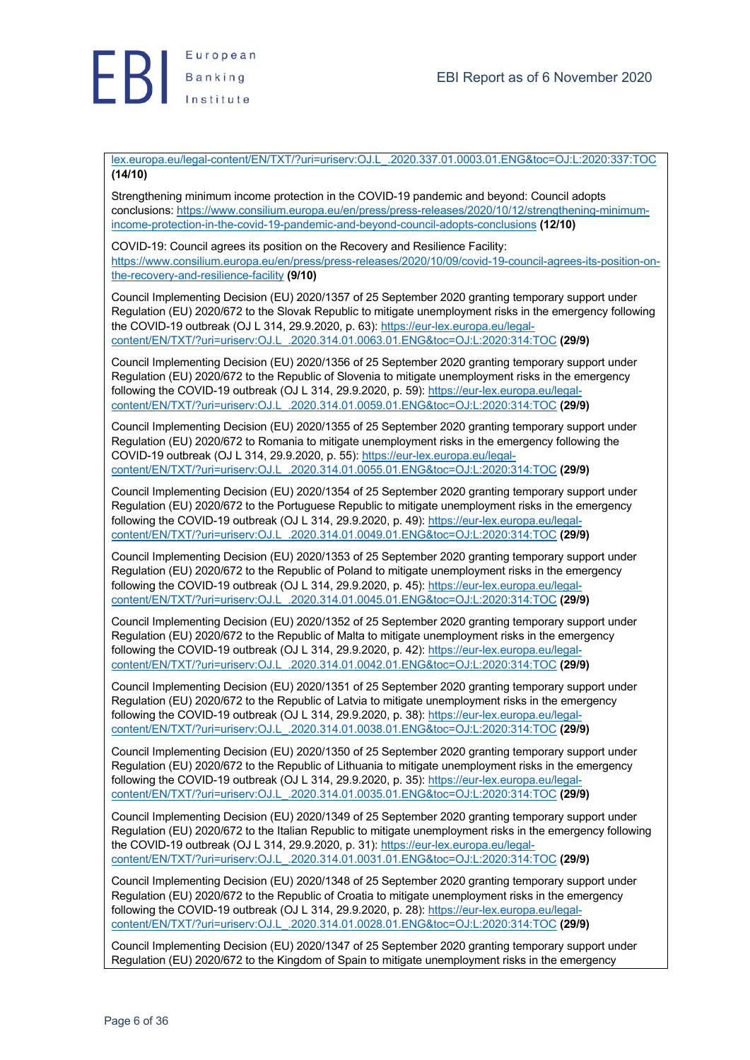lex.europa.eu/legal-content/EN/TXT/?uri=uriserv:OJ.L_.2020.337.01.0003.01.ENG&toc=OJ:L:2020:337:TOC **(14/10)**

Strengthening minimum income protection in the COVID-19 pandemic and beyond: Council adopts conclusions: https://www.consilium.europa.eu/en/press/press-releases/2020/10/12/strengthening-minimum-income-protection-in-the-covid-19-pandemic-and-beyond-council-adopts-conclusions **(12/10)**

COVID-19: Council agrees its position on the Recovery and Resilience Facility: https://www.consilium.europa.eu/en/press/press-releases/2020/10/09/covid-19-council-agrees-its-position-on-the-recovery-and-resilience-facility **(9/10)**

Council Implementing Decision (EU) 2020/1357 of 25 September 2020 granting temporary support under Regulation (EU) 2020/672 to the Slovak Republic to mitigate unemployment risks in the emergency following the COVID-19 outbreak (OJ L 314, 29.9.2020, p. 63): https://eur-lex.europa.eu/legal-content/EN/TXT/?uri=uriserv:OJ.L_.2020.314.01.0063.01.ENG&toc=OJ:L:2020:314:TOC **(29/9)**

Council Implementing Decision (EU) 2020/1356 of 25 September 2020 granting temporary support under Regulation (EU) 2020/672 to the Republic of Slovenia to mitigate unemployment risks in the emergency following the COVID-19 outbreak (OJ L 314, 29.9.2020, p. 59): https://eur-lex.europa.eu/legal-content/EN/TXT/?uri=uriserv:OJ.L_.2020.314.01.0059.01.ENG&toc=OJ:L:2020:314:TOC **(29/9)**

Council Implementing Decision (EU) 2020/1355 of 25 September 2020 granting temporary support under Regulation (EU) 2020/672 to Romania to mitigate unemployment risks in the emergency following the COVID-19 outbreak (OJ L 314, 29.9.2020, p. 55): https://eur-lex.europa.eu/legal-content/EN/TXT/?uri=uriserv:OJ.L_.2020.314.01.0055.01.ENG&toc=OJ:L:2020:314:TOC **(29/9)**

Council Implementing Decision (EU) 2020/1354 of 25 September 2020 granting temporary support under Regulation (EU) 2020/672 to the Portuguese Republic to mitigate unemployment risks in the emergency following the COVID-19 outbreak (OJ L 314, 29.9.2020, p. 49): https://eur-lex.europa.eu/legal-content/EN/TXT/?uri=uriserv:OJ.L_.2020.314.01.0049.01.ENG&toc=OJ:L:2020:314:TOC **(29/9)**

Council Implementing Decision (EU) 2020/1353 of 25 September 2020 granting temporary support under Regulation (EU) 2020/672 to the Republic of Poland to mitigate unemployment risks in the emergency following the COVID-19 outbreak (OJ L 314, 29.9.2020, p. 45): https://eur-lex.europa.eu/legal-content/EN/TXT/?uri=uriserv:OJ.L_.2020.314.01.0045.01.ENG&toc=OJ:L:2020:314:TOC **(29/9)**

Council Implementing Decision (EU) 2020/1352 of 25 September 2020 granting temporary support under Regulation (EU) 2020/672 to the Republic of Malta to mitigate unemployment risks in the emergency following the COVID-19 outbreak (OJ L 314, 29.9.2020, p. 42): https://eur-lex.europa.eu/legal-content/EN/TXT/?uri=uriserv:OJ.L_.2020.314.01.0042.01.ENG&toc=OJ:L:2020:314:TOC **(29/9)**

Council Implementing Decision (EU) 2020/1351 of 25 September 2020 granting temporary support under Regulation (EU) 2020/672 to the Republic of Latvia to mitigate unemployment risks in the emergency following the COVID-19 outbreak (OJ L 314, 29.9.2020, p. 38): https://eur-lex.europa.eu/legal-content/EN/TXT/?uri=uriserv:OJ.L_.2020.314.01.0038.01.ENG&toc=OJ:L:2020:314:TOC **(29/9)**

Council Implementing Decision (EU) 2020/1350 of 25 September 2020 granting temporary support under Regulation (EU) 2020/672 to the Republic of Lithuania to mitigate unemployment risks in the emergency following the COVID-19 outbreak (OJ L 314, 29.9.2020, p. 35): https://eur-lex.europa.eu/legal-content/EN/TXT/?uri=uriserv:OJ.L_.2020.314.01.0035.01.ENG&toc=OJ:L:2020:314:TOC **(29/9)**

Council Implementing Decision (EU) 2020/1349 of 25 September 2020 granting temporary support under Regulation (EU) 2020/672 to the Italian Republic to mitigate unemployment risks in the emergency following the COVID-19 outbreak (OJ L 314, 29.9.2020, p. 31): https://eur-lex.europa.eu/legal-content/EN/TXT/?uri=uriserv:OJ.L_.2020.314.01.0031.01.ENG&toc=OJ:L:2020:314:TOC **(29/9)**

Council Implementing Decision (EU) 2020/1348 of 25 September 2020 granting temporary support under Regulation (EU) 2020/672 to the Republic of Croatia to mitigate unemployment risks in the emergency following the COVID-19 outbreak (OJ L 314, 29.9.2020, p. 28): https://eur-lex.europa.eu/legal-content/EN/TXT/?uri=uriserv:OJ.L_.2020.314.01.0028.01.ENG&toc=OJ:L:2020:314:TOC **(29/9)**

Council Implementing Decision (EU) 2020/1347 of 25 September 2020 granting temporary support under Regulation (EU) 2020/672 to the Kingdom of Spain to mitigate unemployment risks in the emergency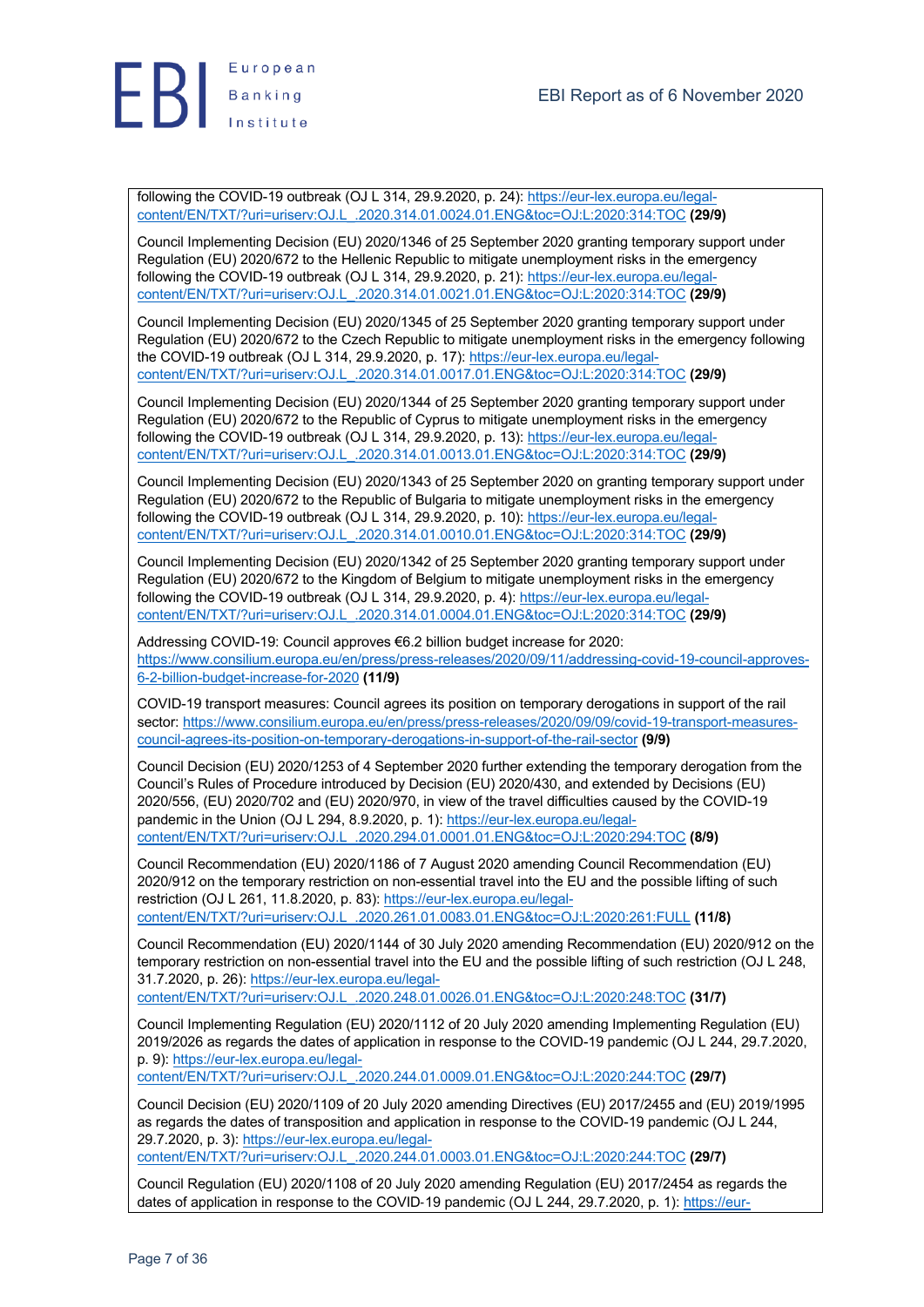following the COVID-19 outbreak (OJ L 314, 29.9.2020, p. 24): https://eur-lex.europa.eu/legal-content/EN/TXT/?uri=uriserv:OJ.L_.2020.314.01.0024.01.ENG&toc=OJ:L:2020:314:TOC **(29/9)**

Council Implementing Decision (EU) 2020/1346 of 25 September 2020 granting temporary support under Regulation (EU) 2020/672 to the Hellenic Republic to mitigate unemployment risks in the emergency following the COVID-19 outbreak (OJ L 314, 29.9.2020, p. 21): https://eur-lex.europa.eu/legal-content/EN/TXT/?uri=uriserv:OJ.L_.2020.314.01.0021.01.ENG&toc=OJ:L:2020:314:TOC **(29/9)**

Council Implementing Decision (EU) 2020/1345 of 25 September 2020 granting temporary support under Regulation (EU) 2020/672 to the Czech Republic to mitigate unemployment risks in the emergency following the COVID-19 outbreak (OJ L 314, 29.9.2020, p. 17): https://eur-lex.europa.eu/legal-content/EN/TXT/?uri=uriserv:OJ.L_.2020.314.01.0017.01.ENG&toc=OJ:L:2020:314:TOC **(29/9)**

Council Implementing Decision (EU) 2020/1344 of 25 September 2020 granting temporary support under Regulation (EU) 2020/672 to the Republic of Cyprus to mitigate unemployment risks in the emergency following the COVID-19 outbreak (OJ L 314, 29.9.2020, p. 13): https://eur-lex.europa.eu/legal-content/EN/TXT/?uri=uriserv:OJ.L_.2020.314.01.0013.01.ENG&toc=OJ:L:2020:314:TOC **(29/9)**

Council Implementing Decision (EU) 2020/1343 of 25 September 2020 on granting temporary support under Regulation (EU) 2020/672 to the Republic of Bulgaria to mitigate unemployment risks in the emergency following the COVID-19 outbreak (OJ L 314, 29.9.2020, p. 10): https://eur-lex.europa.eu/legal-content/EN/TXT/?uri=uriserv:OJ.L_.2020.314.01.0010.01.ENG&toc=OJ:L:2020:314:TOC **(29/9)**

Council Implementing Decision (EU) 2020/1342 of 25 September 2020 granting temporary support under Regulation (EU) 2020/672 to the Kingdom of Belgium to mitigate unemployment risks in the emergency following the COVID-19 outbreak (OJ L 314, 29.9.2020, p. 4): https://eur-lex.europa.eu/legal-content/EN/TXT/?uri=uriserv:OJ.L_.2020.314.01.0004.01.ENG&toc=OJ:L:2020:314:TOC **(29/9)**

Addressing COVID-19: Council approves €6.2 billion budget increase for 2020: https://www.consilium.europa.eu/en/press/press-releases/2020/09/11/addressing-covid-19-council-approves-6-2-billion-budget-increase-for-2020 **(11/9)**

COVID-19 transport measures: Council agrees its position on temporary derogations in support of the rail sector: https://www.consilium.europa.eu/en/press/press-releases/2020/09/09/covid-19-transport-measures-council-agrees-its-position-on-temporary-derogations-in-support-of-the-rail-sector **(9/9)**

Council Decision (EU) 2020/1253 of 4 September 2020 further extending the temporary derogation from the Council's Rules of Procedure introduced by Decision (EU) 2020/430, and extended by Decisions (EU) 2020/556, (EU) 2020/702 and (EU) 2020/970, in view of the travel difficulties caused by the COVID-19 pandemic in the Union (OJ L 294, 8.9.2020, p. 1): https://eur-lex.europa.eu/legal-content/EN/TXT/?uri=uriserv:OJ.L_.2020.294.01.0001.01.ENG&toc=OJ:L:2020:294:TOC **(8/9)**

Council Recommendation (EU) 2020/1186 of 7 August 2020 amending Council Recommendation (EU) 2020/912 on the temporary restriction on non-essential travel into the EU and the possible lifting of such restriction (OJ L 261, 11.8.2020, p. 83): https://eur-lex.europa.eu/legal-content/EN/TXT/?uri=uriserv:OJ.L_.2020.261.01.0083.01.ENG&toc=OJ:L:2020:261:FULL **(11/8)**

Council Recommendation (EU) 2020/1144 of 30 July 2020 amending Recommendation (EU) 2020/912 on the temporary restriction on non-essential travel into the EU and the possible lifting of such restriction (OJ L 248, 31.7.2020, p. 26): https://eur-lex.europa.eu/legal-content/EN/TXT/?uri=uriserv:OJ.L_.2020.248.01.0026.01.ENG&toc=OJ:L:2020:248:TOC **(31/7)**

Council Implementing Regulation (EU) 2020/1112 of 20 July 2020 amending Implementing Regulation (EU) 2019/2026 as regards the dates of application in response to the COVID-19 pandemic (OJ L 244, 29.7.2020, p. 9): https://eur-lex.europa.eu/legal-content/EN/TXT/?uri=uriserv:OJ.L_.2020.244.01.0009.01.ENG&toc=OJ:L:2020:244:TOC **(29/7)**

Council Decision (EU) 2020/1109 of 20 July 2020 amending Directives (EU) 2017/2455 and (EU) 2019/1995 as regards the dates of transposition and application in response to the COVID-19 pandemic (OJ L 244, 29.7.2020, p. 3): https://eur-lex.europa.eu/legal-content/EN/TXT/?uri=uriserv:OJ.L_.2020.244.01.0003.01.ENG&toc=OJ:L:2020:244:TOC **(29/7)**

Council Regulation (EU) 2020/1108 of 20 July 2020 amending Regulation (EU) 2017/2454 as regards the dates of application in response to the COVID-19 pandemic (OJ L 244, 29.7.2020, p. 1): https://eur-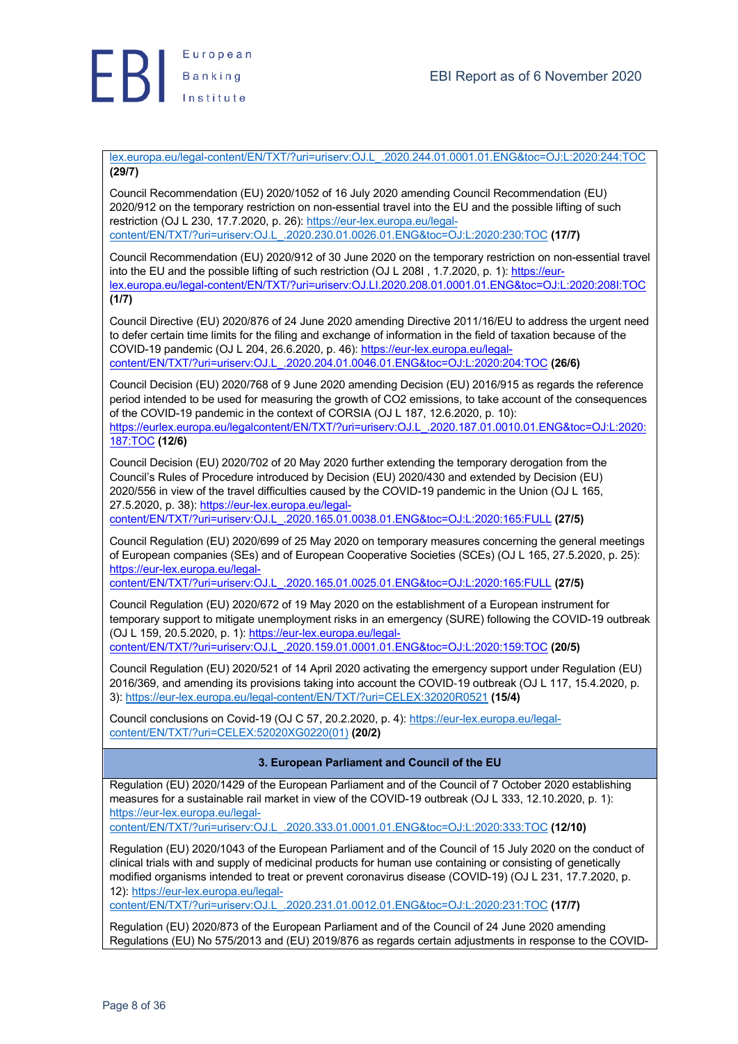lex.europa.eu/legal-content/EN/TXT/?uri=uriserv:OJ.L_.2020.244.01.0001.01.ENG&toc=OJ:L:2020:244:TOC **(29/7)**

Council Recommendation (EU) 2020/1052 of 16 July 2020 amending Council Recommendation (EU) 2020/912 on the temporary restriction on non-essential travel into the EU and the possible lifting of such restriction (OJ L 230, 17.7.2020, p. 26): https://eur-lex.europa.eu/legal-content/EN/TXT/?uri=uriserv:OJ.L_.2020.230.01.0026.01.ENG&toc=OJ:L:2020:230:TOC **(17/7)**

Council Recommendation (EU) 2020/912 of 30 June 2020 on the temporary restriction on non-essential travel into the EU and the possible lifting of such restriction (OJ L 208I , 1.7.2020, p. 1): https://eur-lex.europa.eu/legal-content/EN/TXT/?uri=uriserv:OJ.LI.2020.208.01.0001.01.ENG&toc=OJ:L:2020:208I:TOC **(1/7)**

Council Directive (EU) 2020/876 of 24 June 2020 amending Directive 2011/16/EU to address the urgent need to defer certain time limits for the filing and exchange of information in the field of taxation because of the COVID-19 pandemic (OJ L 204, 26.6.2020, p. 46): https://eur-lex.europa.eu/legal-content/EN/TXT/?uri=uriserv:OJ.L_.2020.204.01.0046.01.ENG&toc=OJ:L:2020:204:TOC **(26/6)**

Council Decision (EU) 2020/768 of 9 June 2020 amending Decision (EU) 2016/915 as regards the reference period intended to be used for measuring the growth of CO2 emissions, to take account of the consequences of the COVID-19 pandemic in the context of CORSIA (OJ L 187, 12.6.2020, p. 10): https://eurlex.europa.eu/legalcontent/EN/TXT/?uri=uriserv:OJ.L_.2020.187.01.0010.01.ENG&toc=OJ:L:2020:187:TOC **(12/6)**

Council Decision (EU) 2020/702 of 20 May 2020 further extending the temporary derogation from the Council's Rules of Procedure introduced by Decision (EU) 2020/430 and extended by Decision (EU) 2020/556 in view of the travel difficulties caused by the COVID-19 pandemic in the Union (OJ L 165, 27.5.2020, p. 38): https://eur-lex.europa.eu/legal-content/EN/TXT/?uri=uriserv:OJ.L_.2020.165.01.0038.01.ENG&toc=OJ:L:2020:165:FULL **(27/5)**

Council Regulation (EU) 2020/699 of 25 May 2020 on temporary measures concerning the general meetings of European companies (SEs) and of European Cooperative Societies (SCEs) (OJ L 165, 27.5.2020, p. 25): https://eur-lex.europa.eu/legal-content/EN/TXT/?uri=uriserv:OJ.L_.2020.165.01.0025.01.ENG&toc=OJ:L:2020:165:FULL **(27/5)**

Council Regulation (EU) 2020/672 of 19 May 2020 on the establishment of a European instrument for temporary support to mitigate unemployment risks in an emergency (SURE) following the COVID-19 outbreak (OJ L 159, 20.5.2020, p. 1): https://eur-lex.europa.eu/legal-content/EN/TXT/?uri=uriserv:OJ.L_.2020.159.01.0001.01.ENG&toc=OJ:L:2020:159:TOC **(20/5)**

Council Regulation (EU) 2020/521 of 14 April 2020 activating the emergency support under Regulation (EU) 2016/369, and amending its provisions taking into account the COVID-19 outbreak (OJ L 117, 15.4.2020, p. 3): https://eur-lex.europa.eu/legal-content/EN/TXT/?uri=CELEX:32020R0521 **(15/4)**

Council conclusions on Covid-19 (OJ C 57, 20.2.2020, p. 4): https://eur-lex.europa.eu/legal-content/EN/TXT/?uri=CELEX:52020XG0220(01) **(20/2)**

**3. European Parliament and Council of the EU**

Regulation (EU) 2020/1429 of the European Parliament and of the Council of 7 October 2020 establishing measures for a sustainable rail market in view of the COVID-19 outbreak (OJ L 333, 12.10.2020, p. 1): https://eur-lex.europa.eu/legal-content/EN/TXT/?uri=uriserv:OJ.L_.2020.333.01.0001.01.ENG&toc=OJ:L:2020:333:TOC **(12/10)**

Regulation (EU) 2020/1043 of the European Parliament and of the Council of 15 July 2020 on the conduct of clinical trials with and supply of medicinal products for human use containing or consisting of genetically modified organisms intended to treat or prevent coronavirus disease (COVID-19) (OJ L 231, 17.7.2020, p. 12): https://eur-lex.europa.eu/legal-content/EN/TXT/?uri=uriserv:OJ.L_.2020.231.01.0012.01.ENG&toc=OJ:L:2020:231:TOC **(17/7)**

Regulation (EU) 2020/873 of the European Parliament and of the Council of 24 June 2020 amending Regulations (EU) No 575/2013 and (EU) 2019/876 as regards certain adjustments in response to the COVID-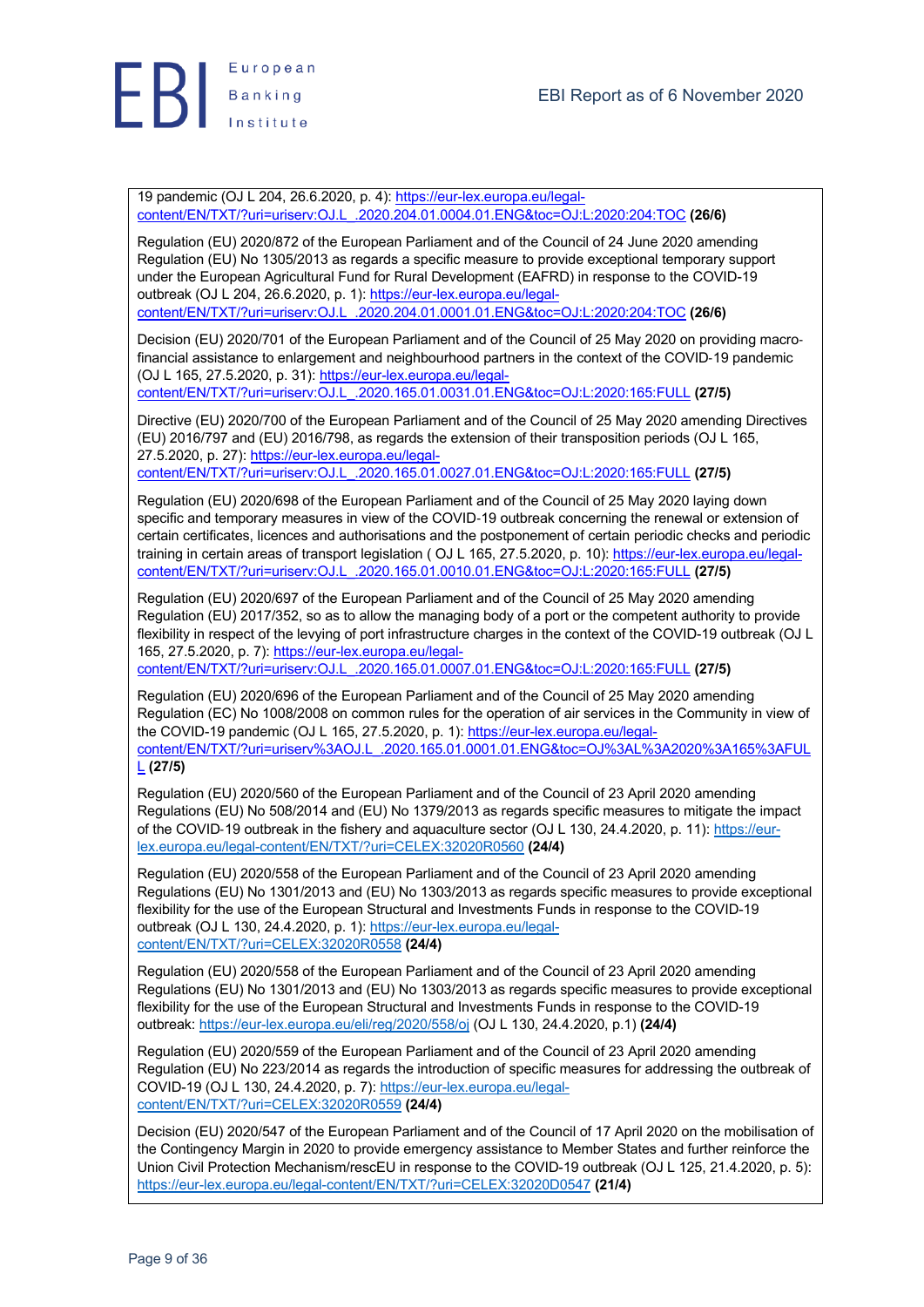19 pandemic (OJ L 204, 26.6.2020, p. 4): https://eur-lex.europa.eu/legal-content/EN/TXT/?uri=uriserv:OJ.L_.2020.204.01.0004.01.ENG&toc=OJ:L:2020:204:TOC **(26/6)**

Regulation (EU) 2020/872 of the European Parliament and of the Council of 24 June 2020 amending Regulation (EU) No 1305/2013 as regards a specific measure to provide exceptional temporary support under the European Agricultural Fund for Rural Development (EAFRD) in response to the COVID-19 outbreak (OJ L 204, 26.6.2020, p. 1): https://eur-lex.europa.eu/legal-content/EN/TXT/?uri=uriserv:OJ.L_.2020.204.01.0001.01.ENG&toc=OJ:L:2020:204:TOC **(26/6)**

Decision (EU) 2020/701 of the European Parliament and of the Council of 25 May 2020 on providing macro-financial assistance to enlargement and neighbourhood partners in the context of the COVID-19 pandemic (OJ L 165, 27.5.2020, p. 31): https://eur-lex.europa.eu/legal-content/EN/TXT/?uri=uriserv:OJ.L_.2020.165.01.0031.01.ENG&toc=OJ:L:2020:165:FULL **(27/5)**

Directive (EU) 2020/700 of the European Parliament and of the Council of 25 May 2020 amending Directives (EU) 2016/797 and (EU) 2016/798, as regards the extension of their transposition periods (OJ L 165, 27.5.2020, p. 27): https://eur-lex.europa.eu/legal-content/EN/TXT/?uri=uriserv:OJ.L_.2020.165.01.0027.01.ENG&toc=OJ:L:2020:165:FULL **(27/5)**

Regulation (EU) 2020/698 of the European Parliament and of the Council of 25 May 2020 laying down specific and temporary measures in view of the COVID-19 outbreak concerning the renewal or extension of certain certificates, licences and authorisations and the postponement of certain periodic checks and periodic training in certain areas of transport legislation ( OJ L 165, 27.5.2020, p. 10): https://eur-lex.europa.eu/legal-content/EN/TXT/?uri=uriserv:OJ.L_.2020.165.01.0010.01.ENG&toc=OJ:L:2020:165:FULL **(27/5)**

Regulation (EU) 2020/697 of the European Parliament and of the Council of 25 May 2020 amending Regulation (EU) 2017/352, so as to allow the managing body of a port or the competent authority to provide flexibility in respect of the levying of port infrastructure charges in the context of the COVID-19 outbreak (OJ L 165, 27.5.2020, p. 7): https://eur-lex.europa.eu/legal-content/EN/TXT/?uri=uriserv:OJ.L_.2020.165.01.0007.01.ENG&toc=OJ:L:2020:165:FULL **(27/5)**

Regulation (EU) 2020/696 of the European Parliament and of the Council of 25 May 2020 amending Regulation (EC) No 1008/2008 on common rules for the operation of air services in the Community in view of the COVID-19 pandemic (OJ L 165, 27.5.2020, p. 1): https://eur-lex.europa.eu/legal-content/EN/TXT/?uri=uriserv%3AOJ.L_.2020.165.01.0001.01.ENG&toc=OJ%3AL%3A2020%3A165%3AFULL **(27/5)**

Regulation (EU) 2020/560 of the European Parliament and of the Council of 23 April 2020 amending Regulations (EU) No 508/2014 and (EU) No 1379/2013 as regards specific measures to mitigate the impact of the COVID-19 outbreak in the fishery and aquaculture sector (OJ L 130, 24.4.2020, p. 11): https://eur-lex.europa.eu/legal-content/EN/TXT/?uri=CELEX:32020R0560 **(24/4)**

Regulation (EU) 2020/558 of the European Parliament and of the Council of 23 April 2020 amending Regulations (EU) No 1301/2013 and (EU) No 1303/2013 as regards specific measures to provide exceptional flexibility for the use of the European Structural and Investments Funds in response to the COVID-19 outbreak (OJ L 130, 24.4.2020, p. 1): https://eur-lex.europa.eu/legal-content/EN/TXT/?uri=CELEX:32020R0558 **(24/4)**

Regulation (EU) 2020/558 of the European Parliament and of the Council of 23 April 2020 amending Regulations (EU) No 1301/2013 and (EU) No 1303/2013 as regards specific measures to provide exceptional flexibility for the use of the European Structural and Investments Funds in response to the COVID-19 outbreak: https://eur-lex.europa.eu/eli/reg/2020/558/oj (OJ L 130, 24.4.2020, p.1) **(24/4)**

Regulation (EU) 2020/559 of the European Parliament and of the Council of 23 April 2020 amending Regulation (EU) No 223/2014 as regards the introduction of specific measures for addressing the outbreak of COVID-19 (OJ L 130, 24.4.2020, p. 7): https://eur-lex.europa.eu/legal-content/EN/TXT/?uri=CELEX:32020R0559 **(24/4)**

Decision (EU) 2020/547 of the European Parliament and of the Council of 17 April 2020 on the mobilisation of the Contingency Margin in 2020 to provide emergency assistance to Member States and further reinforce the Union Civil Protection Mechanism/rescEU in response to the COVID-19 outbreak (OJ L 125, 21.4.2020, p. 5): https://eur-lex.europa.eu/legal-content/EN/TXT/?uri=CELEX:32020D0547 **(21/4)**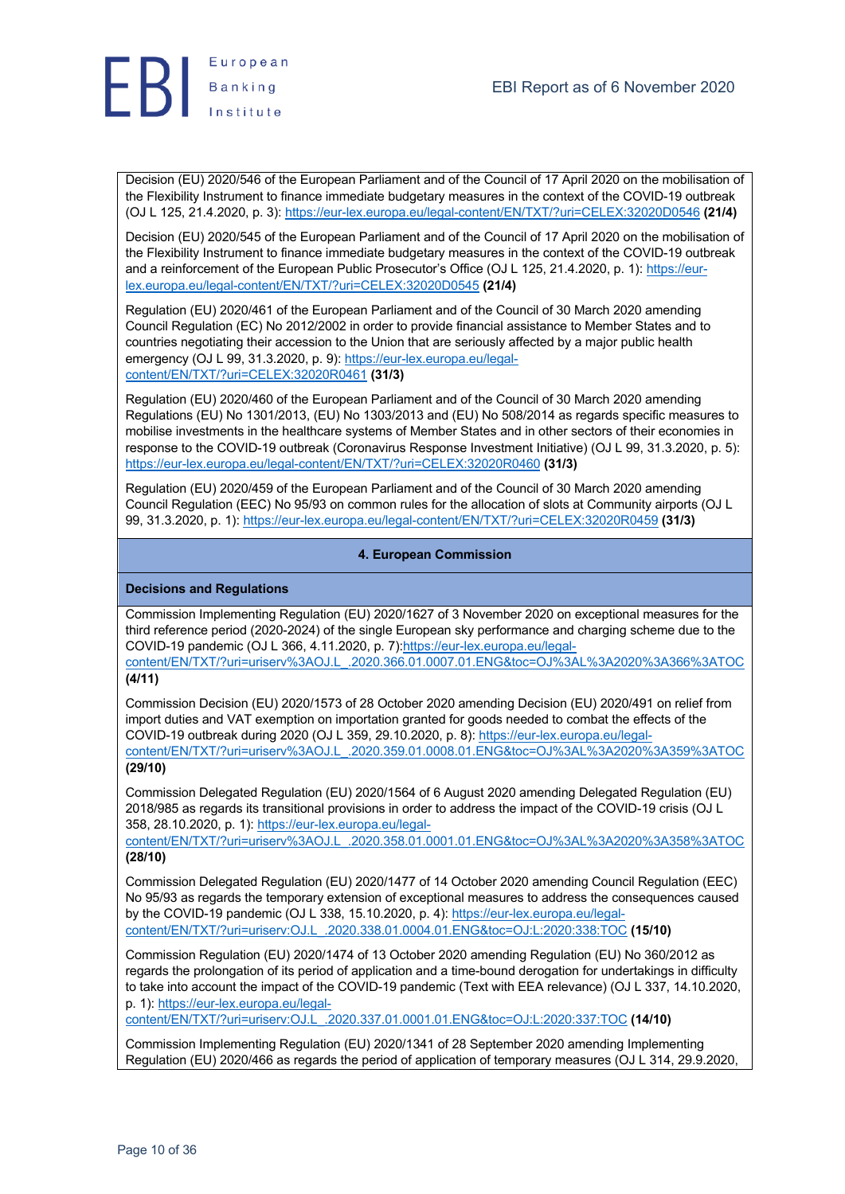Decision (EU) 2020/546 of the European Parliament and of the Council of 17 April 2020 on the mobilisation of the Flexibility Instrument to finance immediate budgetary measures in the context of the COVID-19 outbreak (OJ L 125, 21.4.2020, p. 3): https://eur-lex.europa.eu/legal-content/EN/TXT/?uri=CELEX:32020D0546 **(21/4)**

Decision (EU) 2020/545 of the European Parliament and of the Council of 17 April 2020 on the mobilisation of the Flexibility Instrument to finance immediate budgetary measures in the context of the COVID-19 outbreak and a reinforcement of the European Public Prosecutor's Office (OJ L 125, 21.4.2020, p. 1): https://eur-lex.europa.eu/legal-content/EN/TXT/?uri=CELEX:32020D0545 **(21/4)**

Regulation (EU) 2020/461 of the European Parliament and of the Council of 30 March 2020 amending Council Regulation (EC) No 2012/2002 in order to provide financial assistance to Member States and to countries negotiating their accession to the Union that are seriously affected by a major public health emergency (OJ L 99, 31.3.2020, p. 9): https://eur-lex.europa.eu/legal-content/EN/TXT/?uri=CELEX:32020R0461 **(31/3)**

Regulation (EU) 2020/460 of the European Parliament and of the Council of 30 March 2020 amending Regulations (EU) No 1301/2013, (EU) No 1303/2013 and (EU) No 508/2014 as regards specific measures to mobilise investments in the healthcare systems of Member States and in other sectors of their economies in response to the COVID-19 outbreak (Coronavirus Response Investment Initiative) (OJ L 99, 31.3.2020, p. 5): https://eur-lex.europa.eu/legal-content/EN/TXT/?uri=CELEX:32020R0460 **(31/3)**

Regulation (EU) 2020/459 of the European Parliament and of the Council of 30 March 2020 amending Council Regulation (EEC) No 95/93 on common rules for the allocation of slots at Community airports (OJ L 99, 31.3.2020, p. 1): https://eur-lex.europa.eu/legal-content/EN/TXT/?uri=CELEX:32020R0459 **(31/3)**

## 4. European Commission

### Decisions and Regulations

Commission Implementing Regulation (EU) 2020/1627 of 3 November 2020 on exceptional measures for the third reference period (2020-2024) of the single European sky performance and charging scheme due to the COVID-19 pandemic (OJ L 366, 4.11.2020, p. 7):https://eur-lex.europa.eu/legal-content/EN/TXT/?uri=uriserv%3AOJ.L_.2020.366.01.0007.01.ENG&toc=OJ%3AL%3A2020%3A366%3ATOC **(4/11)**

Commission Decision (EU) 2020/1573 of 28 October 2020 amending Decision (EU) 2020/491 on relief from import duties and VAT exemption on importation granted for goods needed to combat the effects of the COVID-19 outbreak during 2020 (OJ L 359, 29.10.2020, p. 8): https://eur-lex.europa.eu/legal-content/EN/TXT/?uri=uriserv%3AOJ.L_.2020.359.01.0008.01.ENG&toc=OJ%3AL%3A2020%3A359%3ATOC **(29/10)**

Commission Delegated Regulation (EU) 2020/1564 of 6 August 2020 amending Delegated Regulation (EU) 2018/985 as regards its transitional provisions in order to address the impact of the COVID-19 crisis (OJ L 358, 28.10.2020, p. 1): https://eur-lex.europa.eu/legal-content/EN/TXT/?uri=uriserv%3AOJ.L_.2020.358.01.0001.01.ENG&toc=OJ%3AL%3A2020%3A358%3ATOC **(28/10)**

Commission Delegated Regulation (EU) 2020/1477 of 14 October 2020 amending Council Regulation (EEC) No 95/93 as regards the temporary extension of exceptional measures to address the consequences caused by the COVID-19 pandemic (OJ L 338, 15.10.2020, p. 4): https://eur-lex.europa.eu/legal-content/EN/TXT/?uri=uriserv:OJ.L_.2020.338.01.0004.01.ENG&toc=OJ:L:2020:338:TOC **(15/10)**

Commission Regulation (EU) 2020/1474 of 13 October 2020 amending Regulation (EU) No 360/2012 as regards the prolongation of its period of application and a time-bound derogation for undertakings in difficulty to take into account the impact of the COVID-19 pandemic (Text with EEA relevance) (OJ L 337, 14.10.2020, p. 1): https://eur-lex.europa.eu/legal-content/EN/TXT/?uri=uriserv:OJ.L_.2020.337.01.0001.01.ENG&toc=OJ:L:2020:337:TOC **(14/10)**

Commission Implementing Regulation (EU) 2020/1341 of 28 September 2020 amending Implementing Regulation (EU) 2020/466 as regards the period of application of temporary measures (OJ L 314, 29.9.2020,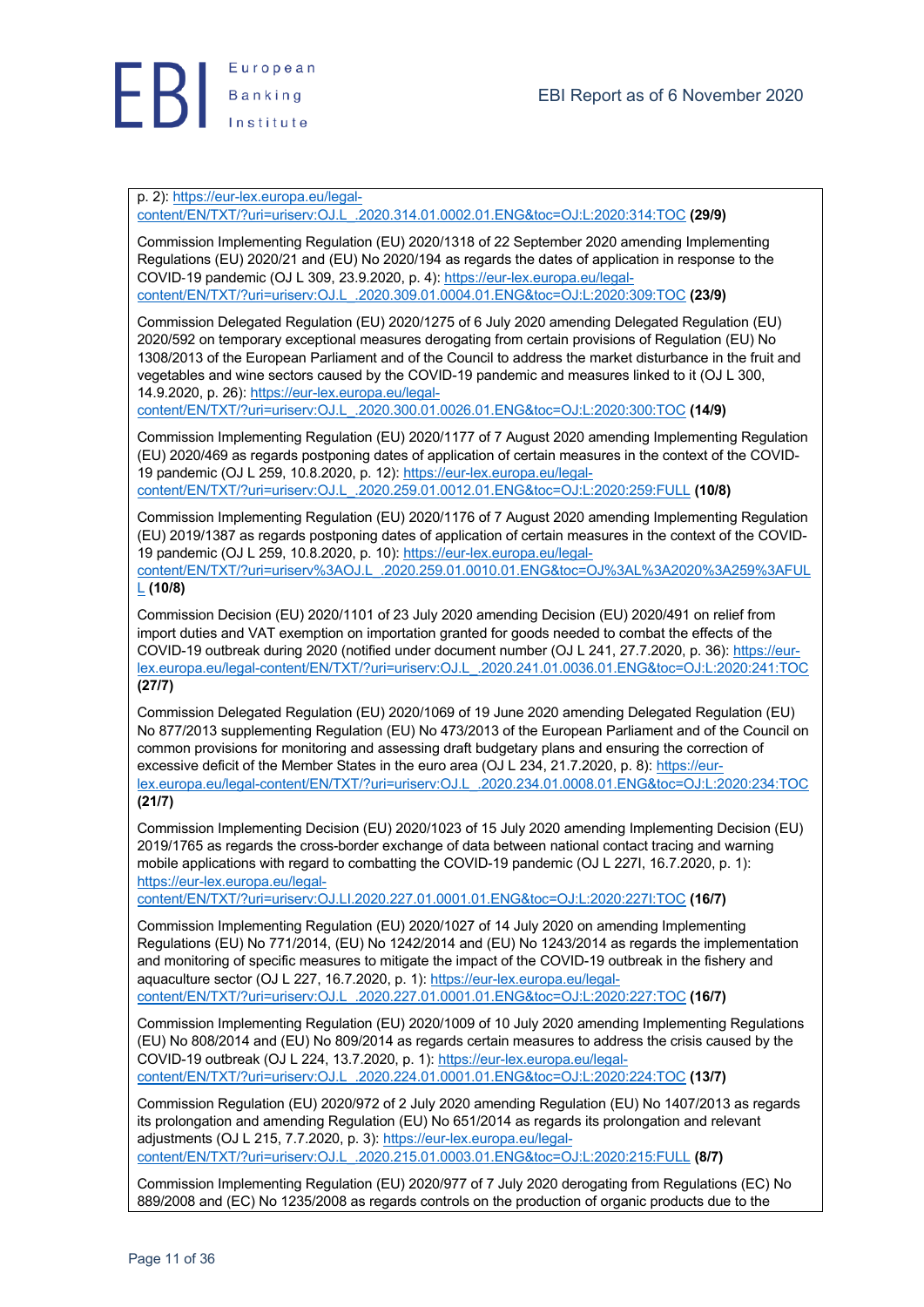p. 2): https://eur-lex.europa.eu/legal-content/EN/TXT/?uri=uriserv:OJ.L_.2020.314.01.0002.01.ENG&toc=OJ:L:2020:314:TOC **(29/9)**

Commission Implementing Regulation (EU) 2020/1318 of 22 September 2020 amending Implementing Regulations (EU) 2020/21 and (EU) No 2020/194 as regards the dates of application in response to the COVID-19 pandemic (OJ L 309, 23.9.2020, p. 4): https://eur-lex.europa.eu/legal-content/EN/TXT/?uri=uriserv:OJ.L_.2020.309.01.0004.01.ENG&toc=OJ:L:2020:309:TOC **(23/9)**

Commission Delegated Regulation (EU) 2020/1275 of 6 July 2020 amending Delegated Regulation (EU) 2020/592 on temporary exceptional measures derogating from certain provisions of Regulation (EU) No 1308/2013 of the European Parliament and of the Council to address the market disturbance in the fruit and vegetables and wine sectors caused by the COVID-19 pandemic and measures linked to it (OJ L 300, 14.9.2020, p. 26): https://eur-lex.europa.eu/legal-content/EN/TXT/?uri=uriserv:OJ.L_.2020.300.01.0026.01.ENG&toc=OJ:L:2020:300:TOC **(14/9)**

Commission Implementing Regulation (EU) 2020/1177 of 7 August 2020 amending Implementing Regulation (EU) 2020/469 as regards postponing dates of application of certain measures in the context of the COVID-19 pandemic (OJ L 259, 10.8.2020, p. 12): https://eur-lex.europa.eu/legal-content/EN/TXT/?uri=uriserv:OJ.L_.2020.259.01.0012.01.ENG&toc=OJ:L:2020:259:FULL **(10/8)**

Commission Implementing Regulation (EU) 2020/1176 of 7 August 2020 amending Implementing Regulation (EU) 2019/1387 as regards postponing dates of application of certain measures in the context of the COVID-19 pandemic (OJ L 259, 10.8.2020, p. 10): https://eur-lex.europa.eu/legal-content/EN/TXT/?uri=uriserv%3AOJ.L_.2020.259.01.0010.01.ENG&toc=OJ%3AL%3A2020%3A259%3AFULL **(10/8)**

Commission Decision (EU) 2020/1101 of 23 July 2020 amending Decision (EU) 2020/491 on relief from import duties and VAT exemption on importation granted for goods needed to combat the effects of the COVID-19 outbreak during 2020 (notified under document number (OJ L 241, 27.7.2020, p. 36): https://eur-lex.europa.eu/legal-content/EN/TXT/?uri=uriserv:OJ.L_.2020.241.01.0036.01.ENG&toc=OJ:L:2020:241:TOC **(27/7)**

Commission Delegated Regulation (EU) 2020/1069 of 19 June 2020 amending Delegated Regulation (EU) No 877/2013 supplementing Regulation (EU) No 473/2013 of the European Parliament and of the Council on common provisions for monitoring and assessing draft budgetary plans and ensuring the correction of excessive deficit of the Member States in the euro area (OJ L 234, 21.7.2020, p. 8): https://eur-lex.europa.eu/legal-content/EN/TXT/?uri=uriserv:OJ.L_.2020.234.01.0008.01.ENG&toc=OJ:L:2020:234:TOC **(21/7)**

Commission Implementing Decision (EU) 2020/1023 of 15 July 2020 amending Implementing Decision (EU) 2019/1765 as regards the cross-border exchange of data between national contact tracing and warning mobile applications with regard to combatting the COVID-19 pandemic (OJ L 227I, 16.7.2020, p. 1): https://eur-lex.europa.eu/legal-content/EN/TXT/?uri=uriserv:OJ.LI.2020.227.01.0001.01.ENG&toc=OJ:L:2020:227I:TOC **(16/7)**

Commission Implementing Regulation (EU) 2020/1027 of 14 July 2020 on amending Implementing Regulations (EU) No 771/2014, (EU) No 1242/2014 and (EU) No 1243/2014 as regards the implementation and monitoring of specific measures to mitigate the impact of the COVID-19 outbreak in the fishery and aquaculture sector (OJ L 227, 16.7.2020, p. 1): https://eur-lex.europa.eu/legal-content/EN/TXT/?uri=uriserv:OJ.L_.2020.227.01.0001.01.ENG&toc=OJ:L:2020:227:TOC **(16/7)**

Commission Implementing Regulation (EU) 2020/1009 of 10 July 2020 amending Implementing Regulations (EU) No 808/2014 and (EU) No 809/2014 as regards certain measures to address the crisis caused by the COVID-19 outbreak (OJ L 224, 13.7.2020, p. 1): https://eur-lex.europa.eu/legal-content/EN/TXT/?uri=uriserv:OJ.L_.2020.224.01.0001.01.ENG&toc=OJ:L:2020:224:TOC **(13/7)**

Commission Regulation (EU) 2020/972 of 2 July 2020 amending Regulation (EU) No 1407/2013 as regards its prolongation and amending Regulation (EU) No 651/2014 as regards its prolongation and relevant adjustments (OJ L 215, 7.7.2020, p. 3): https://eur-lex.europa.eu/legal-content/EN/TXT/?uri=uriserv:OJ.L_.2020.215.01.0003.01.ENG&toc=OJ:L:2020:215:FULL **(8/7)**

Commission Implementing Regulation (EU) 2020/977 of 7 July 2020 derogating from Regulations (EC) No 889/2008 and (EC) No 1235/2008 as regards controls on the production of organic products due to the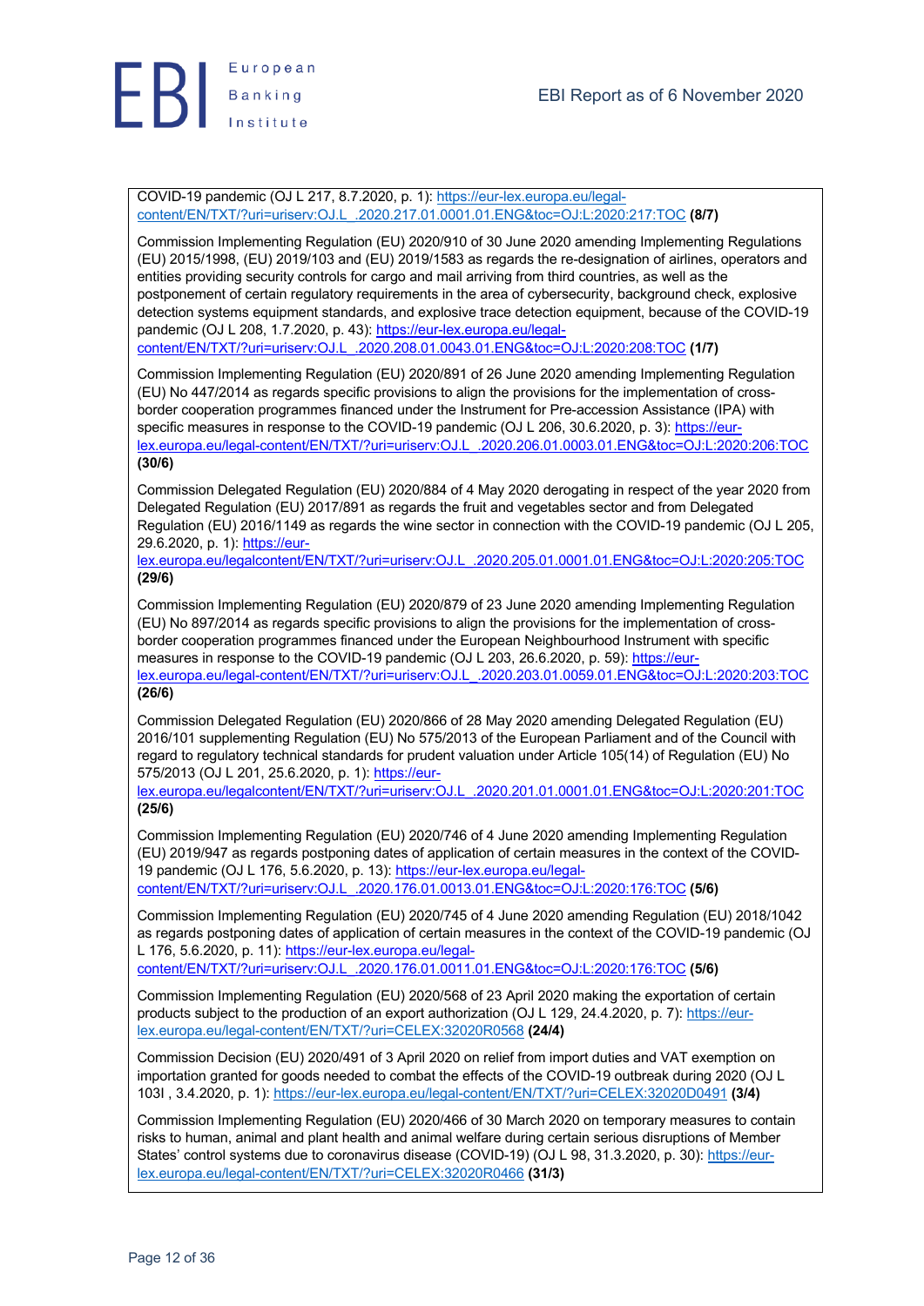COVID-19 pandemic (OJ L 217, 8.7.2020, p. 1): https://eur-lex.europa.eu/legal-content/EN/TXT/?uri=uriserv:OJ.L_.2020.217.01.0001.01.ENG&toc=OJ:L:2020:217:TOC **(8/7)**

Commission Implementing Regulation (EU) 2020/910 of 30 June 2020 amending Implementing Regulations (EU) 2015/1998, (EU) 2019/103 and (EU) 2019/1583 as regards the re-designation of airlines, operators and entities providing security controls for cargo and mail arriving from third countries, as well as the postponement of certain regulatory requirements in the area of cybersecurity, background check, explosive detection systems equipment standards, and explosive trace detection equipment, because of the COVID-19 pandemic (OJ L 208, 1.7.2020, p. 43): https://eur-lex.europa.eu/legal-content/EN/TXT/?uri=uriserv:OJ.L_.2020.208.01.0043.01.ENG&toc=OJ:L:2020:208:TOC **(1/7)**

Commission Implementing Regulation (EU) 2020/891 of 26 June 2020 amending Implementing Regulation (EU) No 447/2014 as regards specific provisions to align the provisions for the implementation of cross-border cooperation programmes financed under the Instrument for Pre-accession Assistance (IPA) with specific measures in response to the COVID-19 pandemic (OJ L 206, 30.6.2020, p. 3): https://eur-lex.europa.eu/legal-content/EN/TXT/?uri=uriserv:OJ.L_.2020.206.01.0003.01.ENG&toc=OJ:L:2020:206:TOC **(30/6)**

Commission Delegated Regulation (EU) 2020/884 of 4 May 2020 derogating in respect of the year 2020 from Delegated Regulation (EU) 2017/891 as regards the fruit and vegetables sector and from Delegated Regulation (EU) 2016/1149 as regards the wine sector in connection with the COVID-19 pandemic (OJ L 205, 29.6.2020, p. 1): https://eur-lex.europa.eu/legalcontent/EN/TXT/?uri=uriserv:OJ.L_.2020.205.01.0001.01.ENG&toc=OJ:L:2020:205:TOC **(29/6)**

Commission Implementing Regulation (EU) 2020/879 of 23 June 2020 amending Implementing Regulation (EU) No 897/2014 as regards specific provisions to align the provisions for the implementation of cross-border cooperation programmes financed under the European Neighbourhood Instrument with specific measures in response to the COVID-19 pandemic (OJ L 203, 26.6.2020, p. 59): https://eur-lex.europa.eu/legal-content/EN/TXT/?uri=uriserv:OJ.L_.2020.203.01.0059.01.ENG&toc=OJ:L:2020:203:TOC **(26/6)**

Commission Delegated Regulation (EU) 2020/866 of 28 May 2020 amending Delegated Regulation (EU) 2016/101 supplementing Regulation (EU) No 575/2013 of the European Parliament and of the Council with regard to regulatory technical standards for prudent valuation under Article 105(14) of Regulation (EU) No 575/2013 (OJ L 201, 25.6.2020, p. 1): https://eur-lex.europa.eu/legalcontent/EN/TXT/?uri=uriserv:OJ.L_.2020.201.01.0001.01.ENG&toc=OJ:L:2020:201:TOC **(25/6)**

Commission Implementing Regulation (EU) 2020/746 of 4 June 2020 amending Implementing Regulation (EU) 2019/947 as regards postponing dates of application of certain measures in the context of the COVID-19 pandemic (OJ L 176, 5.6.2020, p. 13): https://eur-lex.europa.eu/legal-content/EN/TXT/?uri=uriserv:OJ.L_.2020.176.01.0013.01.ENG&toc=OJ:L:2020:176:TOC **(5/6)**

Commission Implementing Regulation (EU) 2020/745 of 4 June 2020 amending Regulation (EU) 2018/1042 as regards postponing dates of application of certain measures in the context of the COVID-19 pandemic (OJ L 176, 5.6.2020, p. 11): https://eur-lex.europa.eu/legal-content/EN/TXT/?uri=uriserv:OJ.L_.2020.176.01.0011.01.ENG&toc=OJ:L:2020:176:TOC **(5/6)**

Commission Implementing Regulation (EU) 2020/568 of 23 April 2020 making the exportation of certain products subject to the production of an export authorization (OJ L 129, 24.4.2020, p. 7): https://eur-lex.europa.eu/legal-content/EN/TXT/?uri=CELEX:32020R0568 **(24/4)**

Commission Decision (EU) 2020/491 of 3 April 2020 on relief from import duties and VAT exemption on importation granted for goods needed to combat the effects of the COVID-19 outbreak during 2020 (OJ L 103I , 3.4.2020, p. 1): https://eur-lex.europa.eu/legal-content/EN/TXT/?uri=CELEX:32020D0491 **(3/4)**

Commission Implementing Regulation (EU) 2020/466 of 30 March 2020 on temporary measures to contain risks to human, animal and plant health and animal welfare during certain serious disruptions of Member States' control systems due to coronavirus disease (COVID-19) (OJ L 98, 31.3.2020, p. 30): https://eur-lex.europa.eu/legal-content/EN/TXT/?uri=CELEX:32020R0466 **(31/3)**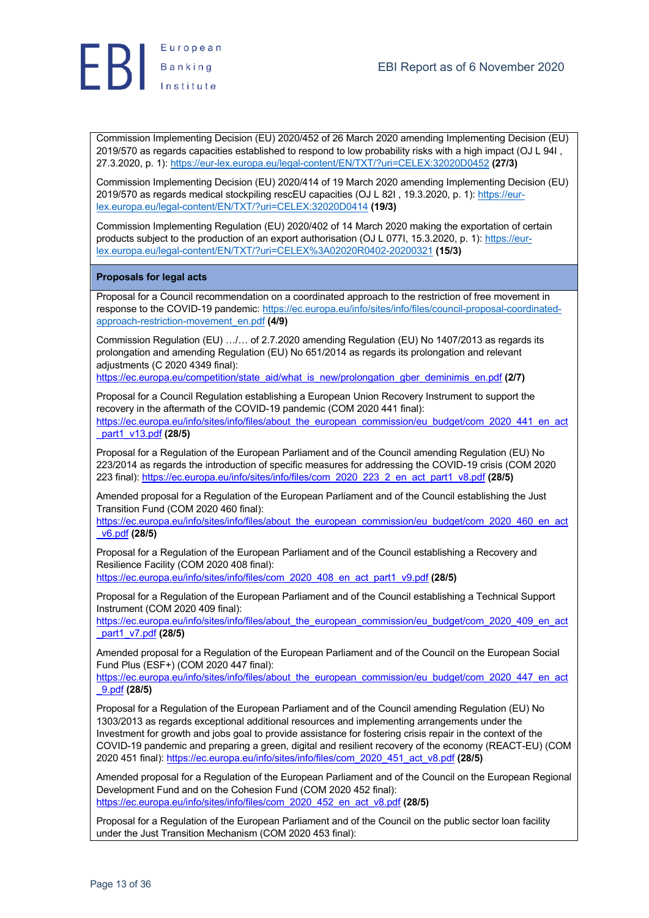Commission Implementing Decision (EU) 2020/452 of 26 March 2020 amending Implementing Decision (EU) 2019/570 as regards capacities established to respond to low probability risks with a high impact (OJ L 94I , 27.3.2020, p. 1): https://eur-lex.europa.eu/legal-content/EN/TXT/?uri=CELEX:32020D0452 **(27/3)**

Commission Implementing Decision (EU) 2020/414 of 19 March 2020 amending Implementing Decision (EU) 2019/570 as regards medical stockpiling rescEU capacities (OJ L 82I , 19.3.2020, p. 1): https://eur-lex.europa.eu/legal-content/EN/TXT/?uri=CELEX:32020D0414 **(19/3)**

Commission Implementing Regulation (EU) 2020/402 of 14 March 2020 making the exportation of certain products subject to the production of an export authorisation (OJ L 077I, 15.3.2020, p. 1): https://eur-lex.europa.eu/legal-content/EN/TXT/?uri=CELEX%3A02020R0402-20200321 **(15/3)**

**Proposals for legal acts**

Proposal for a Council recommendation on a coordinated approach to the restriction of free movement in response to the COVID-19 pandemic: https://ec.europa.eu/info/sites/info/files/council-proposal-coordinated-approach-restriction-movement_en.pdf **(4/9)**

Commission Regulation (EU) …/… of 2.7.2020 amending Regulation (EU) No 1407/2013 as regards its prolongation and amending Regulation (EU) No 651/2014 as regards its prolongation and relevant adjustments (C 2020 4349 final): https://ec.europa.eu/competition/state_aid/what_is_new/prolongation_gber_deminimis_en.pdf **(2/7)**

Proposal for a Council Regulation establishing a European Union Recovery Instrument to support the recovery in the aftermath of the COVID-19 pandemic (COM 2020 441 final): https://ec.europa.eu/info/sites/info/files/about_the_european_commission/eu_budget/com_2020_441_en_act_part1_v13.pdf **(28/5)**

Proposal for a Regulation of the European Parliament and of the Council amending Regulation (EU) No 223/2014 as regards the introduction of specific measures for addressing the COVID-19 crisis (COM 2020 223 final): https://ec.europa.eu/info/sites/info/files/com_2020_223_2_en_act_part1_v8.pdf **(28/5)**

Amended proposal for a Regulation of the European Parliament and of the Council establishing the Just Transition Fund (COM 2020 460 final): https://ec.europa.eu/info/sites/info/files/about_the_european_commission/eu_budget/com_2020_460_en_act_v6.pdf **(28/5)**

Proposal for a Regulation of the European Parliament and of the Council establishing a Recovery and Resilience Facility (COM 2020 408 final): https://ec.europa.eu/info/sites/info/files/com_2020_408_en_act_part1_v9.pdf **(28/5)**

Proposal for a Regulation of the European Parliament and of the Council establishing a Technical Support Instrument (COM 2020 409 final): https://ec.europa.eu/info/sites/info/files/about_the_european_commission/eu_budget/com_2020_409_en_act_part1_v7.pdf **(28/5)**

Amended proposal for a Regulation of the European Parliament and of the Council on the European Social Fund Plus (ESF+) (COM 2020 447 final): https://ec.europa.eu/info/sites/info/files/about_the_european_commission/eu_budget/com_2020_447_en_act_9.pdf **(28/5)**

Proposal for a Regulation of the European Parliament and of the Council amending Regulation (EU) No 1303/2013 as regards exceptional additional resources and implementing arrangements under the Investment for growth and jobs goal to provide assistance for fostering crisis repair in the context of the COVID-19 pandemic and preparing a green, digital and resilient recovery of the economy (REACT-EU) (COM 2020 451 final): https://ec.europa.eu/info/sites/info/files/com_2020_451_act_v8.pdf **(28/5)**

Amended proposal for a Regulation of the European Parliament and of the Council on the European Regional Development Fund and on the Cohesion Fund (COM 2020 452 final): https://ec.europa.eu/info/sites/info/files/com_2020_452_en_act_v8.pdf **(28/5)**

Proposal for a Regulation of the European Parliament and of the Council on the public sector loan facility under the Just Transition Mechanism (COM 2020 453 final):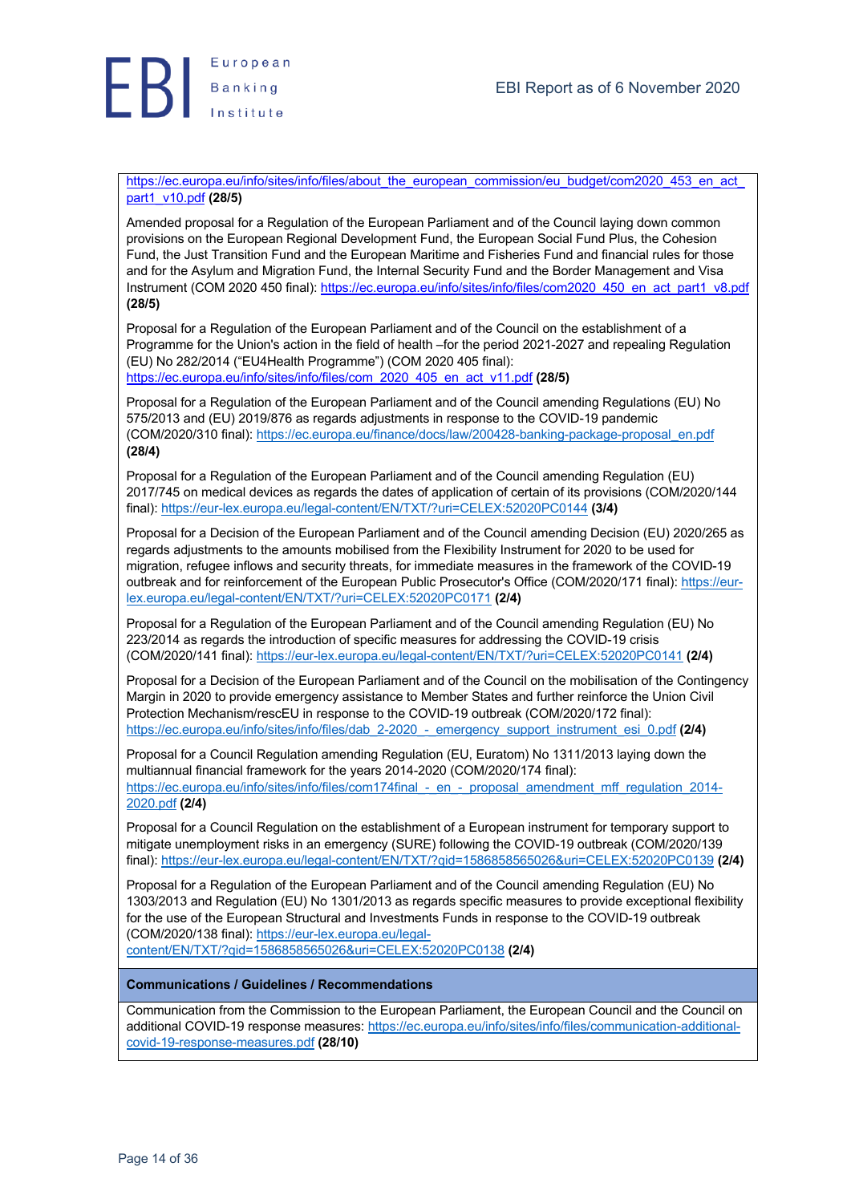https://ec.europa.eu/info/sites/info/files/about_the_european_commission/eu_budget/com2020_453_en_act_part1_v10.pdf **(28/5)**

Amended proposal for a Regulation of the European Parliament and of the Council laying down common provisions on the European Regional Development Fund, the European Social Fund Plus, the Cohesion Fund, the Just Transition Fund and the European Maritime and Fisheries Fund and financial rules for those and for the Asylum and Migration Fund, the Internal Security Fund and the Border Management and Visa Instrument (COM 2020 450 final): https://ec.europa.eu/info/sites/info/files/com2020_450_en_act_part1_v8.pdf **(28/5)**

Proposal for a Regulation of the European Parliament and of the Council on the establishment of a Programme for the Union's action in the field of health –for the period 2021-2027 and repealing Regulation (EU) No 282/2014 ("EU4Health Programme") (COM 2020 405 final): https://ec.europa.eu/info/sites/info/files/com_2020_405_en_act_v11.pdf **(28/5)**

Proposal for a Regulation of the European Parliament and of the Council amending Regulations (EU) No 575/2013 and (EU) 2019/876 as regards adjustments in response to the COVID-19 pandemic (COM/2020/310 final): https://ec.europa.eu/finance/docs/law/200428-banking-package-proposal_en.pdf **(28/4)**

Proposal for a Regulation of the European Parliament and of the Council amending Regulation (EU) 2017/745 on medical devices as regards the dates of application of certain of its provisions (COM/2020/144 final): https://eur-lex.europa.eu/legal-content/EN/TXT/?uri=CELEX:52020PC0144 **(3/4)**

Proposal for a Decision of the European Parliament and of the Council amending Decision (EU) 2020/265 as regards adjustments to the amounts mobilised from the Flexibility Instrument for 2020 to be used for migration, refugee inflows and security threats, for immediate measures in the framework of the COVID-19 outbreak and for reinforcement of the European Public Prosecutor's Office (COM/2020/171 final): https://eur-lex.europa.eu/legal-content/EN/TXT/?uri=CELEX:52020PC0171 **(2/4)**

Proposal for a Regulation of the European Parliament and of the Council amending Regulation (EU) No 223/2014 as regards the introduction of specific measures for addressing the COVID-19 crisis (COM/2020/141 final): https://eur-lex.europa.eu/legal-content/EN/TXT/?uri=CELEX:52020PC0141 **(2/4)**

Proposal for a Decision of the European Parliament and of the Council on the mobilisation of the Contingency Margin in 2020 to provide emergency assistance to Member States and further reinforce the Union Civil Protection Mechanism/rescEU in response to the COVID-19 outbreak (COM/2020/172 final): https://ec.europa.eu/info/sites/info/files/dab_2-2020_-_emergency_support_instrument_esi_0.pdf **(2/4)**

Proposal for a Council Regulation amending Regulation (EU, Euratom) No 1311/2013 laying down the multiannual financial framework for the years 2014-2020 (COM/2020/174 final): https://ec.europa.eu/info/sites/info/files/com174final_-_en_-_proposal_amendment_mff_regulation_2014-2020.pdf **(2/4)**

Proposal for a Council Regulation on the establishment of a European instrument for temporary support to mitigate unemployment risks in an emergency (SURE) following the COVID-19 outbreak (COM/2020/139 final): https://eur-lex.europa.eu/legal-content/EN/TXT/?qid=1586858565026&uri=CELEX:52020PC0139 **(2/4)**

Proposal for a Regulation of the European Parliament and of the Council amending Regulation (EU) No 1303/2013 and Regulation (EU) No 1301/2013 as regards specific measures to provide exceptional flexibility for the use of the European Structural and Investments Funds in response to the COVID-19 outbreak (COM/2020/138 final): https://eur-lex.europa.eu/legal-content/EN/TXT/?qid=1586858565026&uri=CELEX:52020PC0138 **(2/4)**

**Communications / Guidelines / Recommendations**

Communication from the Commission to the European Parliament, the European Council and the Council on additional COVID-19 response measures: https://ec.europa.eu/info/sites/info/files/communication-additional-covid-19-response-measures.pdf **(28/10)**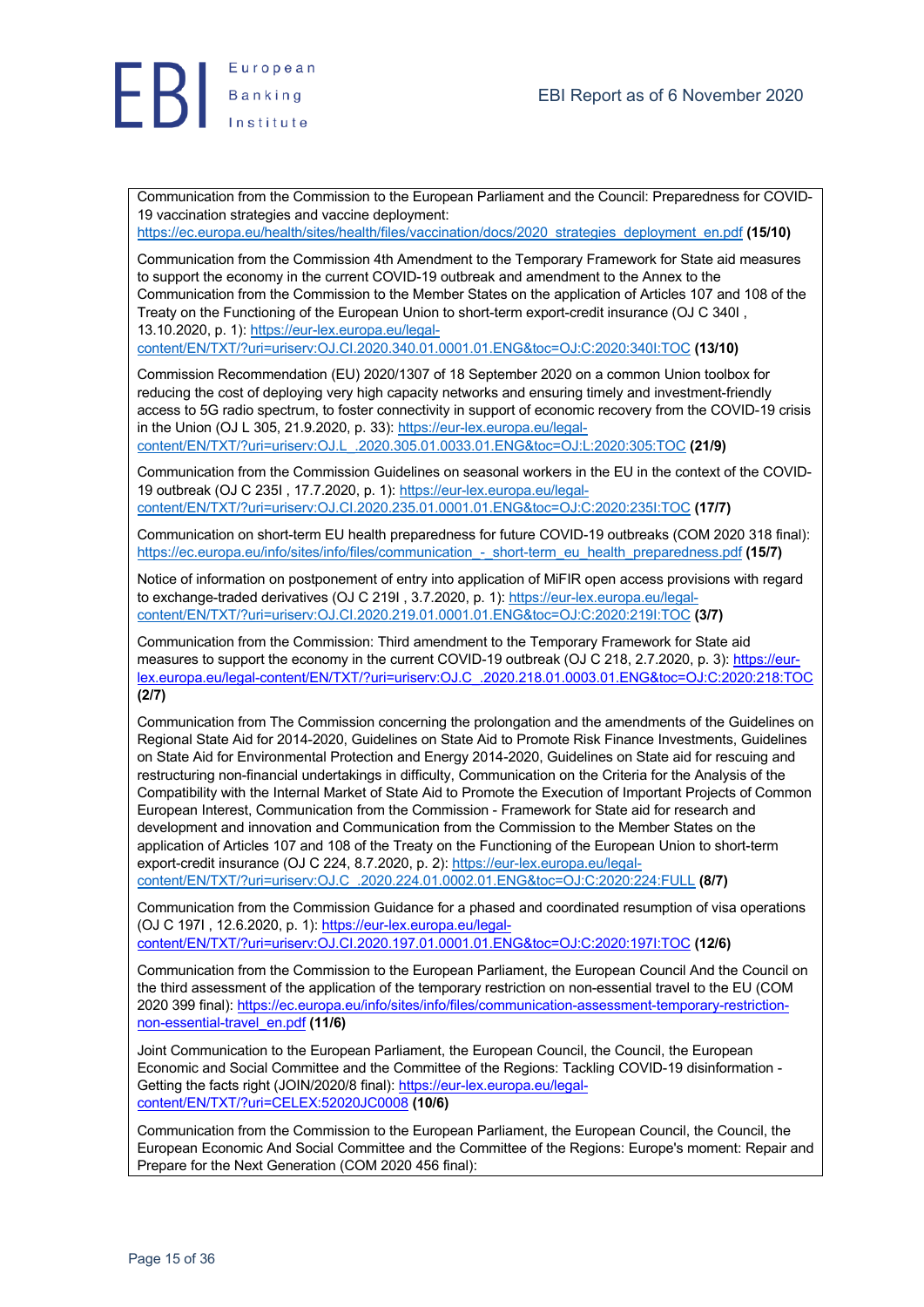Communication from the Commission to the European Parliament and the Council: Preparedness for COVID-19 vaccination strategies and vaccine deployment: https://ec.europa.eu/health/sites/health/files/vaccination/docs/2020_strategies_deployment_en.pdf **(15/10)**

Communication from the Commission 4th Amendment to the Temporary Framework for State aid measures to support the economy in the current COVID-19 outbreak and amendment to the Annex to the Communication from the Commission to the Member States on the application of Articles 107 and 108 of the Treaty on the Functioning of the European Union to short-term export-credit insurance (OJ C 340I , 13.10.2020, p. 1): https://eur-lex.europa.eu/legal-content/EN/TXT/?uri=uriserv:OJ.CI.2020.340.01.0001.01.ENG&toc=OJ:C:2020:340I:TOC **(13/10)**

Commission Recommendation (EU) 2020/1307 of 18 September 2020 on a common Union toolbox for reducing the cost of deploying very high capacity networks and ensuring timely and investment-friendly access to 5G radio spectrum, to foster connectivity in support of economic recovery from the COVID-19 crisis in the Union (OJ L 305, 21.9.2020, p. 33): https://eur-lex.europa.eu/legal-content/EN/TXT/?uri=uriserv:OJ.L_.2020.305.01.0033.01.ENG&toc=OJ:L:2020:305:TOC **(21/9)**

Communication from the Commission Guidelines on seasonal workers in the EU in the context of the COVID-19 outbreak (OJ C 235I , 17.7.2020, p. 1): https://eur-lex.europa.eu/legal-content/EN/TXT/?uri=uriserv:OJ.CI.2020.235.01.0001.01.ENG&toc=OJ:C:2020:235I:TOC **(17/7)**

Communication on short-term EU health preparedness for future COVID-19 outbreaks (COM 2020 318 final): https://ec.europa.eu/info/sites/info/files/communication_-_short-term_eu_health_preparedness.pdf **(15/7)**

Notice of information on postponement of entry into application of MiFIR open access provisions with regard to exchange-traded derivatives (OJ C 219I , 3.7.2020, p. 1): https://eur-lex.europa.eu/legal-content/EN/TXT/?uri=uriserv:OJ.CI.2020.219.01.0001.01.ENG&toc=OJ:C:2020:219I:TOC **(3/7)**

Communication from the Commission: Third amendment to the Temporary Framework for State aid measures to support the economy in the current COVID-19 outbreak (OJ C 218, 2.7.2020, p. 3): https://eur-lex.europa.eu/legal-content/EN/TXT/?uri=uriserv:OJ.C_.2020.218.01.0003.01.ENG&toc=OJ:C:2020:218:TOC **(2/7)**

Communication from The Commission concerning the prolongation and the amendments of the Guidelines on Regional State Aid for 2014-2020, Guidelines on State Aid to Promote Risk Finance Investments, Guidelines on State Aid for Environmental Protection and Energy 2014-2020, Guidelines on State aid for rescuing and restructuring non-financial undertakings in difficulty, Communication on the Criteria for the Analysis of the Compatibility with the Internal Market of State Aid to Promote the Execution of Important Projects of Common European Interest, Communication from the Commission - Framework for State aid for research and development and innovation and Communication from the Commission to the Member States on the application of Articles 107 and 108 of the Treaty on the Functioning of the European Union to short-term export-credit insurance (OJ C 224, 8.7.2020, p. 2): https://eur-lex.europa.eu/legal-content/EN/TXT/?uri=uriserv:OJ.C_.2020.224.01.0002.01.ENG&toc=OJ:C:2020:224:FULL **(8/7)**

Communication from the Commission Guidance for a phased and coordinated resumption of visa operations (OJ C 197I , 12.6.2020, p. 1): https://eur-lex.europa.eu/legal-content/EN/TXT/?uri=uriserv:OJ.CI.2020.197.01.0001.01.ENG&toc=OJ:C:2020:197I:TOC **(12/6)**

Communication from the Commission to the European Parliament, the European Council And the Council on the third assessment of the application of the temporary restriction on non-essential travel to the EU (COM 2020 399 final): https://ec.europa.eu/info/sites/info/files/communication-assessment-temporary-restriction-non-essential-travel_en.pdf **(11/6)**

Joint Communication to the European Parliament, the European Council, the Council, the European Economic and Social Committee and the Committee of the Regions: Tackling COVID-19 disinformation - Getting the facts right (JOIN/2020/8 final): https://eur-lex.europa.eu/legal-content/EN/TXT/?uri=CELEX:52020JC0008 **(10/6)**

Communication from the Commission to the European Parliament, the European Council, the Council, the European Economic And Social Committee and the Committee of the Regions: Europe's moment: Repair and Prepare for the Next Generation (COM 2020 456 final):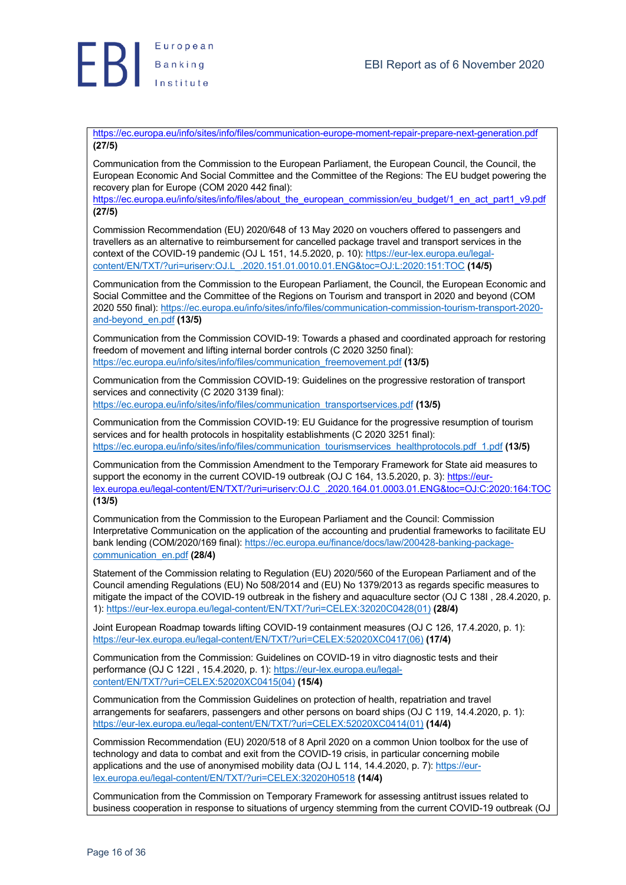https://ec.europa.eu/info/sites/info/files/communication-europe-moment-repair-prepare-next-generation.pdf **(27/5)**

Communication from the Commission to the European Parliament, the European Council, the Council, the European Economic And Social Committee and the Committee of the Regions: The EU budget powering the recovery plan for Europe (COM 2020 442 final): https://ec.europa.eu/info/sites/info/files/about_the_european_commission/eu_budget/1_en_act_part1_v9.pdf **(27/5)**

Commission Recommendation (EU) 2020/648 of 13 May 2020 on vouchers offered to passengers and travellers as an alternative to reimbursement for cancelled package travel and transport services in the context of the COVID-19 pandemic (OJ L 151, 14.5.2020, p. 10): https://eur-lex.europa.eu/legal-content/EN/TXT/?uri=uriserv:OJ.L_.2020.151.01.0010.01.ENG&toc=OJ:L:2020:151:TOC **(14/5)**

Communication from the Commission to the European Parliament, the Council, the European Economic and Social Committee and the Committee of the Regions on Tourism and transport in 2020 and beyond (COM 2020 550 final): https://ec.europa.eu/info/sites/info/files/communication-commission-tourism-transport-2020-and-beyond_en.pdf **(13/5)**

Communication from the Commission COVID-19: Towards a phased and coordinated approach for restoring freedom of movement and lifting internal border controls (C 2020 3250 final): https://ec.europa.eu/info/sites/info/files/communication_freemovement.pdf **(13/5)**

Communication from the Commission COVID-19: Guidelines on the progressive restoration of transport services and connectivity (C 2020 3139 final): https://ec.europa.eu/info/sites/info/files/communication_transportservices.pdf **(13/5)**

Communication from the Commission COVID-19: EU Guidance for the progressive resumption of tourism services and for health protocols in hospitality establishments (C 2020 3251 final): https://ec.europa.eu/info/sites/info/files/communication_tourismservices_healthprotocols.pdf_1.pdf **(13/5)**

Communication from the Commission Amendment to the Temporary Framework for State aid measures to support the economy in the current COVID-19 outbreak (OJ C 164, 13.5.2020, p. 3): https://eur-lex.europa.eu/legal-content/EN/TXT/?uri=uriserv:OJ.C_.2020.164.01.0003.01.ENG&toc=OJ:C:2020:164:TOC **(13/5)**

Communication from the Commission to the European Parliament and the Council: Commission Interpretative Communication on the application of the accounting and prudential frameworks to facilitate EU bank lending (COM/2020/169 final): https://ec.europa.eu/finance/docs/law/200428-banking-package-communication_en.pdf **(28/4)**

Statement of the Commission relating to Regulation (EU) 2020/560 of the European Parliament and of the Council amending Regulations (EU) No 508/2014 and (EU) No 1379/2013 as regards specific measures to mitigate the impact of the COVID-19 outbreak in the fishery and aquaculture sector (OJ C 138I , 28.4.2020, p. 1): https://eur-lex.europa.eu/legal-content/EN/TXT/?uri=CELEX:32020C0428(01) **(28/4)**

Joint European Roadmap towards lifting COVID-19 containment measures (OJ C 126, 17.4.2020, p. 1): https://eur-lex.europa.eu/legal-content/EN/TXT/?uri=CELEX:52020XC0417(06) **(17/4)**

Communication from the Commission: Guidelines on COVID-19 in vitro diagnostic tests and their performance (OJ C 122I , 15.4.2020, p. 1): https://eur-lex.europa.eu/legal-content/EN/TXT/?uri=CELEX:52020XC0415(04) **(15/4)**

Communication from the Commission Guidelines on protection of health, repatriation and travel arrangements for seafarers, passengers and other persons on board ships (OJ C 119, 14.4.2020, p. 1): https://eur-lex.europa.eu/legal-content/EN/TXT/?uri=CELEX:52020XC0414(01) **(14/4)**

Commission Recommendation (EU) 2020/518 of 8 April 2020 on a common Union toolbox for the use of technology and data to combat and exit from the COVID-19 crisis, in particular concerning mobile applications and the use of anonymised mobility data (OJ L 114, 14.4.2020, p. 7): https://eur-lex.europa.eu/legal-content/EN/TXT/?uri=CELEX:32020H0518 **(14/4)**

Communication from the Commission on Temporary Framework for assessing antitrust issues related to business cooperation in response to situations of urgency stemming from the current COVID-19 outbreak (OJ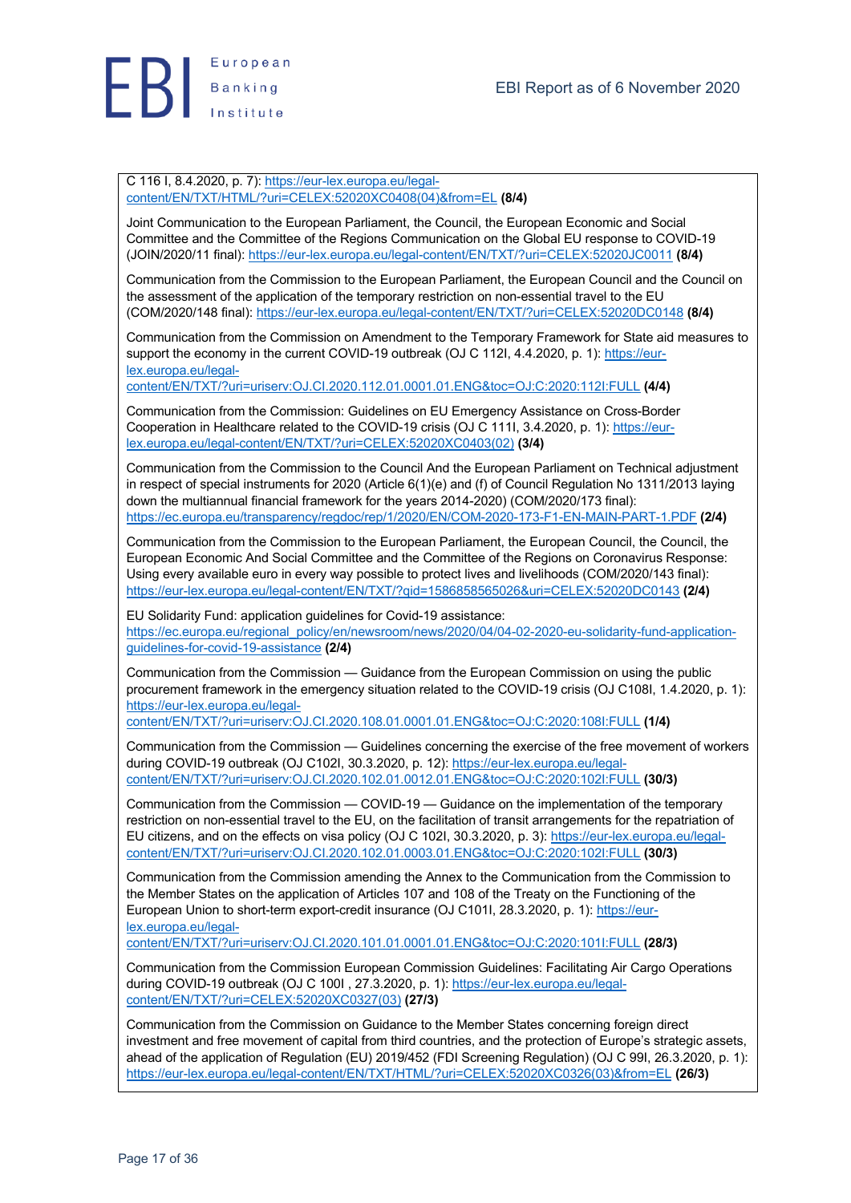C 116 I, 8.4.2020, p. 7): https://eur-lex.europa.eu/legal-content/EN/TXT/HTML/?uri=CELEX:52020XC0408(04)&from=EL **(8/4)**

Joint Communication to the European Parliament, the Council, the European Economic and Social Committee and the Committee of the Regions Communication on the Global EU response to COVID-19 (JOIN/2020/11 final): https://eur-lex.europa.eu/legal-content/EN/TXT/?uri=CELEX:52020JC0011 **(8/4)**

Communication from the Commission to the European Parliament, the European Council and the Council on the assessment of the application of the temporary restriction on non-essential travel to the EU (COM/2020/148 final): https://eur-lex.europa.eu/legal-content/EN/TXT/?uri=CELEX:52020DC0148 **(8/4)**

Communication from the Commission on Amendment to the Temporary Framework for State aid measures to support the economy in the current COVID-19 outbreak (OJ C 112I, 4.4.2020, p. 1): https://eur-lex.europa.eu/legal-content/EN/TXT/?uri=uriserv:OJ.CI.2020.112.01.0001.01.ENG&toc=OJ:C:2020:112I:FULL **(4/4)**

Communication from the Commission: Guidelines on EU Emergency Assistance on Cross-Border Cooperation in Healthcare related to the COVID-19 crisis (OJ C 111I, 3.4.2020, p. 1): https://eur-lex.europa.eu/legal-content/EN/TXT/?uri=CELEX:52020XC0403(02) **(3/4)**

Communication from the Commission to the Council And the European Parliament on Technical adjustment in respect of special instruments for 2020 (Article 6(1)(e) and (f) of Council Regulation No 1311/2013 laying down the multiannual financial framework for the years 2014-2020) (COM/2020/173 final): https://ec.europa.eu/transparency/regdoc/rep/1/2020/EN/COM-2020-173-F1-EN-MAIN-PART-1.PDF **(2/4)**

Communication from the Commission to the European Parliament, the European Council, the Council, the European Economic And Social Committee and the Committee of the Regions on Coronavirus Response: Using every available euro in every way possible to protect lives and livelihoods (COM/2020/143 final): https://eur-lex.europa.eu/legal-content/EN/TXT/?qid=1586858565026&uri=CELEX:52020DC0143 **(2/4)**

EU Solidarity Fund: application guidelines for Covid-19 assistance: https://ec.europa.eu/regional_policy/en/newsroom/news/2020/04/04-02-2020-eu-solidarity-fund-application-guidelines-for-covid-19-assistance **(2/4)**

Communication from the Commission — Guidance from the European Commission on using the public procurement framework in the emergency situation related to the COVID-19 crisis (OJ C108I, 1.4.2020, p. 1): https://eur-lex.europa.eu/legal-content/EN/TXT/?uri=uriserv:OJ.CI.2020.108.01.0001.01.ENG&toc=OJ:C:2020:108I:FULL **(1/4)**

Communication from the Commission — Guidelines concerning the exercise of the free movement of workers during COVID-19 outbreak (OJ C102I, 30.3.2020, p. 12): https://eur-lex.europa.eu/legal-content/EN/TXT/?uri=uriserv:OJ.CI.2020.102.01.0012.01.ENG&toc=OJ:C:2020:102I:FULL **(30/3)**

Communication from the Commission — COVID-19 — Guidance on the implementation of the temporary restriction on non-essential travel to the EU, on the facilitation of transit arrangements for the repatriation of EU citizens, and on the effects on visa policy (OJ C 102I, 30.3.2020, p. 3): https://eur-lex.europa.eu/legal-content/EN/TXT/?uri=uriserv:OJ.CI.2020.102.01.0003.01.ENG&toc=OJ:C:2020:102I:FULL **(30/3)**

Communication from the Commission amending the Annex to the Communication from the Commission to the Member States on the application of Articles 107 and 108 of the Treaty on the Functioning of the European Union to short-term export-credit insurance (OJ C101I, 28.3.2020, p. 1): https://eur-lex.europa.eu/legal-content/EN/TXT/?uri=uriserv:OJ.CI.2020.101.01.0001.01.ENG&toc=OJ:C:2020:101I:FULL **(28/3)**

Communication from the Commission European Commission Guidelines: Facilitating Air Cargo Operations during COVID-19 outbreak (OJ C 100I , 27.3.2020, p. 1): https://eur-lex.europa.eu/legal-content/EN/TXT/?uri=CELEX:52020XC0327(03) **(27/3)**

Communication from the Commission on Guidance to the Member States concerning foreign direct investment and free movement of capital from third countries, and the protection of Europe's strategic assets, ahead of the application of Regulation (EU) 2019/452 (FDI Screening Regulation) (OJ C 99I, 26.3.2020, p. 1): https://eur-lex.europa.eu/legal-content/EN/TXT/HTML/?uri=CELEX:52020XC0326(03)&from=EL **(26/3)**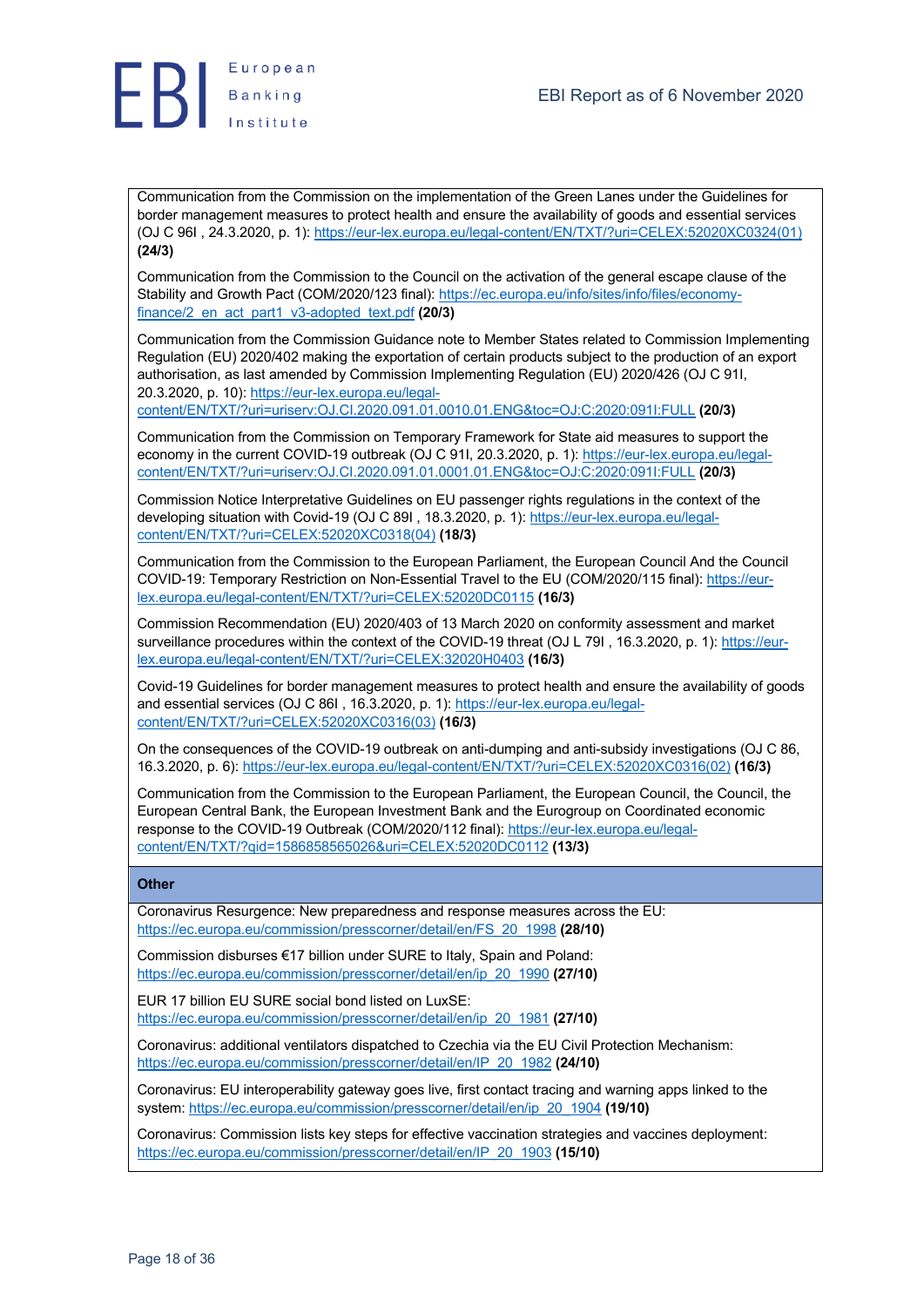Communication from the Commission on the implementation of the Green Lanes under the Guidelines for border management measures to protect health and ensure the availability of goods and essential services (OJ C 96I , 24.3.2020, p. 1): https://eur-lex.europa.eu/legal-content/EN/TXT/?uri=CELEX:52020XC0324(01) **(24/3)**

Communication from the Commission to the Council on the activation of the general escape clause of the Stability and Growth Pact (COM/2020/123 final): https://ec.europa.eu/info/sites/info/files/economy-finance/2_en_act_part1_v3-adopted_text.pdf **(20/3)**

Communication from the Commission Guidance note to Member States related to Commission Implementing Regulation (EU) 2020/402 making the exportation of certain products subject to the production of an export authorisation, as last amended by Commission Implementing Regulation (EU) 2020/426 (OJ C 91I, 20.3.2020, p. 10): https://eur-lex.europa.eu/legal-content/EN/TXT/?uri=uriserv:OJ.CI.2020.091.01.0010.01.ENG&toc=OJ:C:2020:091I:FULL **(20/3)**

Communication from the Commission on Temporary Framework for State aid measures to support the economy in the current COVID-19 outbreak (OJ C 91I, 20.3.2020, p. 1): https://eur-lex.europa.eu/legal-content/EN/TXT/?uri=uriserv:OJ.CI.2020.091.01.0001.01.ENG&toc=OJ:C:2020:091I:FULL **(20/3)**

Commission Notice Interpretative Guidelines on EU passenger rights regulations in the context of the developing situation with Covid-19 (OJ C 89I , 18.3.2020, p. 1): https://eur-lex.europa.eu/legal-content/EN/TXT/?uri=CELEX:52020XC0318(04) **(18/3)**

Communication from the Commission to the European Parliament, the European Council And the Council COVID-19: Temporary Restriction on Non-Essential Travel to the EU (COM/2020/115 final): https://eur-lex.europa.eu/legal-content/EN/TXT/?uri=CELEX:52020DC0115 **(16/3)**

Commission Recommendation (EU) 2020/403 of 13 March 2020 on conformity assessment and market surveillance procedures within the context of the COVID-19 threat (OJ L 79I , 16.3.2020, p. 1): https://eur-lex.europa.eu/legal-content/EN/TXT/?uri=CELEX:32020H0403 **(16/3)**

Covid-19 Guidelines for border management measures to protect health and ensure the availability of goods and essential services (OJ C 86I , 16.3.2020, p. 1): https://eur-lex.europa.eu/legal-content/EN/TXT/?uri=CELEX:52020XC0316(03) **(16/3)**

On the consequences of the COVID-19 outbreak on anti-dumping and anti-subsidy investigations (OJ C 86, 16.3.2020, p. 6): https://eur-lex.europa.eu/legal-content/EN/TXT/?uri=CELEX:52020XC0316(02) **(16/3)**

Communication from the Commission to the European Parliament, the European Council, the Council, the European Central Bank, the European Investment Bank and the Eurogroup on Coordinated economic response to the COVID-19 Outbreak (COM/2020/112 final): https://eur-lex.europa.eu/legal-content/EN/TXT/?qid=1586858565026&uri=CELEX:52020DC0112 **(13/3)**

**Other**

Coronavirus Resurgence: New preparedness and response measures across the EU: https://ec.europa.eu/commission/presscorner/detail/en/FS_20_1998 **(28/10)**

Commission disburses €17 billion under SURE to Italy, Spain and Poland: https://ec.europa.eu/commission/presscorner/detail/en/ip_20_1990 **(27/10)**

EUR 17 billion EU SURE social bond listed on LuxSE: https://ec.europa.eu/commission/presscorner/detail/en/ip_20_1981 **(27/10)**

Coronavirus: additional ventilators dispatched to Czechia via the EU Civil Protection Mechanism: https://ec.europa.eu/commission/presscorner/detail/en/IP_20_1982 **(24/10)**

Coronavirus: EU interoperability gateway goes live, first contact tracing and warning apps linked to the system: https://ec.europa.eu/commission/presscorner/detail/en/ip_20_1904 **(19/10)**

Coronavirus: Commission lists key steps for effective vaccination strategies and vaccines deployment: https://ec.europa.eu/commission/presscorner/detail/en/IP_20_1903 **(15/10)**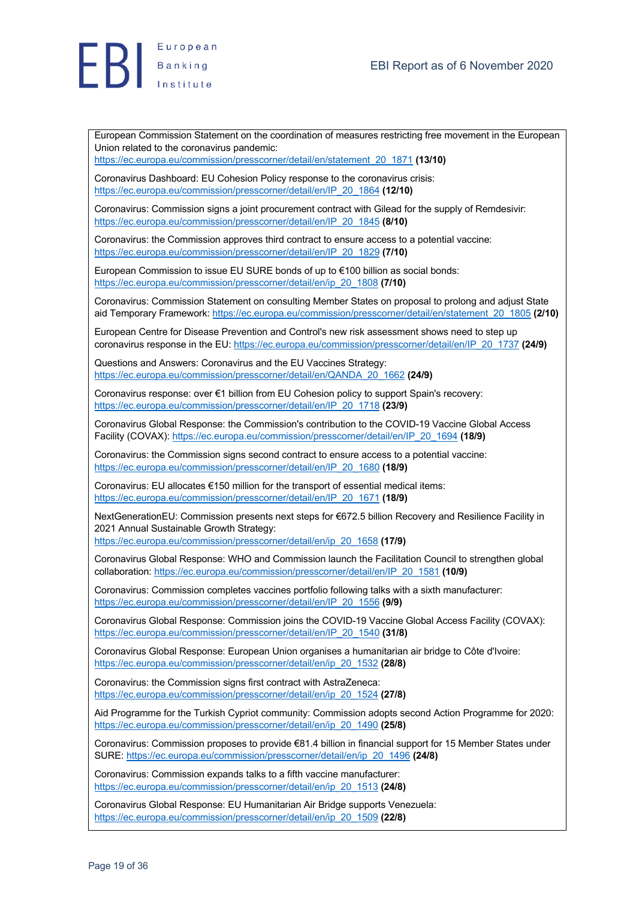European Commission Statement on the coordination of measures restricting free movement in the European Union related to the coronavirus pandemic: https://ec.europa.eu/commission/presscorner/detail/en/statement_20_1871 **(13/10)**

Coronavirus Dashboard: EU Cohesion Policy response to the coronavirus crisis: https://ec.europa.eu/commission/presscorner/detail/en/IP_20_1864 **(12/10)**

Coronavirus: Commission signs a joint procurement contract with Gilead for the supply of Remdesivir: https://ec.europa.eu/commission/presscorner/detail/en/IP_20_1845 **(8/10)**

Coronavirus: the Commission approves third contract to ensure access to a potential vaccine: https://ec.europa.eu/commission/presscorner/detail/en/IP_20_1829 **(7/10)**

European Commission to issue EU SURE bonds of up to €100 billion as social bonds: https://ec.europa.eu/commission/presscorner/detail/en/ip_20_1808 **(7/10)**

Coronavirus: Commission Statement on consulting Member States on proposal to prolong and adjust State aid Temporary Framework: https://ec.europa.eu/commission/presscorner/detail/en/statement_20_1805 **(2/10)**

European Centre for Disease Prevention and Control's new risk assessment shows need to step up coronavirus response in the EU: https://ec.europa.eu/commission/presscorner/detail/en/IP_20_1737 **(24/9)**

Questions and Answers: Coronavirus and the EU Vaccines Strategy: https://ec.europa.eu/commission/presscorner/detail/en/QANDA_20_1662 **(24/9)**

Coronavirus response: over €1 billion from EU Cohesion policy to support Spain's recovery: https://ec.europa.eu/commission/presscorner/detail/en/IP_20_1718 **(23/9)**

Coronavirus Global Response: the Commission's contribution to the COVID-19 Vaccine Global Access Facility (COVAX): https://ec.europa.eu/commission/presscorner/detail/en/IP_20_1694 **(18/9)**

Coronavirus: the Commission signs second contract to ensure access to a potential vaccine: https://ec.europa.eu/commission/presscorner/detail/en/IP_20_1680 **(18/9)**

Coronavirus: EU allocates €150 million for the transport of essential medical items: https://ec.europa.eu/commission/presscorner/detail/en/IP_20_1671 **(18/9)**

NextGenerationEU: Commission presents next steps for €672.5 billion Recovery and Resilience Facility in 2021 Annual Sustainable Growth Strategy: https://ec.europa.eu/commission/presscorner/detail/en/ip_20_1658 **(17/9)**

Coronavirus Global Response: WHO and Commission launch the Facilitation Council to strengthen global collaboration: https://ec.europa.eu/commission/presscorner/detail/en/IP_20_1581 **(10/9)**

Coronavirus: Commission completes vaccines portfolio following talks with a sixth manufacturer: https://ec.europa.eu/commission/presscorner/detail/en/IP_20_1556 **(9/9)**

Coronavirus Global Response: Commission joins the COVID-19 Vaccine Global Access Facility (COVAX): https://ec.europa.eu/commission/presscorner/detail/en/IP_20_1540 **(31/8)**

Coronavirus Global Response: European Union organises a humanitarian air bridge to Côte d'Ivoire: https://ec.europa.eu/commission/presscorner/detail/en/ip_20_1532 **(28/8)**

Coronavirus: the Commission signs first contract with AstraZeneca: https://ec.europa.eu/commission/presscorner/detail/en/ip_20_1524 **(27/8)**

Aid Programme for the Turkish Cypriot community: Commission adopts second Action Programme for 2020: https://ec.europa.eu/commission/presscorner/detail/en/ip_20_1490 **(25/8)**

Coronavirus: Commission proposes to provide €81.4 billion in financial support for 15 Member States under SURE: https://ec.europa.eu/commission/presscorner/detail/en/ip_20_1496 **(24/8)**

Coronavirus: Commission expands talks to a fifth vaccine manufacturer: https://ec.europa.eu/commission/presscorner/detail/en/ip_20_1513 **(24/8)**

Coronavirus Global Response: EU Humanitarian Air Bridge supports Venezuela: https://ec.europa.eu/commission/presscorner/detail/en/ip_20_1509 **(22/8)**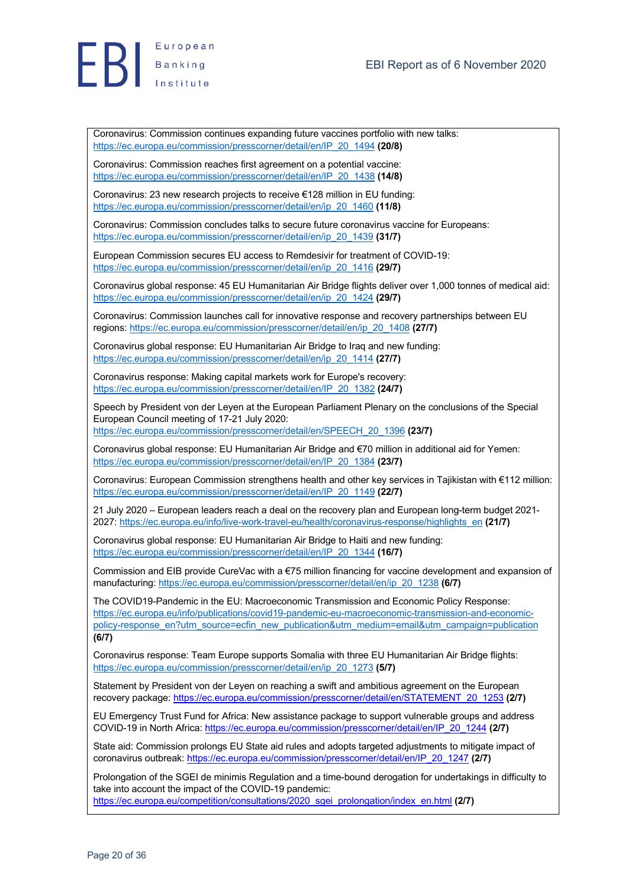Coronavirus: Commission continues expanding future vaccines portfolio with new talks: https://ec.europa.eu/commission/presscorner/detail/en/IP_20_1494 **(20/8)**

Coronavirus: Commission reaches first agreement on a potential vaccine: https://ec.europa.eu/commission/presscorner/detail/en/IP_20_1438 **(14/8)**

Coronavirus: 23 new research projects to receive €128 million in EU funding: https://ec.europa.eu/commission/presscorner/detail/en/ip_20_1460 **(11/8)**

Coronavirus: Commission concludes talks to secure future coronavirus vaccine for Europeans: https://ec.europa.eu/commission/presscorner/detail/en/ip_20_1439 **(31/7)**

European Commission secures EU access to Remdesivir for treatment of COVID-19: https://ec.europa.eu/commission/presscorner/detail/en/ip_20_1416 **(29/7)**

Coronavirus global response: 45 EU Humanitarian Air Bridge flights deliver over 1,000 tonnes of medical aid: https://ec.europa.eu/commission/presscorner/detail/en/ip_20_1424 **(29/7)**

Coronavirus: Commission launches call for innovative response and recovery partnerships between EU regions: https://ec.europa.eu/commission/presscorner/detail/en/ip_20_1408 **(27/7)**

Coronavirus global response: EU Humanitarian Air Bridge to Iraq and new funding: https://ec.europa.eu/commission/presscorner/detail/en/ip_20_1414 **(27/7)**

Coronavirus response: Making capital markets work for Europe's recovery: https://ec.europa.eu/commission/presscorner/detail/en/IP_20_1382 **(24/7)**

Speech by President von der Leyen at the European Parliament Plenary on the conclusions of the Special European Council meeting of 17-21 July 2020: https://ec.europa.eu/commission/presscorner/detail/en/SPEECH_20_1396 **(23/7)**

Coronavirus global response: EU Humanitarian Air Bridge and €70 million in additional aid for Yemen: https://ec.europa.eu/commission/presscorner/detail/en/IP_20_1384 **(23/7)**

Coronavirus: European Commission strengthens health and other key services in Tajikistan with €112 million: https://ec.europa.eu/commission/presscorner/detail/en/IP_20_1149 **(22/7)**

21 July 2020 – European leaders reach a deal on the recovery plan and European long-term budget 2021-2027: https://ec.europa.eu/info/live-work-travel-eu/health/coronavirus-response/highlights_en **(21/7)**

Coronavirus global response: EU Humanitarian Air Bridge to Haiti and new funding: https://ec.europa.eu/commission/presscorner/detail/en/IP_20_1344 **(16/7)**

Commission and EIB provide CureVac with a €75 million financing for vaccine development and expansion of manufacturing: https://ec.europa.eu/commission/presscorner/detail/en/ip_20_1238 **(6/7)**

The COVID19-Pandemic in the EU: Macroeconomic Transmission and Economic Policy Response: https://ec.europa.eu/info/publications/covid19-pandemic-eu-macroeconomic-transmission-and-economic-policy-response_en?utm_source=ecfin_new_publication&utm_medium=email&utm_campaign=publication **(6/7)**

Coronavirus response: Team Europe supports Somalia with three EU Humanitarian Air Bridge flights: https://ec.europa.eu/commission/presscorner/detail/en/ip_20_1273 **(5/7)**

Statement by President von der Leyen on reaching a swift and ambitious agreement on the European recovery package: https://ec.europa.eu/commission/presscorner/detail/en/STATEMENT_20_1253 **(2/7)**

EU Emergency Trust Fund for Africa: New assistance package to support vulnerable groups and address COVID-19 in North Africa: https://ec.europa.eu/commission/presscorner/detail/en/IP_20_1244 **(2/7)**

State aid: Commission prolongs EU State aid rules and adopts targeted adjustments to mitigate impact of coronavirus outbreak: https://ec.europa.eu/commission/presscorner/detail/en/IP_20_1247 **(2/7)**

Prolongation of the SGEI de minimis Regulation and a time-bound derogation for undertakings in difficulty to take into account the impact of the COVID-19 pandemic: https://ec.europa.eu/competition/consultations/2020_sgei_prolongation/index_en.html **(2/7)**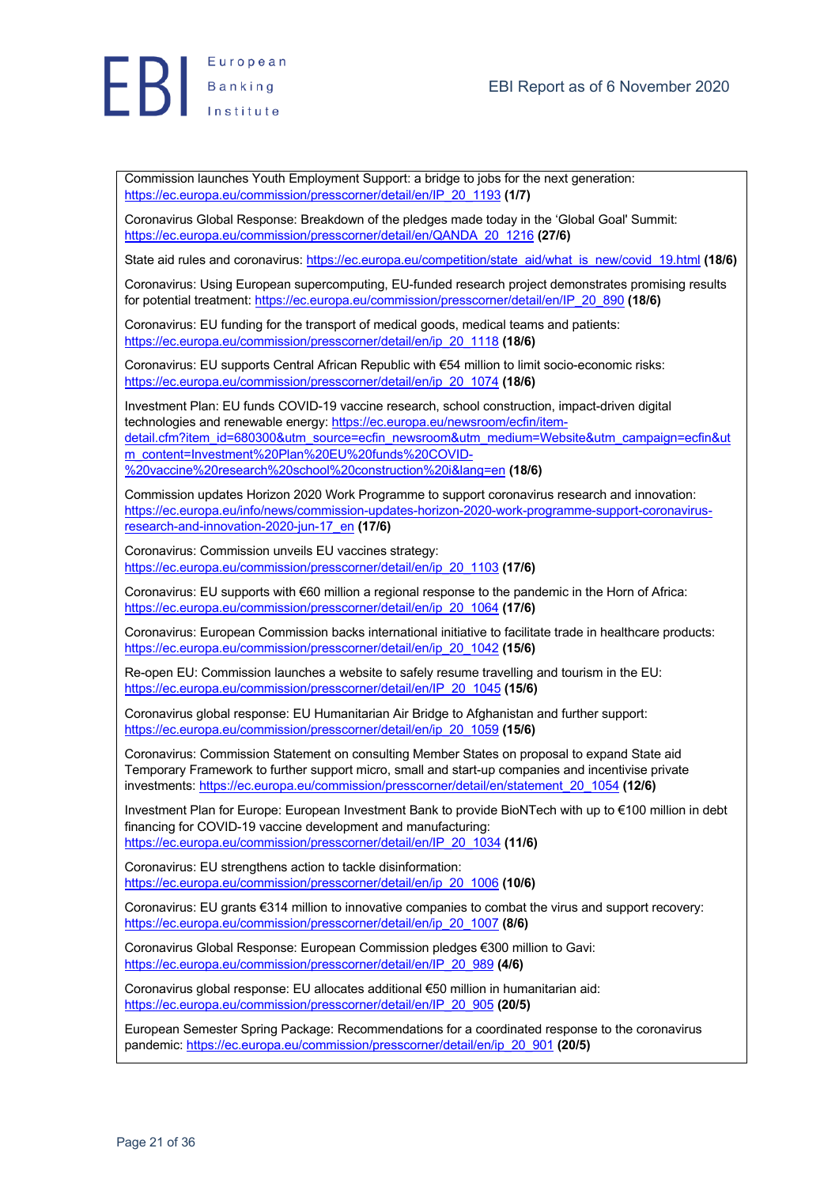Commission launches Youth Employment Support: a bridge to jobs for the next generation: https://ec.europa.eu/commission/presscorner/detail/en/IP_20_1193 **(1/7)**

Coronavirus Global Response: Breakdown of the pledges made today in the 'Global Goal' Summit: https://ec.europa.eu/commission/presscorner/detail/en/QANDA_20_1216 **(27/6)**

State aid rules and coronavirus: https://ec.europa.eu/competition/state_aid/what_is_new/covid_19.html **(18/6)**

Coronavirus: Using European supercomputing, EU-funded research project demonstrates promising results for potential treatment: https://ec.europa.eu/commission/presscorner/detail/en/IP_20_890 **(18/6)**

Coronavirus: EU funding for the transport of medical goods, medical teams and patients: https://ec.europa.eu/commission/presscorner/detail/en/ip_20_1118 **(18/6)**

Coronavirus: EU supports Central African Republic with €54 million to limit socio-economic risks: https://ec.europa.eu/commission/presscorner/detail/en/ip_20_1074 **(18/6)**

Investment Plan: EU funds COVID-19 vaccine research, school construction, impact-driven digital technologies and renewable energy: https://ec.europa.eu/newsroom/ecfin/item-detail.cfm?item_id=680300&utm_source=ecfin_newsroom&utm_medium=Website&utm_campaign=ecfin&utm_content=Investment%20Plan%20EU%20funds%20COVID-%20vaccine%20research%20school%20construction%20i&lang=en **(18/6)**

Commission updates Horizon 2020 Work Programme to support coronavirus research and innovation: https://ec.europa.eu/info/news/commission-updates-horizon-2020-work-programme-support-coronavirus-research-and-innovation-2020-jun-17_en **(17/6)**

Coronavirus: Commission unveils EU vaccines strategy: https://ec.europa.eu/commission/presscorner/detail/en/ip_20_1103 **(17/6)**

Coronavirus: EU supports with €60 million a regional response to the pandemic in the Horn of Africa: https://ec.europa.eu/commission/presscorner/detail/en/ip_20_1064 **(17/6)**

Coronavirus: European Commission backs international initiative to facilitate trade in healthcare products: https://ec.europa.eu/commission/presscorner/detail/en/ip_20_1042 **(15/6)**

Re-open EU: Commission launches a website to safely resume travelling and tourism in the EU: https://ec.europa.eu/commission/presscorner/detail/en/IP_20_1045 **(15/6)**

Coronavirus global response: EU Humanitarian Air Bridge to Afghanistan and further support: https://ec.europa.eu/commission/presscorner/detail/en/ip_20_1059 **(15/6)**

Coronavirus: Commission Statement on consulting Member States on proposal to expand State aid Temporary Framework to further support micro, small and start-up companies and incentivise private investments: https://ec.europa.eu/commission/presscorner/detail/en/statement_20_1054 **(12/6)**

Investment Plan for Europe: European Investment Bank to provide BioNTech with up to €100 million in debt financing for COVID-19 vaccine development and manufacturing: https://ec.europa.eu/commission/presscorner/detail/en/IP_20_1034 **(11/6)**

Coronavirus: EU strengthens action to tackle disinformation: https://ec.europa.eu/commission/presscorner/detail/en/ip_20_1006 **(10/6)**

Coronavirus: EU grants €314 million to innovative companies to combat the virus and support recovery: https://ec.europa.eu/commission/presscorner/detail/en/ip_20_1007 **(8/6)**

Coronavirus Global Response: European Commission pledges €300 million to Gavi: https://ec.europa.eu/commission/presscorner/detail/en/IP_20_989 **(4/6)**

Coronavirus global response: EU allocates additional €50 million in humanitarian aid: https://ec.europa.eu/commission/presscorner/detail/en/IP_20_905 **(20/5)**

European Semester Spring Package: Recommendations for a coordinated response to the coronavirus pandemic: https://ec.europa.eu/commission/presscorner/detail/en/ip_20_901 **(20/5)**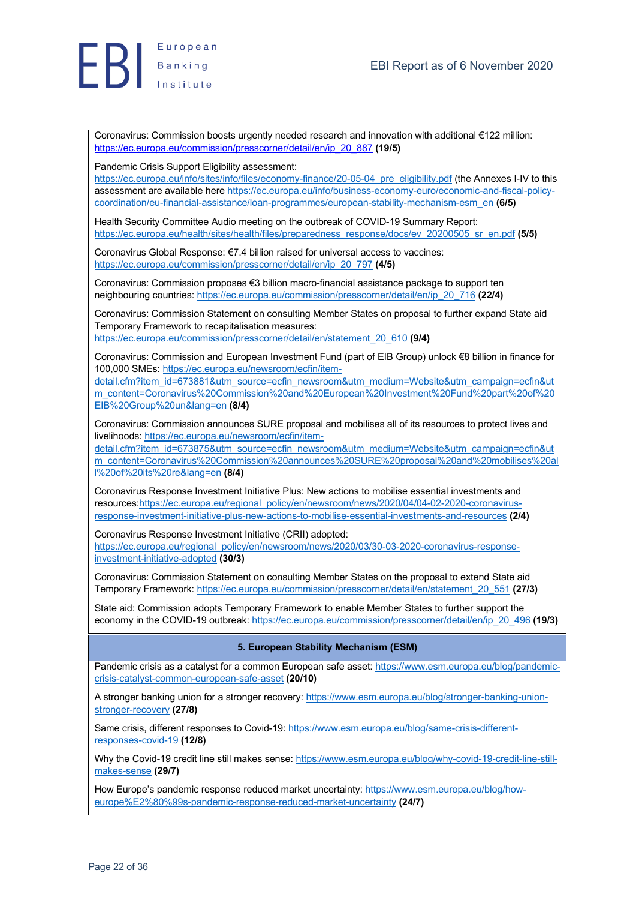Coronavirus: Commission boosts urgently needed research and innovation with additional €122 million: https://ec.europa.eu/commission/presscorner/detail/en/ip_20_887 **(19/5)**

Pandemic Crisis Support Eligibility assessment: https://ec.europa.eu/info/sites/info/files/economy-finance/20-05-04_pre_eligibility.pdf (the Annexes I-IV to this assessment are available here https://ec.europa.eu/info/business-economy-euro/economic-and-fiscal-policy-coordination/eu-financial-assistance/loan-programmes/european-stability-mechanism-esm_en **(6/5)**

Health Security Committee Audio meeting on the outbreak of COVID-19 Summary Report: https://ec.europa.eu/health/sites/health/files/preparedness_response/docs/ev_20200505_sr_en.pdf **(5/5)**

Coronavirus Global Response: €7.4 billion raised for universal access to vaccines: https://ec.europa.eu/commission/presscorner/detail/en/ip_20_797 **(4/5)**

Coronavirus: Commission proposes €3 billion macro-financial assistance package to support ten neighbouring countries: https://ec.europa.eu/commission/presscorner/detail/en/ip_20_716 **(22/4)**

Coronavirus: Commission Statement on consulting Member States on proposal to further expand State aid Temporary Framework to recapitalisation measures: https://ec.europa.eu/commission/presscorner/detail/en/statement_20_610 **(9/4)**

Coronavirus: Commission and European Investment Fund (part of EIB Group) unlock €8 billion in finance for 100,000 SMEs: https://ec.europa.eu/newsroom/ecfin/item-detail.cfm?item_id=673881&utm_source=ecfin_newsroom&utm_medium=Website&utm_campaign=ecfin&utm_content=Coronavirus%20Commission%20and%20European%20Investment%20Fund%20part%20of%20EIB%20Group%20un&lang=en **(8/4)**

Coronavirus: Commission announces SURE proposal and mobilises all of its resources to protect lives and livelihoods: https://ec.europa.eu/newsroom/ecfin/item-detail.cfm?item_id=673875&utm_source=ecfin_newsroom&utm_medium=Website&utm_campaign=ecfin&utm_content=Coronavirus%20Commission%20announces%20SURE%20proposal%20and%20mobilises%20all%20of%20its%20re&lang=en **(8/4)**

Coronavirus Response Investment Initiative Plus: New actions to mobilise essential investments and resources:https://ec.europa.eu/regional_policy/en/newsroom/news/2020/04/04-02-2020-coronavirus-response-investment-initiative-plus-new-actions-to-mobilise-essential-investments-and-resources **(2/4)**

Coronavirus Response Investment Initiative (CRII) adopted: https://ec.europa.eu/regional_policy/en/newsroom/news/2020/03/30-03-2020-coronavirus-response-investment-initiative-adopted **(30/3)**

Coronavirus: Commission Statement on consulting Member States on the proposal to extend State aid Temporary Framework: https://ec.europa.eu/commission/presscorner/detail/en/statement_20_551 **(27/3)**

State aid: Commission adopts Temporary Framework to enable Member States to further support the economy in the COVID-19 outbreak: https://ec.europa.eu/commission/presscorner/detail/en/ip_20_496 **(19/3)**

## 5. European Stability Mechanism (ESM)

Pandemic crisis as a catalyst for a common European safe asset: https://www.esm.europa.eu/blog/pandemic-crisis-catalyst-common-european-safe-asset **(20/10)**

A stronger banking union for a stronger recovery: https://www.esm.europa.eu/blog/stronger-banking-union-stronger-recovery **(27/8)**

Same crisis, different responses to Covid-19: https://www.esm.europa.eu/blog/same-crisis-different-responses-covid-19 **(12/8)**

Why the Covid-19 credit line still makes sense: https://www.esm.europa.eu/blog/why-covid-19-credit-line-still-makes-sense **(29/7)**

How Europe's pandemic response reduced market uncertainty: https://www.esm.europa.eu/blog/how-europe%E2%80%99s-pandemic-response-reduced-market-uncertainty **(24/7)**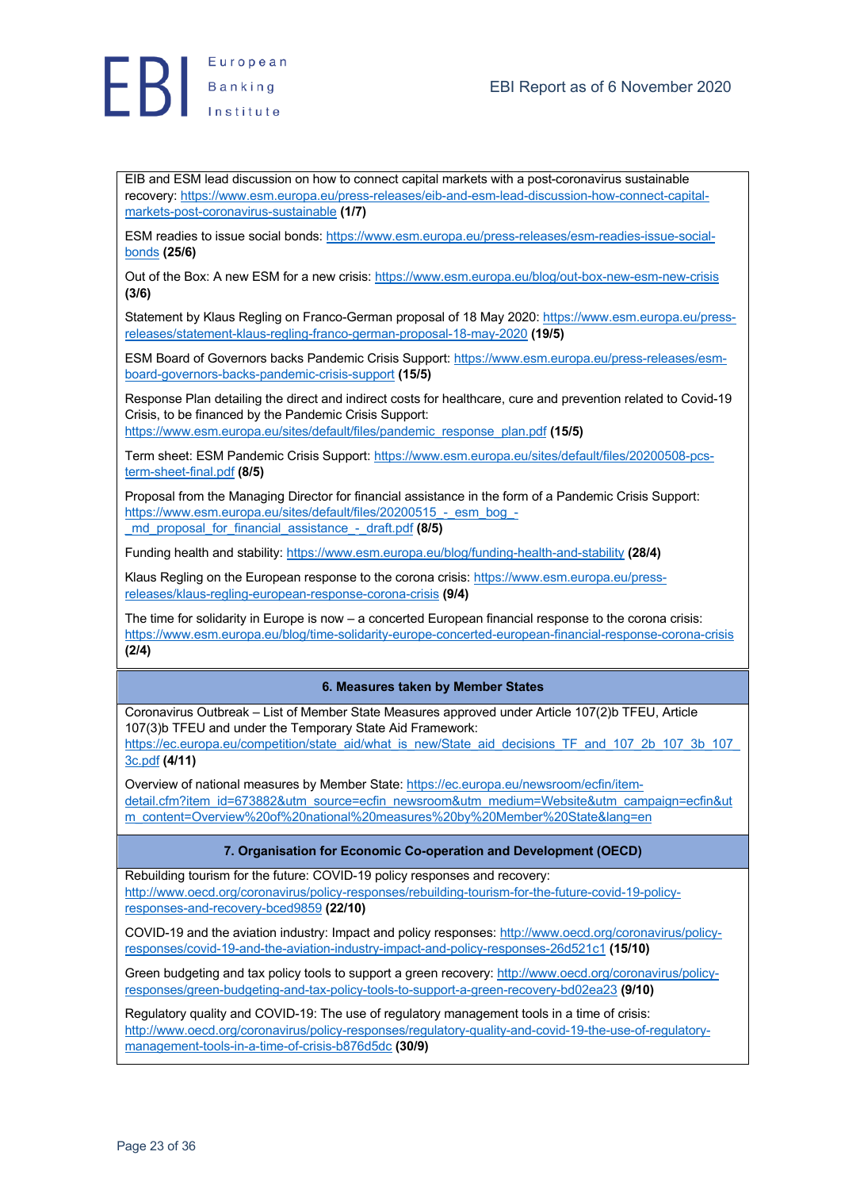EIB and ESM lead discussion on how to connect capital markets with a post-coronavirus sustainable recovery: https://www.esm.europa.eu/press-releases/eib-and-esm-lead-discussion-how-connect-capital-markets-post-coronavirus-sustainable **(1/7)**

ESM readies to issue social bonds: https://www.esm.europa.eu/press-releases/esm-readies-issue-social-bonds **(25/6)**

Out of the Box: A new ESM for a new crisis: https://www.esm.europa.eu/blog/out-box-new-esm-new-crisis **(3/6)**

Statement by Klaus Regling on Franco-German proposal of 18 May 2020: https://www.esm.europa.eu/press-releases/statement-klaus-regling-franco-german-proposal-18-may-2020 **(19/5)**

ESM Board of Governors backs Pandemic Crisis Support: https://www.esm.europa.eu/press-releases/esm-board-governors-backs-pandemic-crisis-support **(15/5)**

Response Plan detailing the direct and indirect costs for healthcare, cure and prevention related to Covid-19 Crisis, to be financed by the Pandemic Crisis Support: https://www.esm.europa.eu/sites/default/files/pandemic_response_plan.pdf **(15/5)**

Term sheet: ESM Pandemic Crisis Support: https://www.esm.europa.eu/sites/default/files/20200508-pcs-term-sheet-final.pdf **(8/5)**

Proposal from the Managing Director for financial assistance in the form of a Pandemic Crisis Support: https://www.esm.europa.eu/sites/default/files/20200515_-_esm_bog_-_md_proposal_for_financial_assistance_-_draft.pdf **(8/5)**

Funding health and stability: https://www.esm.europa.eu/blog/funding-health-and-stability **(28/4)**

Klaus Regling on the European response to the corona crisis: https://www.esm.europa.eu/press-releases/klaus-regling-european-response-corona-crisis **(9/4)**

The time for solidarity in Europe is now – a concerted European financial response to the corona crisis: https://www.esm.europa.eu/blog/time-solidarity-europe-concerted-european-financial-response-corona-crisis **(2/4)**

### 6. Measures taken by Member States

Coronavirus Outbreak – List of Member State Measures approved under Article 107(2)b TFEU, Article 107(3)b TFEU and under the Temporary State Aid Framework: https://ec.europa.eu/competition/state_aid/what_is_new/State_aid_decisions_TF_and_107_2b_107_3b_107_3c.pdf **(4/11)**

Overview of national measures by Member State: https://ec.europa.eu/newsroom/ecfin/item-detail.cfm?item_id=673882&utm_source=ecfin_newsroom&utm_medium=Website&utm_campaign=ecfin&utm_content=Overview%20of%20national%20measures%20by%20Member%20State&lang=en

### 7. Organisation for Economic Co-operation and Development (OECD)

Rebuilding tourism for the future: COVID-19 policy responses and recovery: http://www.oecd.org/coronavirus/policy-responses/rebuilding-tourism-for-the-future-covid-19-policy-responses-and-recovery-bced9859 **(22/10)**

COVID-19 and the aviation industry: Impact and policy responses: http://www.oecd.org/coronavirus/policy-responses/covid-19-and-the-aviation-industry-impact-and-policy-responses-26d521c1 **(15/10)**

Green budgeting and tax policy tools to support a green recovery: http://www.oecd.org/coronavirus/policy-responses/green-budgeting-and-tax-policy-tools-to-support-a-green-recovery-bd02ea23 **(9/10)**

Regulatory quality and COVID-19: The use of regulatory management tools in a time of crisis: http://www.oecd.org/coronavirus/policy-responses/regulatory-quality-and-covid-19-the-use-of-regulatory-management-tools-in-a-time-of-crisis-b876d5dc **(30/9)**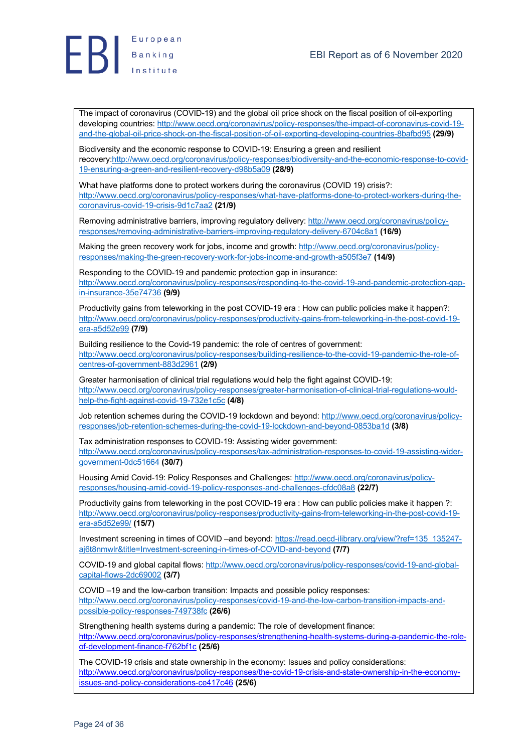The impact of coronavirus (COVID-19) and the global oil price shock on the fiscal position of oil-exporting developing countries: http://www.oecd.org/coronavirus/policy-responses/the-impact-of-coronavirus-covid-19-and-the-global-oil-price-shock-on-the-fiscal-position-of-oil-exporting-developing-countries-8bafbd95 **(29/9)**

Biodiversity and the economic response to COVID-19: Ensuring a green and resilient recovery:http://www.oecd.org/coronavirus/policy-responses/biodiversity-and-the-economic-response-to-covid-19-ensuring-a-green-and-resilient-recovery-d98b5a09 **(28/9)**

What have platforms done to protect workers during the coronavirus (COVID 19) crisis?: http://www.oecd.org/coronavirus/policy-responses/what-have-platforms-done-to-protect-workers-during-the-coronavirus-covid-19-crisis-9d1c7aa2 **(21/9)**

Removing administrative barriers, improving regulatory delivery: http://www.oecd.org/coronavirus/policy-responses/removing-administrative-barriers-improving-regulatory-delivery-6704c8a1 **(16/9)**

Making the green recovery work for jobs, income and growth: http://www.oecd.org/coronavirus/policy-responses/making-the-green-recovery-work-for-jobs-income-and-growth-a505f3e7 **(14/9)**

Responding to the COVID-19 and pandemic protection gap in insurance: http://www.oecd.org/coronavirus/policy-responses/responding-to-the-covid-19-and-pandemic-protection-gap-in-insurance-35e74736 **(9/9)**

Productivity gains from teleworking in the post COVID-19 era : How can public policies make it happen?: http://www.oecd.org/coronavirus/policy-responses/productivity-gains-from-teleworking-in-the-post-covid-19-era-a5d52e99 **(7/9)**

Building resilience to the Covid-19 pandemic: the role of centres of government: http://www.oecd.org/coronavirus/policy-responses/building-resilience-to-the-covid-19-pandemic-the-role-of-centres-of-government-883d2961 **(2/9)**

Greater harmonisation of clinical trial regulations would help the fight against COVID-19: http://www.oecd.org/coronavirus/policy-responses/greater-harmonisation-of-clinical-trial-regulations-would-help-the-fight-against-covid-19-732e1c5c **(4/8)**

Job retention schemes during the COVID-19 lockdown and beyond: http://www.oecd.org/coronavirus/policy-responses/job-retention-schemes-during-the-covid-19-lockdown-and-beyond-0853ba1d **(3/8)**

Tax administration responses to COVID-19: Assisting wider government: http://www.oecd.org/coronavirus/policy-responses/tax-administration-responses-to-covid-19-assisting-wider-government-0dc51664 **(30/7)**

Housing Amid Covid-19: Policy Responses and Challenges: http://www.oecd.org/coronavirus/policy-responses/housing-amid-covid-19-policy-responses-and-challenges-cfdc08a8 **(22/7)**

Productivity gains from teleworking in the post COVID-19 era : How can public policies make it happen ?: http://www.oecd.org/coronavirus/policy-responses/productivity-gains-from-teleworking-in-the-post-covid-19-era-a5d52e99/ **(15/7)**

Investment screening in times of COVID –and beyond: https://read.oecd-ilibrary.org/view/?ref=135_135247-aj6t8nmwlr&title=Investment-screening-in-times-of-COVID-and-beyond **(7/7)**

COVID-19 and global capital flows: http://www.oecd.org/coronavirus/policy-responses/covid-19-and-global-capital-flows-2dc69002 **(3/7)**

COVID –19 and the low-carbon transition: Impacts and possible policy responses: http://www.oecd.org/coronavirus/policy-responses/covid-19-and-the-low-carbon-transition-impacts-and-possible-policy-responses-749738fc **(26/6)**

Strengthening health systems during a pandemic: The role of development finance: http://www.oecd.org/coronavirus/policy-responses/strengthening-health-systems-during-a-pandemic-the-role-of-development-finance-f762bf1c **(25/6)**

The COVID-19 crisis and state ownership in the economy: Issues and policy considerations: http://www.oecd.org/coronavirus/policy-responses/the-covid-19-crisis-and-state-ownership-in-the-economy-issues-and-policy-considerations-ce417c46 **(25/6)**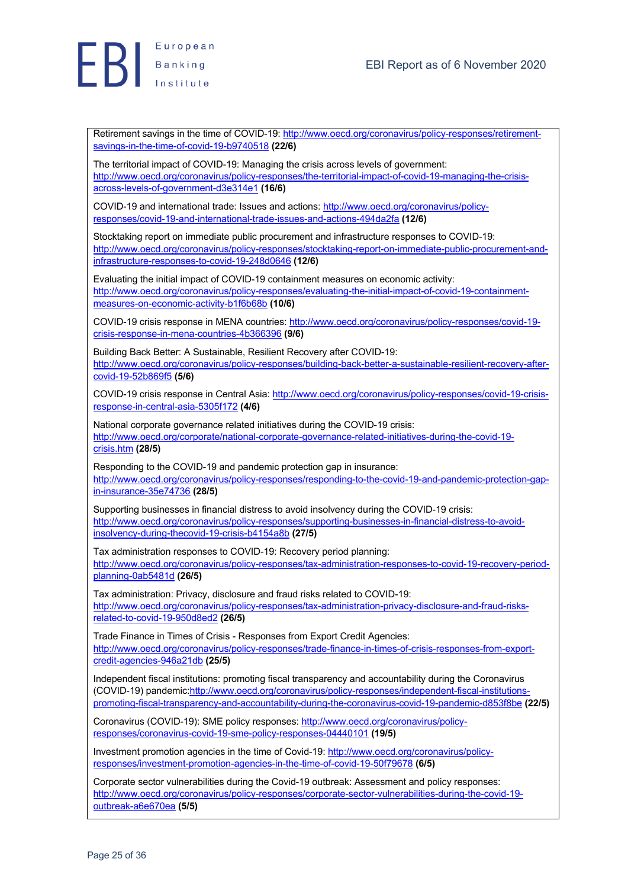Retirement savings in the time of COVID-19: http://www.oecd.org/coronavirus/policy-responses/retirement-savings-in-the-time-of-covid-19-b9740518 **(22/6)**

The territorial impact of COVID-19: Managing the crisis across levels of government: http://www.oecd.org/coronavirus/policy-responses/the-territorial-impact-of-covid-19-managing-the-crisis-across-levels-of-government-d3e314e1 **(16/6)**

COVID-19 and international trade: Issues and actions: http://www.oecd.org/coronavirus/policy-responses/covid-19-and-international-trade-issues-and-actions-494da2fa **(12/6)**

Stocktaking report on immediate public procurement and infrastructure responses to COVID-19: http://www.oecd.org/coronavirus/policy-responses/stocktaking-report-on-immediate-public-procurement-and-infrastructure-responses-to-covid-19-248d0646 **(12/6)**

Evaluating the initial impact of COVID-19 containment measures on economic activity: http://www.oecd.org/coronavirus/policy-responses/evaluating-the-initial-impact-of-covid-19-containment-measures-on-economic-activity-b1f6b68b **(10/6)**

COVID-19 crisis response in MENA countries: http://www.oecd.org/coronavirus/policy-responses/covid-19-crisis-response-in-mena-countries-4b366396 **(9/6)**

Building Back Better: A Sustainable, Resilient Recovery after COVID-19: http://www.oecd.org/coronavirus/policy-responses/building-back-better-a-sustainable-resilient-recovery-after-covid-19-52b869f5 **(5/6)**

COVID-19 crisis response in Central Asia: http://www.oecd.org/coronavirus/policy-responses/covid-19-crisis-response-in-central-asia-5305f172 **(4/6)**

National corporate governance related initiatives during the COVID-19 crisis: http://www.oecd.org/corporate/national-corporate-governance-related-initiatives-during-the-covid-19-crisis.htm **(28/5)**

Responding to the COVID-19 and pandemic protection gap in insurance: http://www.oecd.org/coronavirus/policy-responses/responding-to-the-covid-19-and-pandemic-protection-gap-in-insurance-35e74736 **(28/5)**

Supporting businesses in financial distress to avoid insolvency during the COVID-19 crisis: http://www.oecd.org/coronavirus/policy-responses/supporting-businesses-in-financial-distress-to-avoid-insolvency-during-thecovid-19-crisis-b4154a8b **(27/5)**

Tax administration responses to COVID-19: Recovery period planning: http://www.oecd.org/coronavirus/policy-responses/tax-administration-responses-to-covid-19-recovery-period-planning-0ab5481d **(26/5)**

Tax administration: Privacy, disclosure and fraud risks related to COVID-19: http://www.oecd.org/coronavirus/policy-responses/tax-administration-privacy-disclosure-and-fraud-risks-related-to-covid-19-950d8ed2 **(26/5)**

Trade Finance in Times of Crisis - Responses from Export Credit Agencies: http://www.oecd.org/coronavirus/policy-responses/trade-finance-in-times-of-crisis-responses-from-export-credit-agencies-946a21db **(25/5)**

Independent fiscal institutions: promoting fiscal transparency and accountability during the Coronavirus (COVID-19) pandemic:http://www.oecd.org/coronavirus/policy-responses/independent-fiscal-institutions-promoting-fiscal-transparency-and-accountability-during-the-coronavirus-covid-19-pandemic-d853f8be **(22/5)**

Coronavirus (COVID-19): SME policy responses: http://www.oecd.org/coronavirus/policy-responses/coronavirus-covid-19-sme-policy-responses-04440101 **(19/5)**

Investment promotion agencies in the time of Covid-19: http://www.oecd.org/coronavirus/policy-responses/investment-promotion-agencies-in-the-time-of-covid-19-50f79678 **(6/5)**

Corporate sector vulnerabilities during the Covid-19 outbreak: Assessment and policy responses: http://www.oecd.org/coronavirus/policy-responses/corporate-sector-vulnerabilities-during-the-covid-19-outbreak-a6e670ea **(5/5)**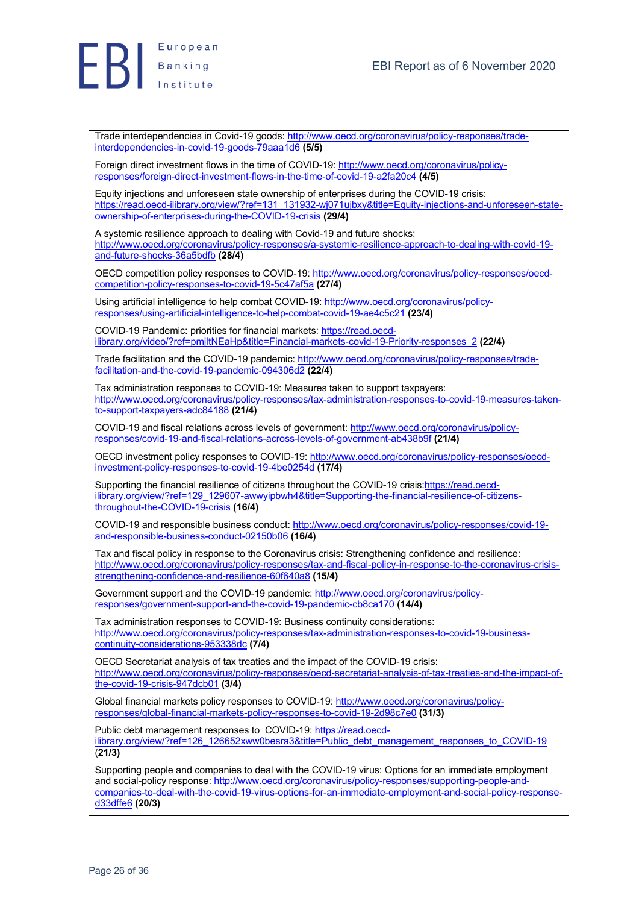Trade interdependencies in Covid-19 goods: http://www.oecd.org/coronavirus/policy-responses/trade-interdependencies-in-covid-19-goods-79aaa1d6 **(5/5)**

Foreign direct investment flows in the time of COVID-19: http://www.oecd.org/coronavirus/policy-responses/foreign-direct-investment-flows-in-the-time-of-covid-19-a2fa20c4 **(4/5)**

Equity injections and unforeseen state ownership of enterprises during the COVID-19 crisis: https://read.oecd-ilibrary.org/view/?ref=131_131932-wj071ujbxy&title=Equity-injections-and-unforeseen-state-ownership-of-enterprises-during-the-COVID-19-crisis **(29/4)**

A systemic resilience approach to dealing with Covid-19 and future shocks: http://www.oecd.org/coronavirus/policy-responses/a-systemic-resilience-approach-to-dealing-with-covid-19-and-future-shocks-36a5bdfb **(28/4)**

OECD competition policy responses to COVID-19: http://www.oecd.org/coronavirus/policy-responses/oecd-competition-policy-responses-to-covid-19-5c47af5a **(27/4)**

Using artificial intelligence to help combat COVID-19: http://www.oecd.org/coronavirus/policy-responses/using-artificial-intelligence-to-help-combat-covid-19-ae4c5c21 **(23/4)**

COVID-19 Pandemic: priorities for financial markets: https://read.oecd-ilibrary.org/video/?ref=pmjltNEaHp&title=Financial-markets-covid-19-Priority-responses_2 **(22/4)**

Trade facilitation and the COVID-19 pandemic: http://www.oecd.org/coronavirus/policy-responses/trade-facilitation-and-the-covid-19-pandemic-094306d2 **(22/4)**

Tax administration responses to COVID-19: Measures taken to support taxpayers: http://www.oecd.org/coronavirus/policy-responses/tax-administration-responses-to-covid-19-measures-taken-to-support-taxpayers-adc84188 **(21/4)**

COVID-19 and fiscal relations across levels of government: http://www.oecd.org/coronavirus/policy-responses/covid-19-and-fiscal-relations-across-levels-of-government-ab438b9f **(21/4)**

OECD investment policy responses to COVID-19: http://www.oecd.org/coronavirus/policy-responses/oecd-investment-policy-responses-to-covid-19-4be0254d **(17/4)**

Supporting the financial resilience of citizens throughout the COVID-19 crisis:https://read.oecd-ilibrary.org/view/?ref=129_129607-awwyipbwh4&title=Supporting-the-financial-resilience-of-citizens-throughout-the-COVID-19-crisis **(16/4)**

COVID-19 and responsible business conduct: http://www.oecd.org/coronavirus/policy-responses/covid-19-and-responsible-business-conduct-02150b06 **(16/4)**

Tax and fiscal policy in response to the Coronavirus crisis: Strengthening confidence and resilience: http://www.oecd.org/coronavirus/policy-responses/tax-and-fiscal-policy-in-response-to-the-coronavirus-crisis-strengthening-confidence-and-resilience-60f640a8 **(15/4)**

Government support and the COVID-19 pandemic: http://www.oecd.org/coronavirus/policy-responses/government-support-and-the-covid-19-pandemic-cb8ca170 **(14/4)**

Tax administration responses to COVID-19: Business continuity considerations: http://www.oecd.org/coronavirus/policy-responses/tax-administration-responses-to-covid-19-business-continuity-considerations-953338dc **(7/4)**

OECD Secretariat analysis of tax treaties and the impact of the COVID-19 crisis: http://www.oecd.org/coronavirus/policy-responses/oecd-secretariat-analysis-of-tax-treaties-and-the-impact-of-the-covid-19-crisis-947dcb01 **(3/4)**

Global financial markets policy responses to COVID-19: http://www.oecd.org/coronavirus/policy-responses/global-financial-markets-policy-responses-to-covid-19-2d98c7e0 **(31/3)**

Public debt management responses to COVID-19: https://read.oecd-ilibrary.org/view/?ref=126_126652xww0besra3&title=Public_debt_management_responses_to_COVID-19 **(21/3)**

Supporting people and companies to deal with the COVID-19 virus: Options for an immediate employment and social-policy response: http://www.oecd.org/coronavirus/policy-responses/supporting-people-and-companies-to-deal-with-the-covid-19-virus-options-for-an-immediate-employment-and-social-policy-response-d33dffe6 **(20/3)**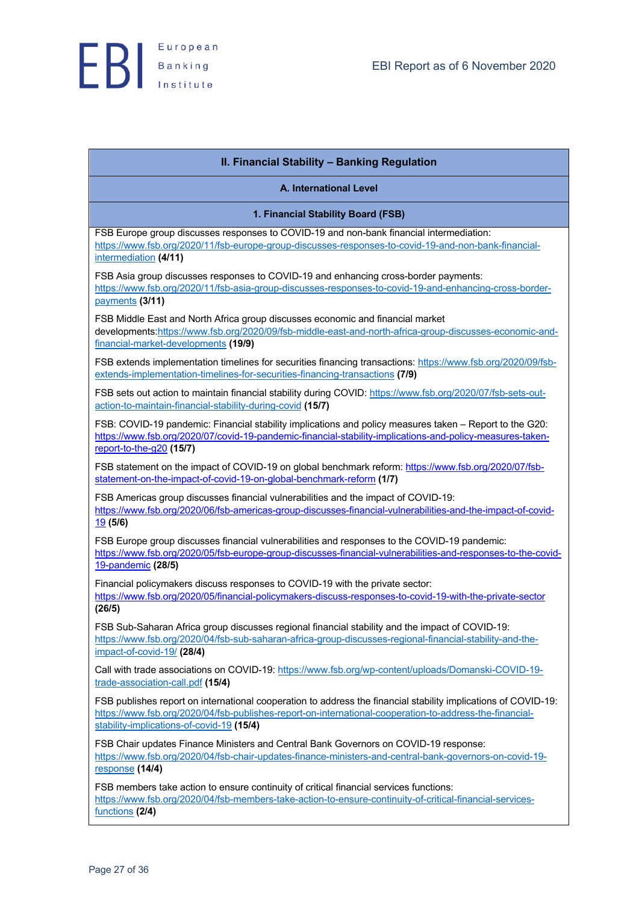## II. Financial Stability – Banking Regulation

### A. International Level

#### 1. Financial Stability Board (FSB)

FSB Europe group discusses responses to COVID-19 and non-bank financial intermediation: https://www.fsb.org/2020/11/fsb-europe-group-discusses-responses-to-covid-19-and-non-bank-financial-intermediation **(4/11)**

FSB Asia group discusses responses to COVID-19 and enhancing cross-border payments: https://www.fsb.org/2020/11/fsb-asia-group-discusses-responses-to-covid-19-and-enhancing-cross-border-payments **(3/11)**

FSB Middle East and North Africa group discusses economic and financial market developments:https://www.fsb.org/2020/09/fsb-middle-east-and-north-africa-group-discusses-economic-and-financial-market-developments **(19/9)**

FSB extends implementation timelines for securities financing transactions: https://www.fsb.org/2020/09/fsb-extends-implementation-timelines-for-securities-financing-transactions **(7/9)**

FSB sets out action to maintain financial stability during COVID: https://www.fsb.org/2020/07/fsb-sets-out-action-to-maintain-financial-stability-during-covid **(15/7)**

FSB: COVID-19 pandemic: Financial stability implications and policy measures taken – Report to the G20: https://www.fsb.org/2020/07/covid-19-pandemic-financial-stability-implications-and-policy-measures-taken-report-to-the-g20 **(15/7)**

FSB statement on the impact of COVID-19 on global benchmark reform: https://www.fsb.org/2020/07/fsb-statement-on-the-impact-of-covid-19-on-global-benchmark-reform **(1/7)**

FSB Americas group discusses financial vulnerabilities and the impact of COVID-19: https://www.fsb.org/2020/06/fsb-americas-group-discusses-financial-vulnerabilities-and-the-impact-of-covid-19 **(5/6)**

FSB Europe group discusses financial vulnerabilities and responses to the COVID-19 pandemic: https://www.fsb.org/2020/05/fsb-europe-group-discusses-financial-vulnerabilities-and-responses-to-the-covid-19-pandemic **(28/5)**

Financial policymakers discuss responses to COVID-19 with the private sector: https://www.fsb.org/2020/05/financial-policymakers-discuss-responses-to-covid-19-with-the-private-sector **(26/5)**

FSB Sub-Saharan Africa group discusses regional financial stability and the impact of COVID-19: https://www.fsb.org/2020/04/fsb-sub-saharan-africa-group-discusses-regional-financial-stability-and-the-impact-of-covid-19/ **(28/4)**

Call with trade associations on COVID-19: https://www.fsb.org/wp-content/uploads/Domanski-COVID-19-trade-association-call.pdf **(15/4)**

FSB publishes report on international cooperation to address the financial stability implications of COVID-19: https://www.fsb.org/2020/04/fsb-publishes-report-on-international-cooperation-to-address-the-financial-stability-implications-of-covid-19 **(15/4)**

FSB Chair updates Finance Ministers and Central Bank Governors on COVID-19 response: https://www.fsb.org/2020/04/fsb-chair-updates-finance-ministers-and-central-bank-governors-on-covid-19-response **(14/4)**

FSB members take action to ensure continuity of critical financial services functions: https://www.fsb.org/2020/04/fsb-members-take-action-to-ensure-continuity-of-critical-financial-services-functions **(2/4)**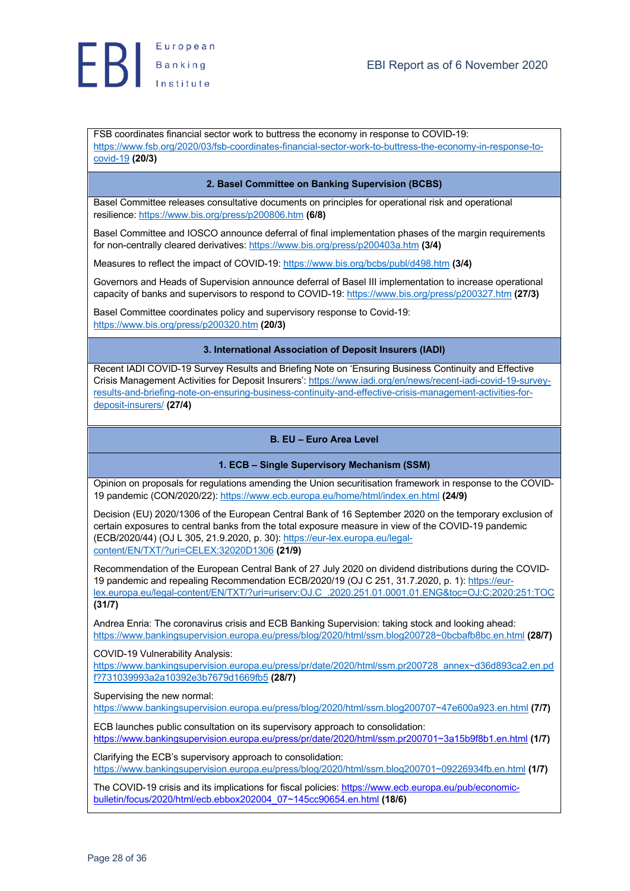FSB coordinates financial sector work to buttress the economy in response to COVID-19: https://www.fsb.org/2020/03/fsb-coordinates-financial-sector-work-to-buttress-the-economy-in-response-to-covid-19 **(20/3)**

### 2. Basel Committee on Banking Supervision (BCBS)

Basel Committee releases consultative documents on principles for operational risk and operational resilience: https://www.bis.org/press/p200806.htm **(6/8)**

Basel Committee and IOSCO announce deferral of final implementation phases of the margin requirements for non-centrally cleared derivatives: https://www.bis.org/press/p200403a.htm **(3/4)**

Measures to reflect the impact of COVID-19: https://www.bis.org/bcbs/publ/d498.htm **(3/4)**

Governors and Heads of Supervision announce deferral of Basel III implementation to increase operational capacity of banks and supervisors to respond to COVID-19: https://www.bis.org/press/p200327.htm **(27/3)**

Basel Committee coordinates policy and supervisory response to Covid-19: https://www.bis.org/press/p200320.htm **(20/3)**

### 3. International Association of Deposit Insurers (IADI)

Recent IADI COVID-19 Survey Results and Briefing Note on 'Ensuring Business Continuity and Effective Crisis Management Activities for Deposit Insurers': https://www.iadi.org/en/news/recent-iadi-covid-19-survey-results-and-briefing-note-on-ensuring-business-continuity-and-effective-crisis-management-activities-for-deposit-insurers/ **(27/4)**

## B. EU – Euro Area Level

### 1. ECB – Single Supervisory Mechanism (SSM)

Opinion on proposals for regulations amending the Union securitisation framework in response to the COVID-19 pandemic (CON/2020/22): https://www.ecb.europa.eu/home/html/index.en.html **(24/9)**

Decision (EU) 2020/1306 of the European Central Bank of 16 September 2020 on the temporary exclusion of certain exposures to central banks from the total exposure measure in view of the COVID-19 pandemic (ECB/2020/44) (OJ L 305, 21.9.2020, p. 30): https://eur-lex.europa.eu/legal-content/EN/TXT/?uri=CELEX:32020D1306 **(21/9)**

Recommendation of the European Central Bank of 27 July 2020 on dividend distributions during the COVID-19 pandemic and repealing Recommendation ECB/2020/19 (OJ C 251, 31.7.2020, p. 1): https://eur-lex.europa.eu/legal-content/EN/TXT/?uri=uriserv:OJ.C_.2020.251.01.0001.01.ENG&toc=OJ:C:2020:251:TOC **(31/7)**

Andrea Enria: The coronavirus crisis and ECB Banking Supervision: taking stock and looking ahead: https://www.bankingsupervision.europa.eu/press/blog/2020/html/ssm.blog200728~0bcbafb8bc.en.html **(28/7)**

COVID-19 Vulnerability Analysis: https://www.bankingsupervision.europa.eu/press/pr/date/2020/html/ssm.pr200728_annex~d36d893ca2.en.pdf?731039993a2a10392e3b7679d1669fb5 **(28/7)**

Supervising the new normal: https://www.bankingsupervision.europa.eu/press/blog/2020/html/ssm.blog200707~47e600a923.en.html **(7/7)**

ECB launches public consultation on its supervisory approach to consolidation: https://www.bankingsupervision.europa.eu/press/pr/date/2020/html/ssm.pr200701~3a15b9f8b1.en.html **(1/7)**

Clarifying the ECB's supervisory approach to consolidation: https://www.bankingsupervision.europa.eu/press/blog/2020/html/ssm.blog200701~09226934fb.en.html **(1/7)**

The COVID-19 crisis and its implications for fiscal policies: https://www.ecb.europa.eu/pub/economic-bulletin/focus/2020/html/ecb.ebbox202004_07~145cc90654.en.html **(18/6)**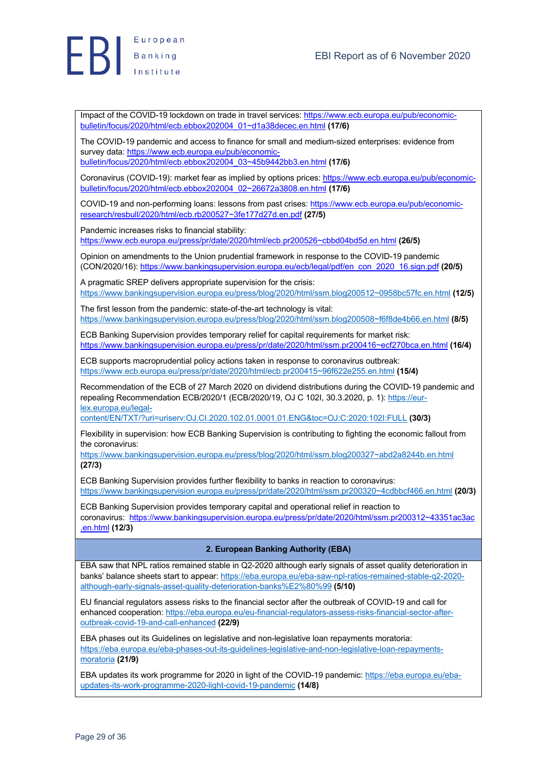Impact of the COVID-19 lockdown on trade in travel services: https://www.ecb.europa.eu/pub/economic-bulletin/focus/2020/html/ecb.ebbox202004_01~d1a38decec.en.html **(17/6)**

The COVID-19 pandemic and access to finance for small and medium-sized enterprises: evidence from survey data: https://www.ecb.europa.eu/pub/economic-bulletin/focus/2020/html/ecb.ebbox202004_03~45b9442bb3.en.html **(17/6)**

Coronavirus (COVID-19): market fear as implied by options prices: https://www.ecb.europa.eu/pub/economic-bulletin/focus/2020/html/ecb.ebbox202004_02~26672a3808.en.html **(17/6)**

COVID-19 and non-performing loans: lessons from past crises: https://www.ecb.europa.eu/pub/economic-research/resbull/2020/html/ecb.rb200527~3fe177d27d.en.pdf **(27/5)**

Pandemic increases risks to financial stability: https://www.ecb.europa.eu/press/pr/date/2020/html/ecb.pr200526~cbbd04bd5d.en.html **(26/5)**

Opinion on amendments to the Union prudential framework in response to the COVID-19 pandemic (CON/2020/16): https://www.bankingsupervision.europa.eu/ecb/legal/pdf/en_con_2020_16.sign.pdf **(20/5)**

A pragmatic SREP delivers appropriate supervision for the crisis: https://www.bankingsupervision.europa.eu/press/blog/2020/html/ssm.blog200512~0958bc57fc.en.html **(12/5)**

The first lesson from the pandemic: state-of-the-art technology is vital: https://www.bankingsupervision.europa.eu/press/blog/2020/html/ssm.blog200508~f6f8de4b66.en.html **(8/5)**

ECB Banking Supervision provides temporary relief for capital requirements for market risk: https://www.bankingsupervision.europa.eu/press/pr/date/2020/html/ssm.pr200416~ecf270bca.en.html **(16/4)**

ECB supports macroprudential policy actions taken in response to coronavirus outbreak: https://www.ecb.europa.eu/press/pr/date/2020/html/ecb.pr200415~96f622e255.en.html **(15/4)**

Recommendation of the ECB of 27 March 2020 on dividend distributions during the COVID-19 pandemic and repealing Recommendation ECB/2020/1 (ECB/2020/19, OJ C 102I, 30.3.2020, p. 1): https://eur-lex.europa.eu/legal-content/EN/TXT/?uri=uriserv:OJ.CI.2020.102.01.0001.01.ENG&toc=OJ:C:2020:102I:FULL **(30/3)**

Flexibility in supervision: how ECB Banking Supervision is contributing to fighting the economic fallout from the coronavirus: https://www.bankingsupervision.europa.eu/press/blog/2020/html/ssm.blog200327~abd2a8244b.en.html **(27/3)**

ECB Banking Supervision provides further flexibility to banks in reaction to coronavirus: https://www.bankingsupervision.europa.eu/press/pr/date/2020/html/ssm.pr200320~4cdbbcf466.en.html **(20/3)**

ECB Banking Supervision provides temporary capital and operational relief in reaction to coronavirus: https://www.bankingsupervision.europa.eu/press/pr/date/2020/html/ssm.pr200312~43351ac3ac.en.html **(12/3)**

## 2. European Banking Authority (EBA)

EBA saw that NPL ratios remained stable in Q2-2020 although early signals of asset quality deterioration in banks' balance sheets start to appear: https://eba.europa.eu/eba-saw-npl-ratios-remained-stable-q2-2020-although-early-signals-asset-quality-deterioration-banks%E2%80%99 **(5/10)**

EU financial regulators assess risks to the financial sector after the outbreak of COVID-19 and call for enhanced cooperation: https://eba.europa.eu/eu-financial-regulators-assess-risks-financial-sector-after-outbreak-covid-19-and-call-enhanced **(22/9)**

EBA phases out its Guidelines on legislative and non-legislative loan repayments moratoria: https://eba.europa.eu/eba-phases-out-its-guidelines-legislative-and-non-legislative-loan-repayments-moratoria **(21/9)**

EBA updates its work programme for 2020 in light of the COVID-19 pandemic: https://eba.europa.eu/eba-updates-its-work-programme-2020-light-covid-19-pandemic **(14/8)**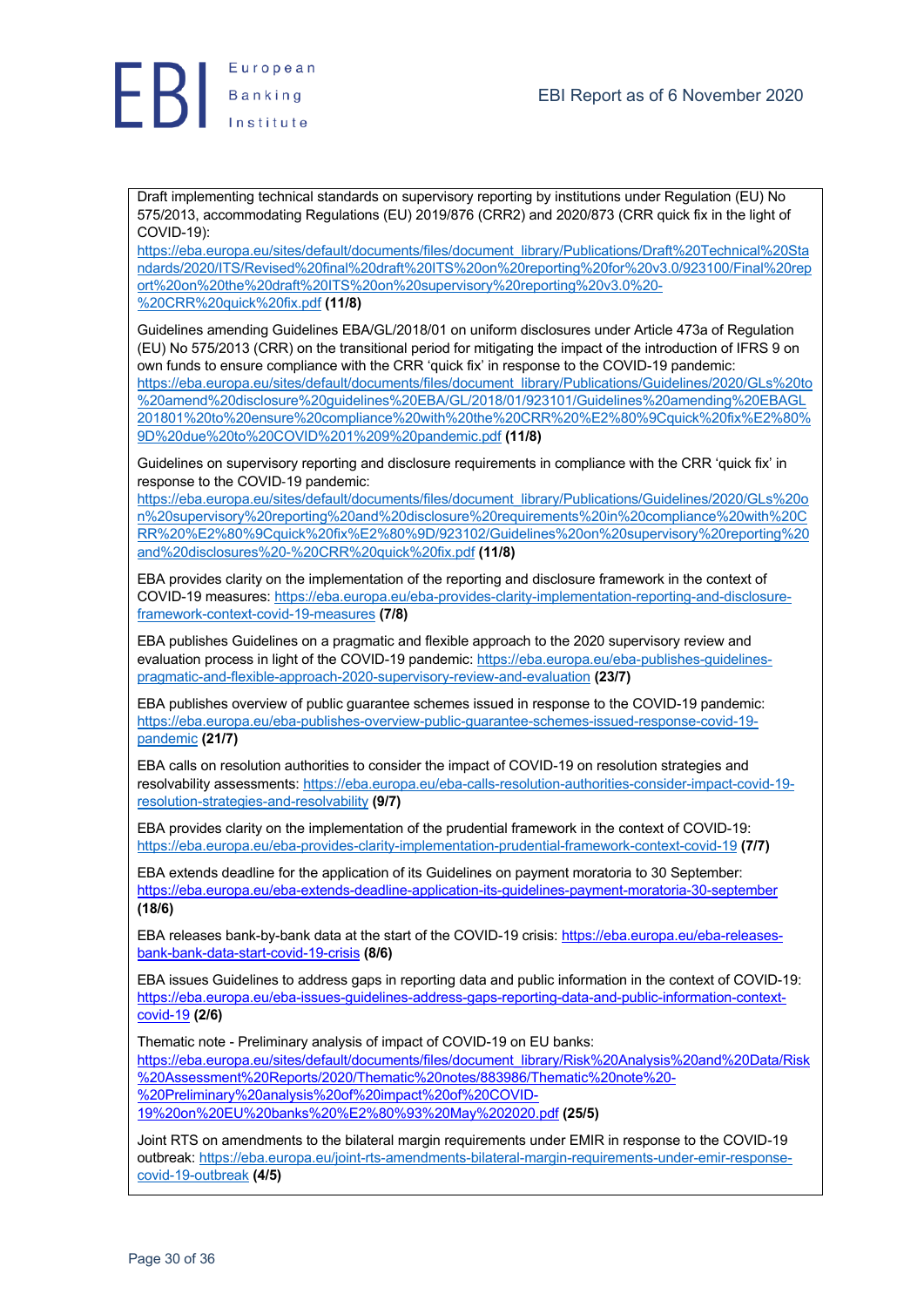Draft implementing technical standards on supervisory reporting by institutions under Regulation (EU) No 575/2013, accommodating Regulations (EU) 2019/876 (CRR2) and 2020/873 (CRR quick fix in the light of COVID-19): https://eba.europa.eu/sites/default/documents/files/document_library/Publications/Draft%20Technical%20Standards/2020/ITS/Revised%20final%20draft%20ITS%20on%20reporting%20for%20v3.0/923100/Final%20report%20on%20the%20draft%20ITS%20on%20supervisory%20reporting%20v3.0%20-%20CRR%20quick%20fix.pdf **(11/8)**

Guidelines amending Guidelines EBA/GL/2018/01 on uniform disclosures under Article 473a of Regulation (EU) No 575/2013 (CRR) on the transitional period for mitigating the impact of the introduction of IFRS 9 on own funds to ensure compliance with the CRR 'quick fix' in response to the COVID-19 pandemic: https://eba.europa.eu/sites/default/documents/files/document_library/Publications/Guidelines/2020/GLs%20to%20amend%20disclosure%20guidelines%20EBA/GL/2018/01/923101/Guidelines%20amending%20EBAGL201801%20to%20ensure%20compliance%20with%20the%20CRR%20%E2%80%9Cquick%20fix%E2%80%9D%20due%20to%20COVID%201%209%20pandemic.pdf **(11/8)**

Guidelines on supervisory reporting and disclosure requirements in compliance with the CRR 'quick fix' in response to the COVID-19 pandemic: https://eba.europa.eu/sites/default/documents/files/document_library/Publications/Guidelines/2020/GLs%20on%20supervisory%20reporting%20and%20disclosure%20requirements%20in%20compliance%20with%20CRR%20%E2%80%9Cquick%20fix%E2%80%9D/923102/Guidelines%20on%20supervisory%20reporting%20and%20disclosures%20-%20CRR%20quick%20fix.pdf **(11/8)**

EBA provides clarity on the implementation of the reporting and disclosure framework in the context of COVID-19 measures: https://eba.europa.eu/eba-provides-clarity-implementation-reporting-and-disclosure-framework-context-covid-19-measures **(7/8)**

EBA publishes Guidelines on a pragmatic and flexible approach to the 2020 supervisory review and evaluation process in light of the COVID-19 pandemic: https://eba.europa.eu/eba-publishes-guidelines-pragmatic-and-flexible-approach-2020-supervisory-review-and-evaluation **(23/7)**

EBA publishes overview of public guarantee schemes issued in response to the COVID-19 pandemic: https://eba.europa.eu/eba-publishes-overview-public-guarantee-schemes-issued-response-covid-19-pandemic **(21/7)**

EBA calls on resolution authorities to consider the impact of COVID-19 on resolution strategies and resolvability assessments: https://eba.europa.eu/eba-calls-resolution-authorities-consider-impact-covid-19-resolution-strategies-and-resolvability **(9/7)**

EBA provides clarity on the implementation of the prudential framework in the context of COVID-19: https://eba.europa.eu/eba-provides-clarity-implementation-prudential-framework-context-covid-19 **(7/7)**

EBA extends deadline for the application of its Guidelines on payment moratoria to 30 September: https://eba.europa.eu/eba-extends-deadline-application-its-guidelines-payment-moratoria-30-september **(18/6)**

EBA releases bank-by-bank data at the start of the COVID-19 crisis: https://eba.europa.eu/eba-releases-bank-bank-data-start-covid-19-crisis **(8/6)**

EBA issues Guidelines to address gaps in reporting data and public information in the context of COVID-19: https://eba.europa.eu/eba-issues-guidelines-address-gaps-reporting-data-and-public-information-context-covid-19 **(2/6)**

Thematic note - Preliminary analysis of impact of COVID-19 on EU banks: https://eba.europa.eu/sites/default/documents/files/document_library/Risk%20Analysis%20and%20Data/Risk%20Assessment%20Reports/2020/Thematic%20notes/883986/Thematic%20note%20-%20Preliminary%20analysis%20of%20impact%20of%20COVID-19%20on%20EU%20banks%20%E2%80%93%20May%202020.pdf **(25/5)**

Joint RTS on amendments to the bilateral margin requirements under EMIR in response to the COVID-19 outbreak: https://eba.europa.eu/joint-rts-amendments-bilateral-margin-requirements-under-emir-response-covid-19-outbreak **(4/5)**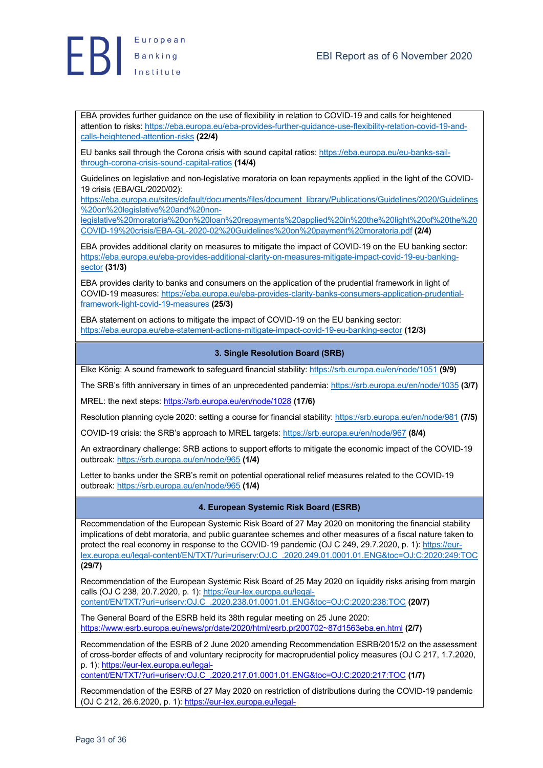EBA provides further guidance on the use of flexibility in relation to COVID-19 and calls for heightened attention to risks: https://eba.europa.eu/eba-provides-further-guidance-use-flexibility-relation-covid-19-and-calls-heightened-attention-risks **(22/4)**

EU banks sail through the Corona crisis with sound capital ratios: https://eba.europa.eu/eu-banks-sail-through-corona-crisis-sound-capital-ratios **(14/4)**

Guidelines on legislative and non-legislative moratoria on loan repayments applied in the light of the COVID-19 crisis (EBA/GL/2020/02): https://eba.europa.eu/sites/default/documents/files/document_library/Publications/Guidelines/2020/Guidelines%20on%20legislative%20and%20non-legislative%20moratoria%20on%20loan%20repayments%20applied%20in%20the%20light%20of%20the%20COVID-19%20crisis/EBA-GL-2020-02%20Guidelines%20on%20payment%20moratoria.pdf **(2/4)**

EBA provides additional clarity on measures to mitigate the impact of COVID-19 on the EU banking sector: https://eba.europa.eu/eba-provides-additional-clarity-on-measures-mitigate-impact-covid-19-eu-banking-sector **(31/3)**

EBA provides clarity to banks and consumers on the application of the prudential framework in light of COVID-19 measures: https://eba.europa.eu/eba-provides-clarity-banks-consumers-application-prudential-framework-light-covid-19-measures **(25/3)**

EBA statement on actions to mitigate the impact of COVID-19 on the EU banking sector: https://eba.europa.eu/eba-statement-actions-mitigate-impact-covid-19-eu-banking-sector **(12/3)**

## 3. Single Resolution Board (SRB)

Elke König: A sound framework to safeguard financial stability: https://srb.europa.eu/en/node/1051 **(9/9)**

The SRB's fifth anniversary in times of an unprecedented pandemia: https://srb.europa.eu/en/node/1035 **(3/7)**

MREL: the next steps: https://srb.europa.eu/en/node/1028 **(17/6)**

Resolution planning cycle 2020: setting a course for financial stability: https://srb.europa.eu/en/node/981 **(7/5)**

COVID-19 crisis: the SRB's approach to MREL targets: https://srb.europa.eu/en/node/967 **(8/4)**

An extraordinary challenge: SRB actions to support efforts to mitigate the economic impact of the COVID-19 outbreak: https://srb.europa.eu/en/node/965 **(1/4)**

Letter to banks under the SRB's remit on potential operational relief measures related to the COVID-19 outbreak: https://srb.europa.eu/en/node/965 **(1/4)**

## 4. European Systemic Risk Board (ESRB)

Recommendation of the European Systemic Risk Board of 27 May 2020 on monitoring the financial stability implications of debt moratoria, and public guarantee schemes and other measures of a fiscal nature taken to protect the real economy in response to the COVID-19 pandemic (OJ C 249, 29.7.2020, p. 1): https://eur-lex.europa.eu/legal-content/EN/TXT/?uri=uriserv:OJ.C_.2020.249.01.0001.01.ENG&toc=OJ:C:2020:249:TOC **(29/7)**

Recommendation of the European Systemic Risk Board of 25 May 2020 on liquidity risks arising from margin calls (OJ C 238, 20.7.2020, p. 1): https://eur-lex.europa.eu/legal-content/EN/TXT/?uri=uriserv:OJ.C_.2020.238.01.0001.01.ENG&toc=OJ:C:2020:238:TOC **(20/7)**

The General Board of the ESRB held its 38th regular meeting on 25 June 2020: https://www.esrb.europa.eu/news/pr/date/2020/html/esrb.pr200702~87d1563eba.en.html **(2/7)**

Recommendation of the ESRB of 2 June 2020 amending Recommendation ESRB/2015/2 on the assessment of cross-border effects of and voluntary reciprocity for macroprudential policy measures (OJ C 217, 1.7.2020, p. 1): https://eur-lex.europa.eu/legal-content/EN/TXT/?uri=uriserv:OJ.C_.2020.217.01.0001.01.ENG&toc=OJ:C:2020:217:TOC **(1/7)**

Recommendation of the ESRB of 27 May 2020 on restriction of distributions during the COVID-19 pandemic (OJ C 212, 26.6.2020, p. 1): https://eur-lex.europa.eu/legal-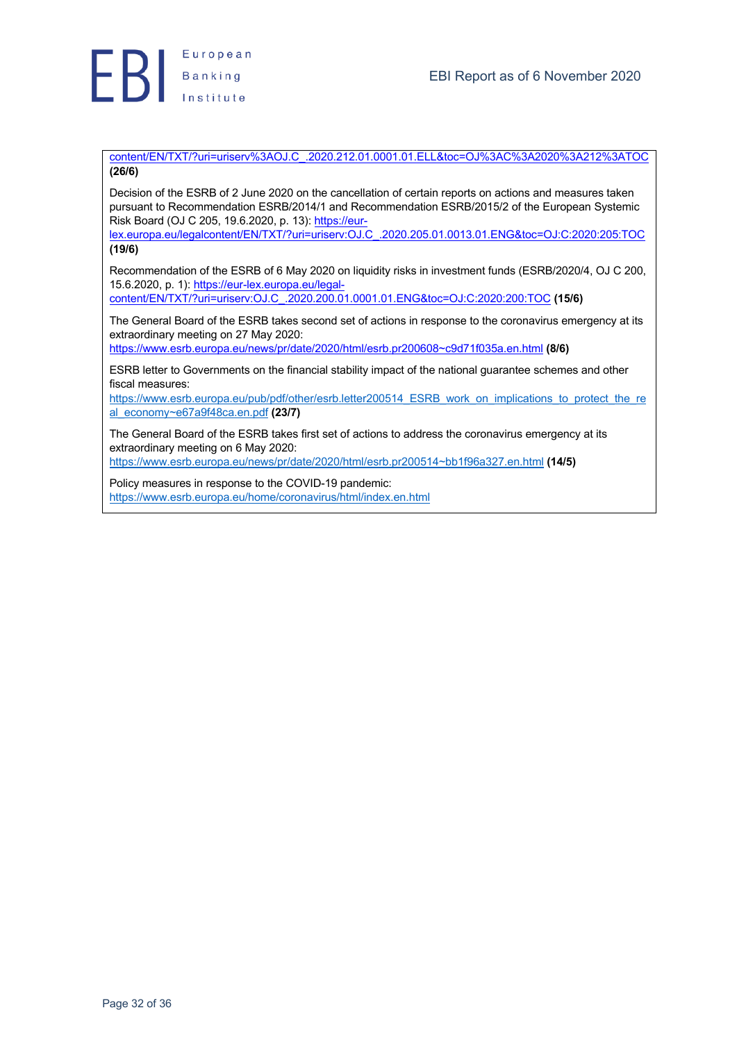content/EN/TXT/?uri=uriserv%3AOJ.C_.2020.212.01.0001.01.ELL&toc=OJ%3AC%3A2020%3A212%3ATOC **(26/6)**

Decision of the ESRB of 2 June 2020 on the cancellation of certain reports on actions and measures taken pursuant to Recommendation ESRB/2014/1 and Recommendation ESRB/2015/2 of the European Systemic Risk Board (OJ C 205, 19.6.2020, p. 13): https://eur-lex.europa.eu/legalcontent/EN/TXT/?uri=uriserv:OJ.C_.2020.205.01.0013.01.ENG&toc=OJ:C:2020:205:TOC **(19/6)**

Recommendation of the ESRB of 6 May 2020 on liquidity risks in investment funds (ESRB/2020/4, OJ C 200, 15.6.2020, p. 1): https://eur-lex.europa.eu/legal-content/EN/TXT/?uri=uriserv:OJ.C_.2020.200.01.0001.01.ENG&toc=OJ:C:2020:200:TOC **(15/6)**

The General Board of the ESRB takes second set of actions in response to the coronavirus emergency at its extraordinary meeting on 27 May 2020: https://www.esrb.europa.eu/news/pr/date/2020/html/esrb.pr200608~c9d71f035a.en.html **(8/6)**

ESRB letter to Governments on the financial stability impact of the national guarantee schemes and other fiscal measures: https://www.esrb.europa.eu/pub/pdf/other/esrb.letter200514_ESRB_work_on_implications_to_protect_the_real_economy~e67a9f48ca.en.pdf **(23/7)**

The General Board of the ESRB takes first set of actions to address the coronavirus emergency at its extraordinary meeting on 6 May 2020: https://www.esrb.europa.eu/news/pr/date/2020/html/esrb.pr200514~bb1f96a327.en.html **(14/5)**

Policy measures in response to the COVID-19 pandemic: https://www.esrb.europa.eu/home/coronavirus/html/index.en.html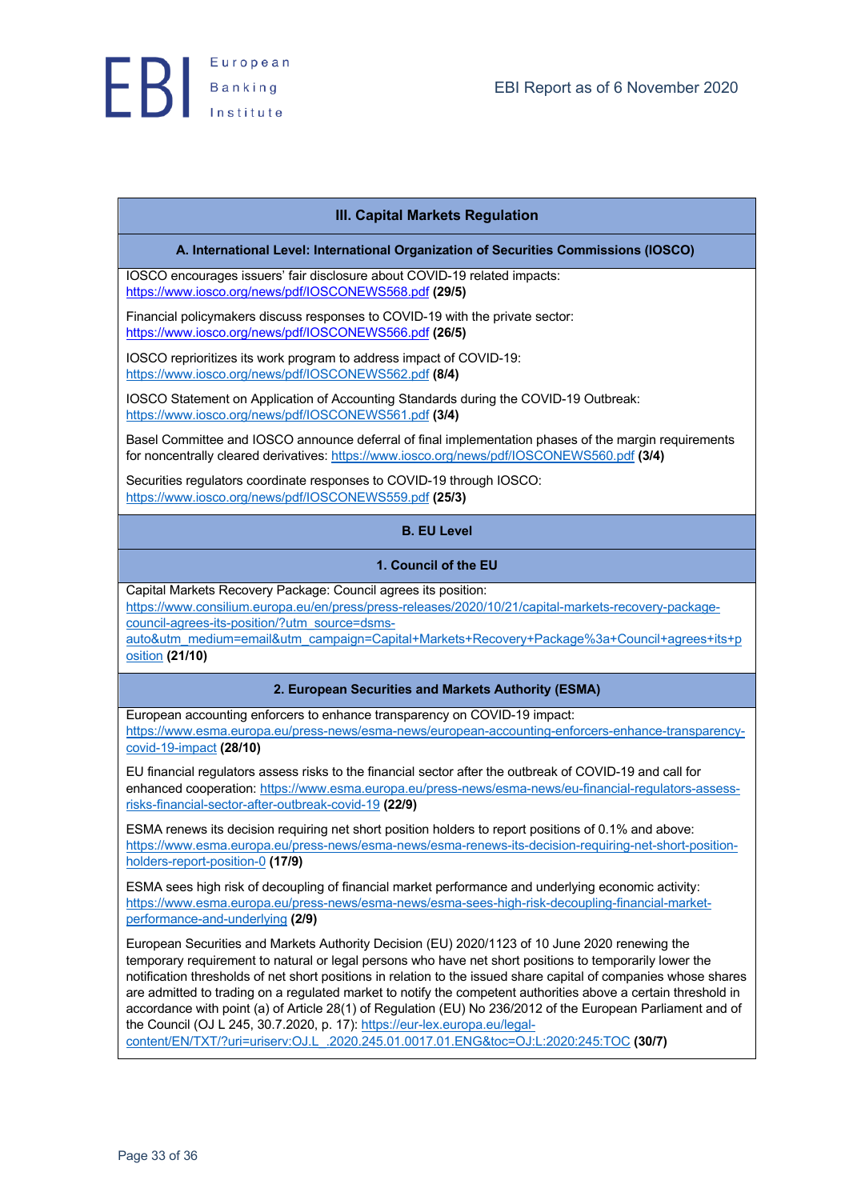## III. Capital Markets Regulation

### A. International Level: International Organization of Securities Commissions (IOSCO)

IOSCO encourages issuers' fair disclosure about COVID-19 related impacts: https://www.iosco.org/news/pdf/IOSCONEWS568.pdf **(29/5)**

Financial policymakers discuss responses to COVID-19 with the private sector: https://www.iosco.org/news/pdf/IOSCONEWS566.pdf **(26/5)**

IOSCO reprioritizes its work program to address impact of COVID-19: https://www.iosco.org/news/pdf/IOSCONEWS562.pdf **(8/4)**

IOSCO Statement on Application of Accounting Standards during the COVID-19 Outbreak: https://www.iosco.org/news/pdf/IOSCONEWS561.pdf **(3/4)**

Basel Committee and IOSCO announce deferral of final implementation phases of the margin requirements for noncentrally cleared derivatives: https://www.iosco.org/news/pdf/IOSCONEWS560.pdf **(3/4)**

Securities regulators coordinate responses to COVID-19 through IOSCO: https://www.iosco.org/news/pdf/IOSCONEWS559.pdf **(25/3)**

### B. EU Level

#### 1. Council of the EU

Capital Markets Recovery Package: Council agrees its position: https://www.consilium.europa.eu/en/press/press-releases/2020/10/21/capital-markets-recovery-package-council-agrees-its-position/?utm_source=dsms-auto&utm_medium=email&utm_campaign=Capital+Markets+Recovery+Package%3a+Council+agrees+its+position **(21/10)**

#### 2. European Securities and Markets Authority (ESMA)

European accounting enforcers to enhance transparency on COVID-19 impact: https://www.esma.europa.eu/press-news/esma-news/european-accounting-enforcers-enhance-transparency-covid-19-impact **(28/10)**

EU financial regulators assess risks to the financial sector after the outbreak of COVID-19 and call for enhanced cooperation: https://www.esma.europa.eu/press-news/esma-news/eu-financial-regulators-assess-risks-financial-sector-after-outbreak-covid-19 **(22/9)**

ESMA renews its decision requiring net short position holders to report positions of 0.1% and above: https://www.esma.europa.eu/press-news/esma-news/esma-renews-its-decision-requiring-net-short-position-holders-report-position-0 **(17/9)**

ESMA sees high risk of decoupling of financial market performance and underlying economic activity: https://www.esma.europa.eu/press-news/esma-news/esma-sees-high-risk-decoupling-financial-market-performance-and-underlying **(2/9)**

European Securities and Markets Authority Decision (EU) 2020/1123 of 10 June 2020 renewing the temporary requirement to natural or legal persons who have net short positions to temporarily lower the notification thresholds of net short positions in relation to the issued share capital of companies whose shares are admitted to trading on a regulated market to notify the competent authorities above a certain threshold in accordance with point (a) of Article 28(1) of Regulation (EU) No 236/2012 of the European Parliament and of the Council (OJ L 245, 30.7.2020, p. 17): https://eur-lex.europa.eu/legal-content/EN/TXT/?uri=uriserv:OJ.L_.2020.245.01.0017.01.ENG&toc=OJ:L:2020:245:TOC **(30/7)**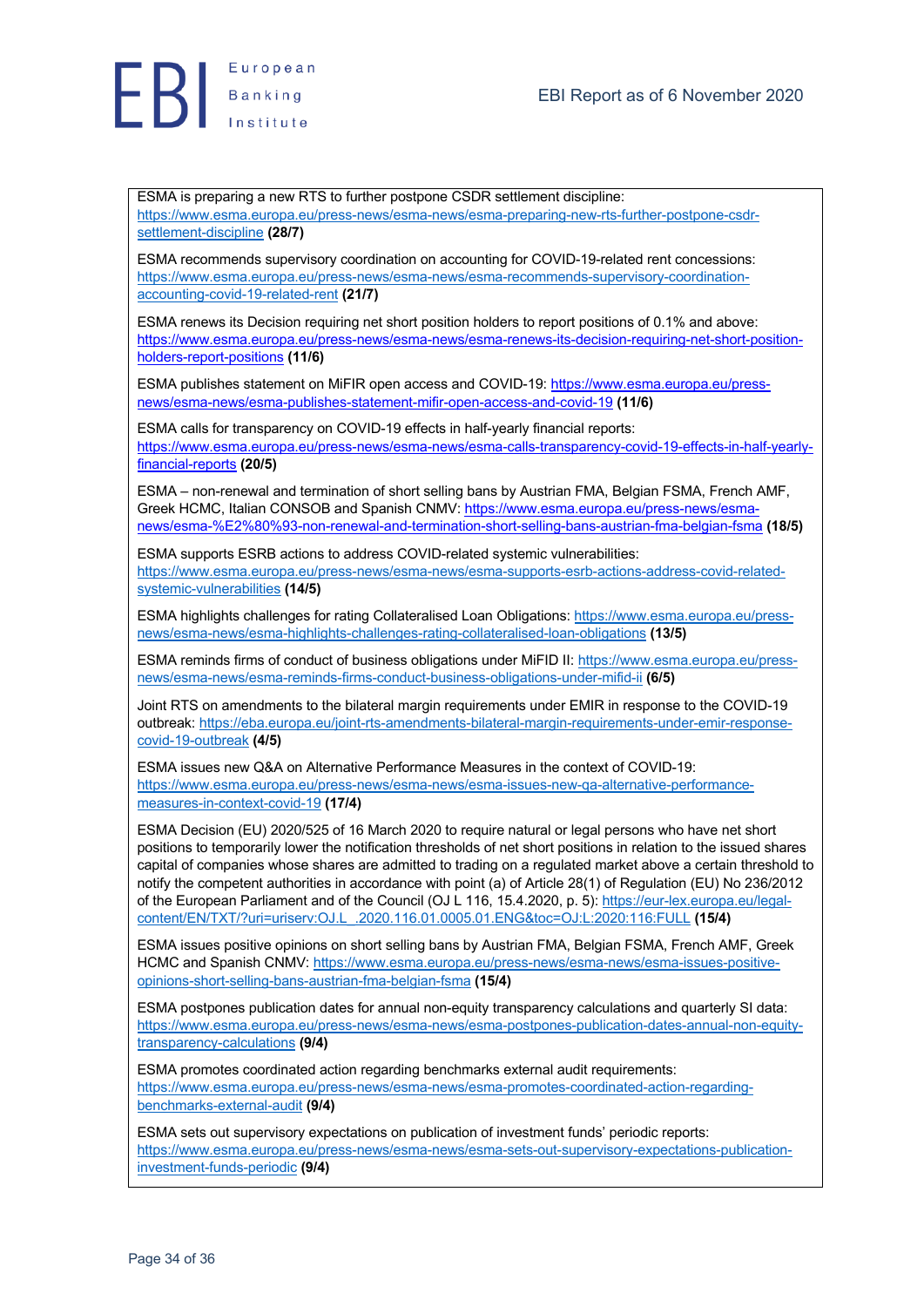ESMA is preparing a new RTS to further postpone CSDR settlement discipline: https://www.esma.europa.eu/press-news/esma-news/esma-preparing-new-rts-further-postpone-csdr-settlement-discipline **(28/7)**

ESMA recommends supervisory coordination on accounting for COVID-19-related rent concessions: https://www.esma.europa.eu/press-news/esma-news/esma-recommends-supervisory-coordination-accounting-covid-19-related-rent **(21/7)**

ESMA renews its Decision requiring net short position holders to report positions of 0.1% and above: https://www.esma.europa.eu/press-news/esma-news/esma-renews-its-decision-requiring-net-short-position-holders-report-positions **(11/6)**

ESMA publishes statement on MiFIR open access and COVID-19: https://www.esma.europa.eu/press-news/esma-news/esma-publishes-statement-mifir-open-access-and-covid-19 **(11/6)**

ESMA calls for transparency on COVID-19 effects in half-yearly financial reports: https://www.esma.europa.eu/press-news/esma-news/esma-calls-transparency-covid-19-effects-in-half-yearly-financial-reports **(20/5)**

ESMA – non-renewal and termination of short selling bans by Austrian FMA, Belgian FSMA, French AMF, Greek HCMC, Italian CONSOB and Spanish CNMV: https://www.esma.europa.eu/press-news/esma-news/esma-%E2%80%93-non-renewal-and-termination-short-selling-bans-austrian-fma-belgian-fsma **(18/5)**

ESMA supports ESRB actions to address COVID-related systemic vulnerabilities: https://www.esma.europa.eu/press-news/esma-news/esma-supports-esrb-actions-address-covid-related-systemic-vulnerabilities **(14/5)**

ESMA highlights challenges for rating Collateralised Loan Obligations: https://www.esma.europa.eu/press-news/esma-news/esma-highlights-challenges-rating-collateralised-loan-obligations **(13/5)**

ESMA reminds firms of conduct of business obligations under MiFID II: https://www.esma.europa.eu/press-news/esma-news/esma-reminds-firms-conduct-business-obligations-under-mifid-ii **(6/5)**

Joint RTS on amendments to the bilateral margin requirements under EMIR in response to the COVID-19 outbreak: https://eba.europa.eu/joint-rts-amendments-bilateral-margin-requirements-under-emir-response-covid-19-outbreak **(4/5)**

ESMA issues new Q&A on Alternative Performance Measures in the context of COVID-19: https://www.esma.europa.eu/press-news/esma-news/esma-issues-new-qa-alternative-performance-measures-in-context-covid-19 **(17/4)**

ESMA Decision (EU) 2020/525 of 16 March 2020 to require natural or legal persons who have net short positions to temporarily lower the notification thresholds of net short positions in relation to the issued shares capital of companies whose shares are admitted to trading on a regulated market above a certain threshold to notify the competent authorities in accordance with point (a) of Article 28(1) of Regulation (EU) No 236/2012 of the European Parliament and of the Council (OJ L 116, 15.4.2020, p. 5): https://eur-lex.europa.eu/legal-content/EN/TXT/?uri=uriserv:OJ.L_.2020.116.01.0005.01.ENG&toc=OJ:L:2020:116:FULL **(15/4)**

ESMA issues positive opinions on short selling bans by Austrian FMA, Belgian FSMA, French AMF, Greek HCMC and Spanish CNMV: https://www.esma.europa.eu/press-news/esma-news/esma-issues-positive-opinions-short-selling-bans-austrian-fma-belgian-fsma **(15/4)**

ESMA postpones publication dates for annual non-equity transparency calculations and quarterly SI data: https://www.esma.europa.eu/press-news/esma-news/esma-postpones-publication-dates-annual-non-equity-transparency-calculations **(9/4)**

ESMA promotes coordinated action regarding benchmarks external audit requirements: https://www.esma.europa.eu/press-news/esma-news/esma-promotes-coordinated-action-regarding-benchmarks-external-audit **(9/4)**

ESMA sets out supervisory expectations on publication of investment funds' periodic reports: https://www.esma.europa.eu/press-news/esma-news/esma-sets-out-supervisory-expectations-publication-investment-funds-periodic **(9/4)**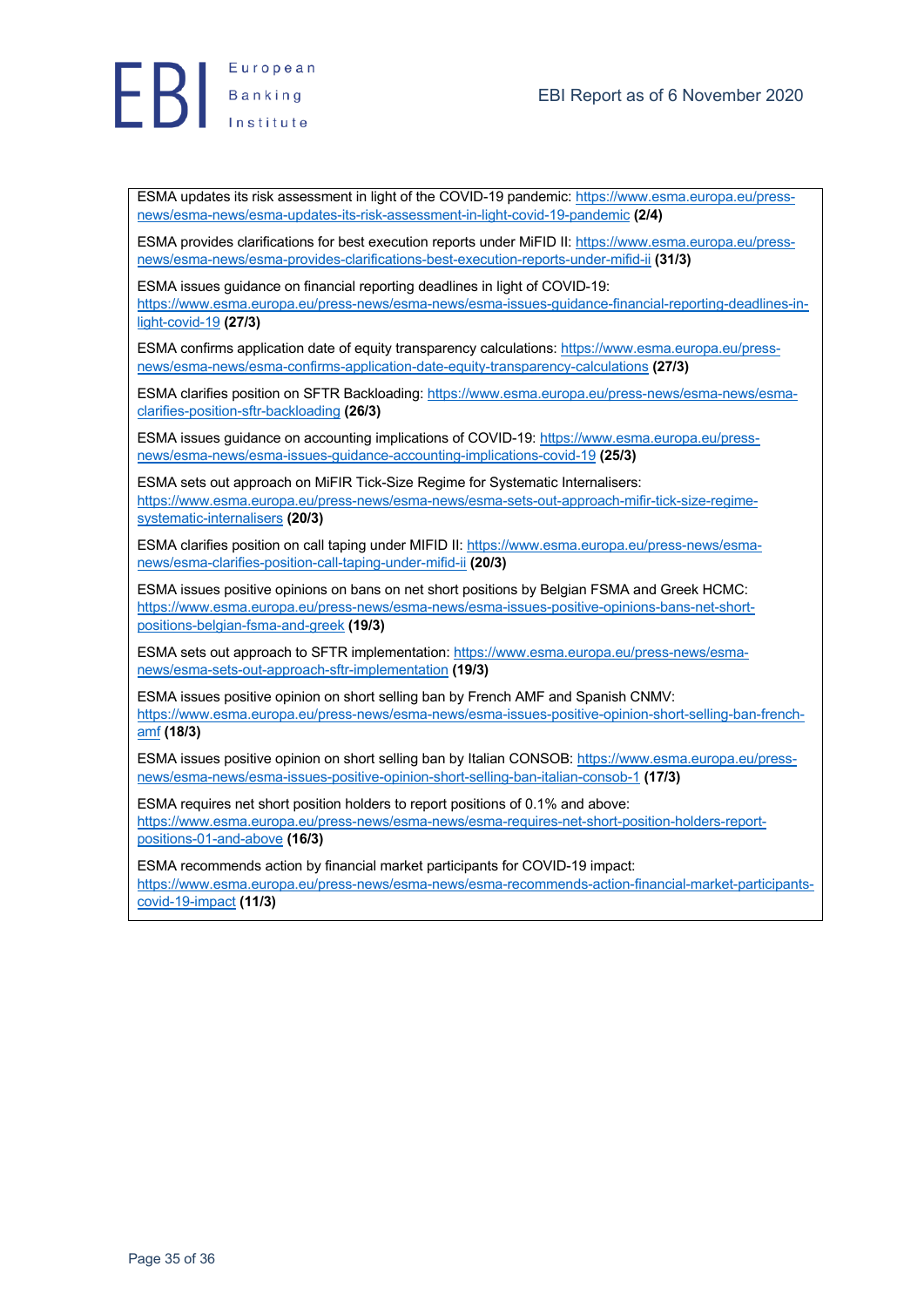ESMA updates its risk assessment in light of the COVID-19 pandemic: https://www.esma.europa.eu/press-news/esma-news/esma-updates-its-risk-assessment-in-light-covid-19-pandemic **(2/4)**

ESMA provides clarifications for best execution reports under MiFID II: https://www.esma.europa.eu/press-news/esma-news/esma-provides-clarifications-best-execution-reports-under-mifid-ii **(31/3)**

ESMA issues guidance on financial reporting deadlines in light of COVID-19: https://www.esma.europa.eu/press-news/esma-news/esma-issues-guidance-financial-reporting-deadlines-in-light-covid-19 **(27/3)**

ESMA confirms application date of equity transparency calculations: https://www.esma.europa.eu/press-news/esma-news/esma-confirms-application-date-equity-transparency-calculations **(27/3)**

ESMA clarifies position on SFTR Backloading: https://www.esma.europa.eu/press-news/esma-news/esma-clarifies-position-sftr-backloading **(26/3)**

ESMA issues guidance on accounting implications of COVID-19: https://www.esma.europa.eu/press-news/esma-news/esma-issues-guidance-accounting-implications-covid-19 **(25/3)**

ESMA sets out approach on MiFIR Tick-Size Regime for Systematic Internalisers: https://www.esma.europa.eu/press-news/esma-news/esma-sets-out-approach-mifir-tick-size-regime-systematic-internalisers **(20/3)**

ESMA clarifies position on call taping under MIFID II: https://www.esma.europa.eu/press-news/esma-news/esma-clarifies-position-call-taping-under-mifid-ii **(20/3)**

ESMA issues positive opinions on bans on net short positions by Belgian FSMA and Greek HCMC: https://www.esma.europa.eu/press-news/esma-news/esma-issues-positive-opinions-bans-net-short-positions-belgian-fsma-and-greek **(19/3)**

ESMA sets out approach to SFTR implementation: https://www.esma.europa.eu/press-news/esma-news/esma-sets-out-approach-sftr-implementation **(19/3)**

ESMA issues positive opinion on short selling ban by French AMF and Spanish CNMV: https://www.esma.europa.eu/press-news/esma-news/esma-issues-positive-opinion-short-selling-ban-french-amf **(18/3)**

ESMA issues positive opinion on short selling ban by Italian CONSOB: https://www.esma.europa.eu/press-news/esma-news/esma-issues-positive-opinion-short-selling-ban-italian-consob-1 **(17/3)**

ESMA requires net short position holders to report positions of 0.1% and above: https://www.esma.europa.eu/press-news/esma-news/esma-requires-net-short-position-holders-report-positions-01-and-above **(16/3)**

ESMA recommends action by financial market participants for COVID-19 impact: https://www.esma.europa.eu/press-news/esma-news/esma-recommends-action-financial-market-participants-covid-19-impact **(11/3)**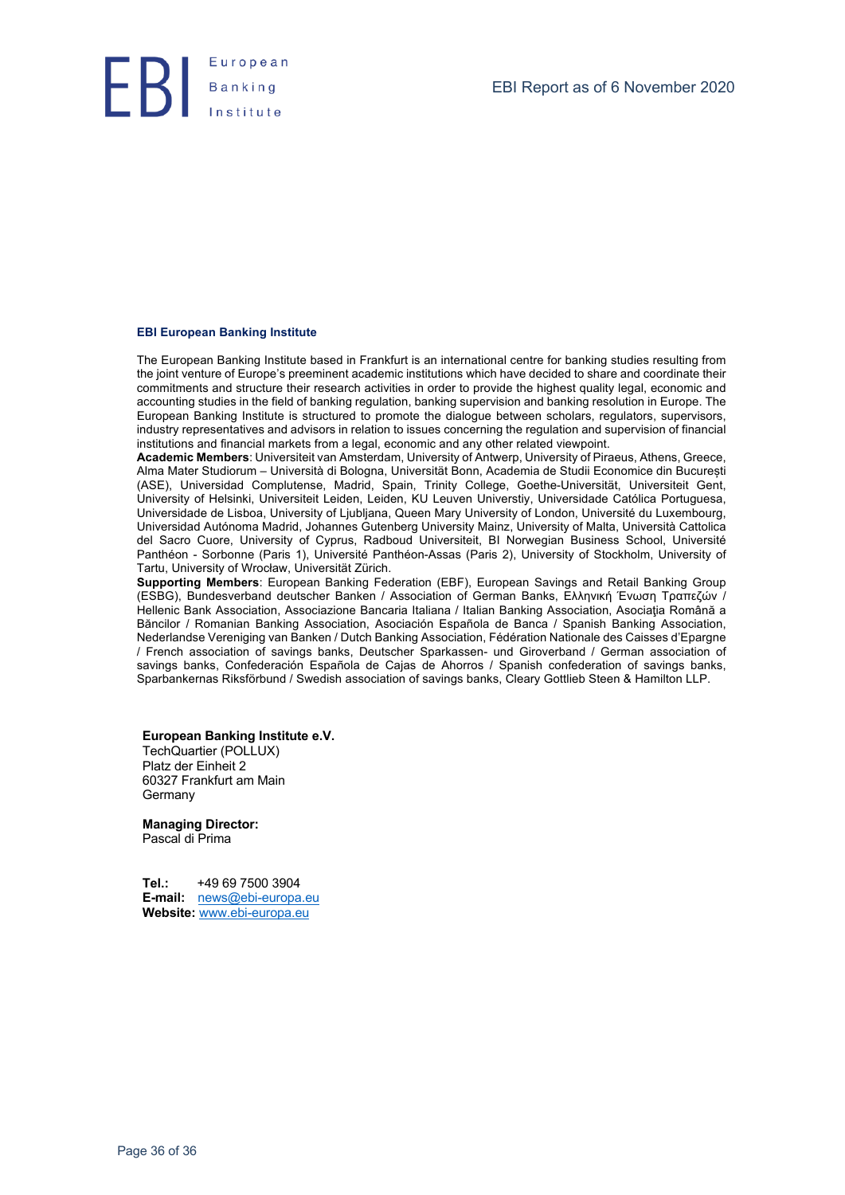**EBI European Banking Institute**

The European Banking Institute based in Frankfurt is an international centre for banking studies resulting from the joint venture of Europe's preeminent academic institutions which have decided to share and coordinate their commitments and structure their research activities in order to provide the highest quality legal, economic and accounting studies in the field of banking regulation, banking supervision and banking resolution in Europe. The European Banking Institute is structured to promote the dialogue between scholars, regulators, supervisors, industry representatives and advisors in relation to issues concerning the regulation and supervision of financial institutions and financial markets from a legal, economic and any other related viewpoint.
**Academic Members**: Universiteit van Amsterdam, University of Antwerp, University of Piraeus, Athens, Greece, Alma Mater Studiorum – Università di Bologna, Universität Bonn, Academia de Studii Economice din București (ASE), Universidad Complutense, Madrid, Spain, Trinity College, Goethe-Universität, Universiteit Gent, University of Helsinki, Universiteit Leiden, Leiden, KU Leuven Universtiy, Universidade Católica Portuguesa, Universidade de Lisboa, University of Ljubljana, Queen Mary University of London, Université du Luxembourg, Universidad Autónoma Madrid, Johannes Gutenberg University Mainz, University of Malta, Università Cattolica del Sacro Cuore, University of Cyprus, Radboud Universiteit, BI Norwegian Business School, Université Panthéon - Sorbonne (Paris 1), Université Panthéon-Assas (Paris 2), University of Stockholm, University of Tartu, University of Wrocław, Universität Zürich.
**Supporting Members**: European Banking Federation (EBF), European Savings and Retail Banking Group (ESBG), Bundesverband deutscher Banken / Association of German Banks, Ελληνική Ένωση Τραπεζών / Hellenic Bank Association, Associazione Bancaria Italiana / Italian Banking Association, Asociaţia Română a Băncilor / Romanian Banking Association, Asociación Española de Banca / Spanish Banking Association, Nederlandse Vereniging van Banken / Dutch Banking Association, Fédération Nationale des Caisses d'Epargne / French association of savings banks, Deutscher Sparkassen- und Giroverband / German association of savings banks, Confederación Española de Cajas de Ahorros / Spanish confederation of savings banks, Sparbankernas Riksförbund / Swedish association of savings banks, Cleary Gottlieb Steen & Hamilton LLP.

**European Banking Institute e.V.**
TechQuartier (POLLUX)
Platz der Einheit 2
60327 Frankfurt am Main
Germany

**Managing Director:**
Pascal di Prima

**Tel.:** +49 69 7500 3904
**E-mail:** news@ebi-europa.eu
**Website:** www.ebi-europa.eu